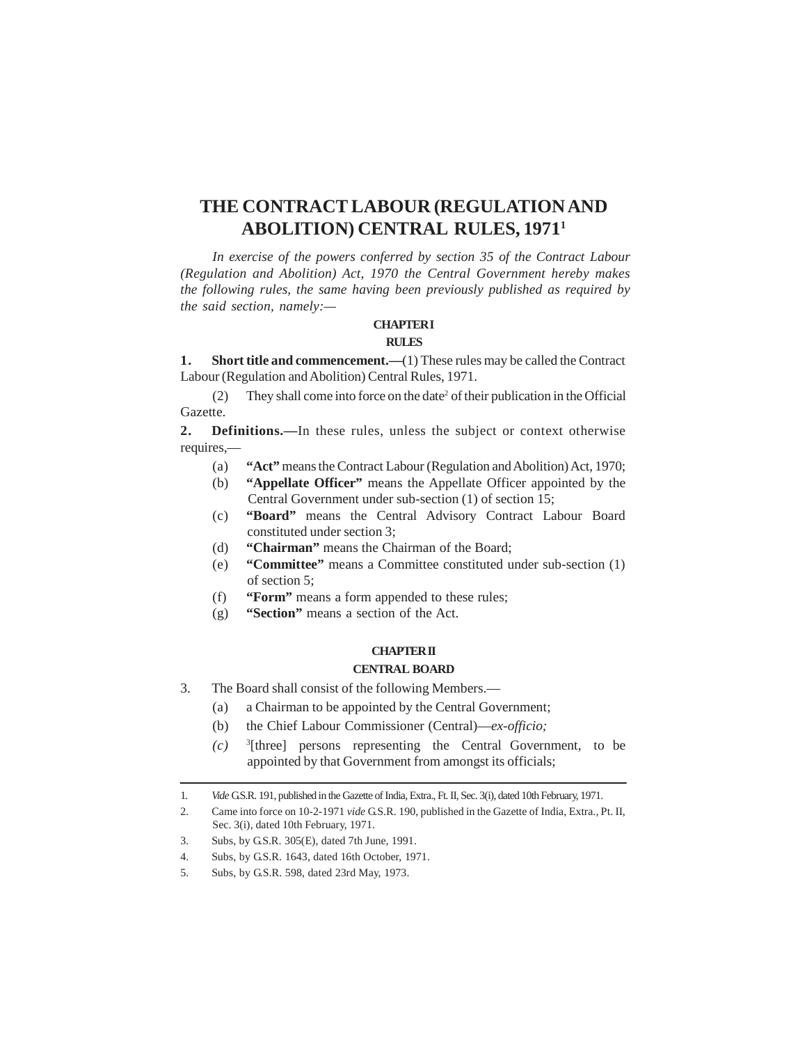# THE CONTRACT LABOUR (REGULATION AND ABOLITION) CENTRAL RULES, 1971[1]

*In exercise of the powers conferred by section 35 of the Contract Labour (Regulation and Abolition) Act, 1970 the Central Government hereby makes the following rules, the same having been previously published as required by the said section, namely:—*

## CHAPTER I

## RULES

**1. Short title and commencement.—**(1) These rules may be called the Contract Labour (Regulation and Abolition) Central Rules, 1971.

(2) They shall come into force on the date[2] of their publication in the Official Gazette.

**2. Definitions.—**In these rules, unless the subject or context otherwise requires,—

- (a) **"Act"** means the Contract Labour (Regulation and Abolition) Act, 1970;
- (b) **"Appellate Officer"** means the Appellate Officer appointed by the Central Government under sub-section (1) of section 15;
- (c) **"Board"** means the Central Advisory Contract Labour Board constituted under section 3;
- (d) **"Chairman"** means the Chairman of the Board;
- (e) **"Committee"** means a Committee constituted under sub-section (1) of section 5;
- (f) **"Form"** means a form appended to these rules;
- (g) **"Section"** means a section of the Act.

## CHAPTER II

## CENTRAL BOARD

3. The Board shall consist of the following Members.—

- (a) a Chairman to be appointed by the Central Government;
- (b) the Chief Labour Commissioner (Central)—*ex-officio;*
- *(c)* [3][three] persons representing the Central Government, to be appointed by that Government from amongst its officials;

---

1. *Vide* G.S.R. 191, published in the Gazette of India, Extra., Ft. II, Sec. 3(i), dated 10th February, 1971.
2. Came into force on 10-2-1971 *vide* G.S.R. 190, published in the Gazette of India, Extra., Pt. II, Sec. 3(i), dated 10th February, 1971.
3. Subs, by G.S.R. 305(E), dated 7th June, 1991.
4. Subs, by G.S.R. 1643, dated 16th October, 1971.
5. Subs, by G.S.R. 598, dated 23rd May, 1973.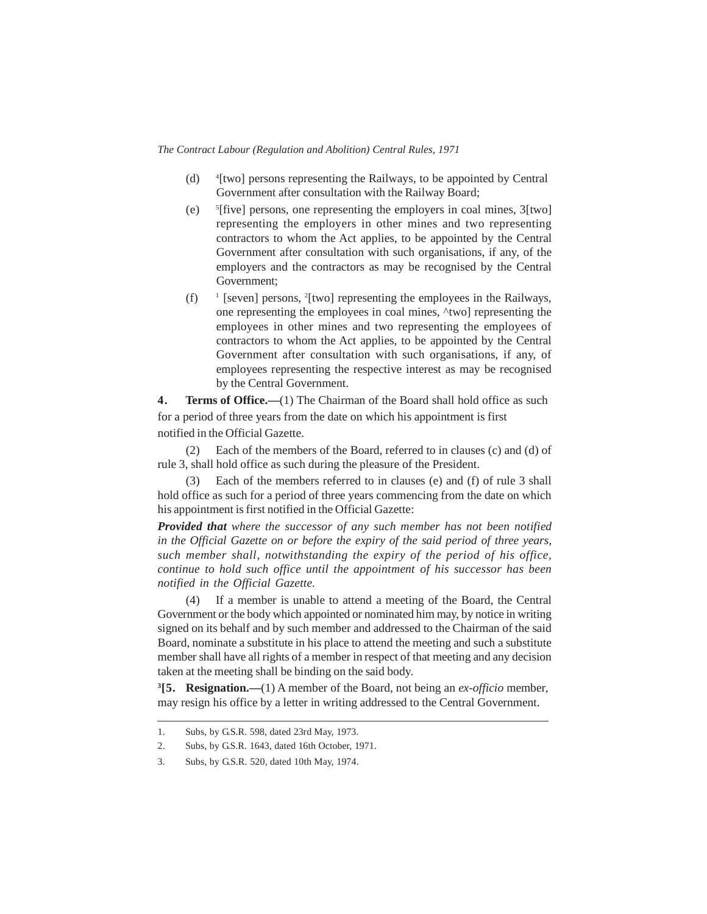(d) [4][two] persons representing the Railways, to be appointed by Central Government after consultation with the Railway Board;

(e) [5][five] persons, one representing the employers in coal mines, 3[two] representing the employers in other mines and two representing contractors to whom the Act applies, to be appointed by the Central Government after consultation with such organisations, if any, of the employers and the contractors as may be recognised by the Central Government;

(f) [1] [seven] persons, [2][two] representing the employees in the Railways, one representing the employees in coal mines, ^two] representing the employees in other mines and two representing the employees of contractors to whom the Act applies, to be appointed by the Central Government after consultation with such organisations, if any, of employees representing the respective interest as may be recognised by the Central Government.

**4. Terms of Office.—**(1) The Chairman of the Board shall hold office as such for a period of three years from the date on which his appointment is first notified in the Official Gazette.

(2) Each of the members of the Board, referred to in clauses (c) and (d) of rule 3, shall hold office as such during the pleasure of the President.

(3) Each of the members referred to in clauses (e) and (f) of rule 3 shall hold office as such for a period of three years commencing from the date on which his appointment is first notified in the Official Gazette:

***Provided that*** *where the successor of any such member has not been notified in the Official Gazette on or before the expiry of the said period of three years, such member shall, notwithstanding the expiry of the period of his office, continue to hold such office until the appointment of his successor has been notified in the Official Gazette.*

(4) If a member is unable to attend a meeting of the Board, the Central Government or the body which appointed or nominated him may, by notice in writing signed on its behalf and by such member and addressed to the Chairman of the said Board, nominate a substitute in his place to attend the meeting and such a substitute member shall have all rights of a member in respect of that meeting and any decision taken at the meeting shall be binding on the said body.

**[3][5. Resignation.—**(1) A member of the Board, not being an *ex-officio* member, may resign his office by a letter in writing addressed to the Central Government.

---

1. Subs, by G.S.R. 598, dated 23rd May, 1973.
2. Subs, by G.S.R. 1643, dated 16th October, 1971.
3. Subs, by G.S.R. 520, dated 10th May, 1974.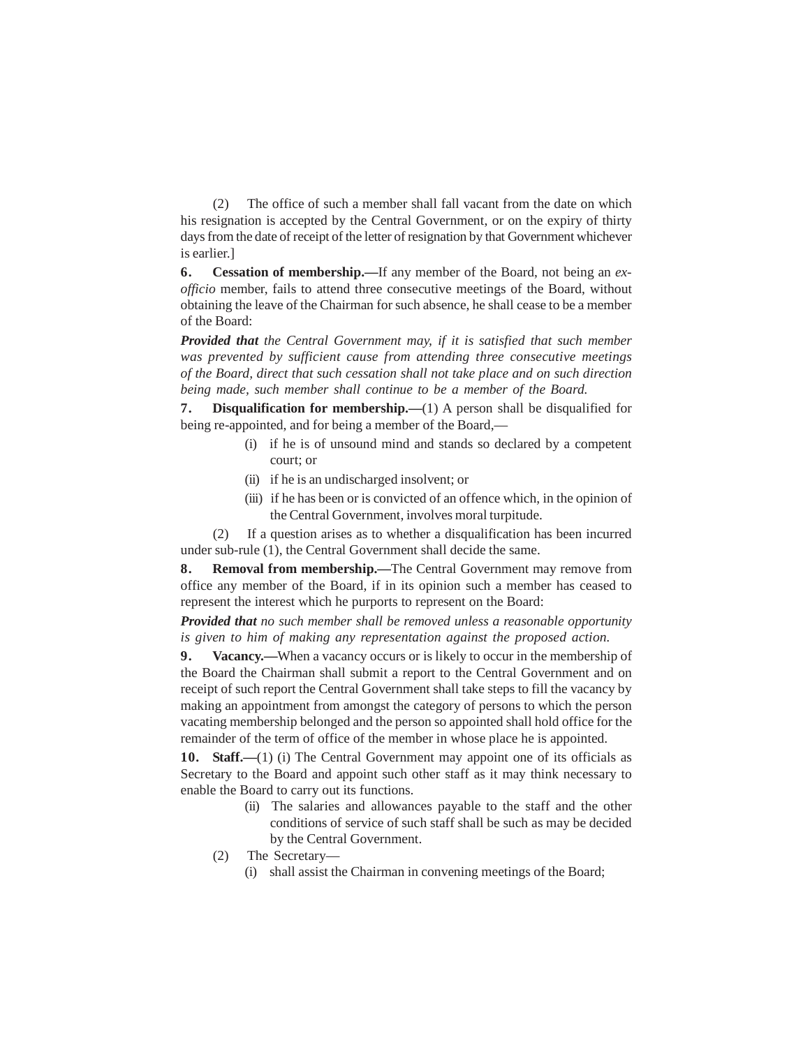(2) The office of such a member shall fall vacant from the date on which his resignation is accepted by the Central Government, or on the expiry of thirty days from the date of receipt of the letter of resignation by that Government whichever is earlier.]

**6. Cessation of membership.—**If any member of the Board, not being an *ex-officio* member, fails to attend three consecutive meetings of the Board, without obtaining the leave of the Chairman for such absence, he shall cease to be a member of the Board:

***Provided that*** *the Central Government may, if it is satisfied that such member was prevented by sufficient cause from attending three consecutive meetings of the Board, direct that such cessation shall not take place and on such direction being made, such member shall continue to be a member of the Board.*

**7. Disqualification for membership.—**(1) A person shall be disqualified for being re-appointed, and for being a member of the Board,—

- (i) if he is of unsound mind and stands so declared by a competent court; or
- (ii) if he is an undischarged insolvent; or
- (iii) if he has been or is convicted of an offence which, in the opinion of the Central Government, involves moral turpitude.

(2) If a question arises as to whether a disqualification has been incurred under sub-rule (1), the Central Government shall decide the same.

**8. Removal from membership.—**The Central Government may remove from office any member of the Board, if in its opinion such a member has ceased to represent the interest which he purports to represent on the Board:

***Provided that*** *no such member shall be removed unless a reasonable opportunity is given to him of making any representation against the proposed action.*

**9. Vacancy.—**When a vacancy occurs or is likely to occur in the membership of the Board the Chairman shall submit a report to the Central Government and on receipt of such report the Central Government shall take steps to fill the vacancy by making an appointment from amongst the category of persons to which the person vacating membership belonged and the person so appointed shall hold office for the remainder of the term of office of the member in whose place he is appointed.

**10. Staff.—**(1) (i) The Central Government may appoint one of its officials as Secretary to the Board and appoint such other staff as it may think necessary to enable the Board to carry out its functions.

- (ii) The salaries and allowances payable to the staff and the other conditions of service of such staff shall be such as may be decided by the Central Government.

(2) The Secretary—

- (i) shall assist the Chairman in convening meetings of the Board;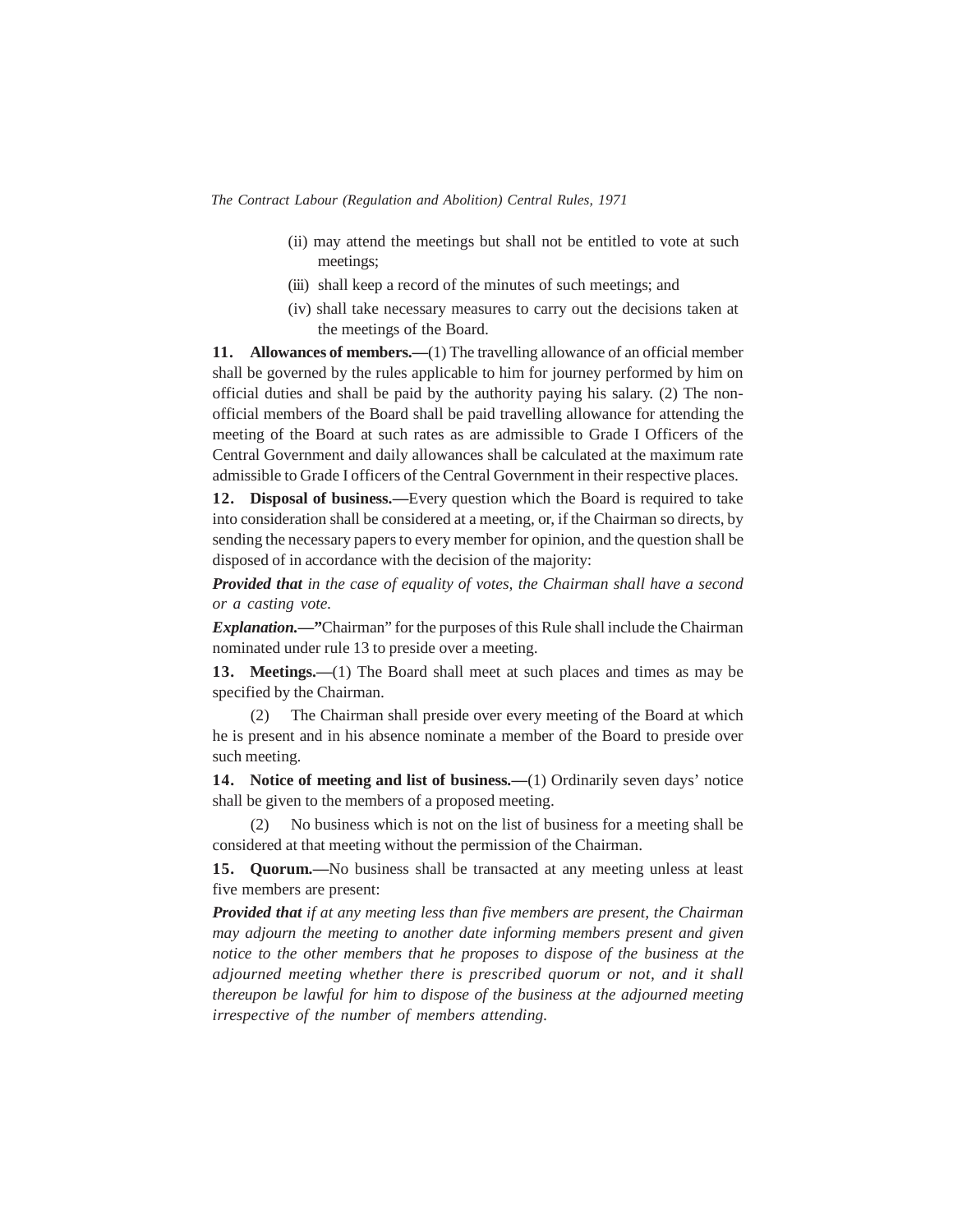(ii) may attend the meetings but shall not be entitled to vote at such meetings;

(iii) shall keep a record of the minutes of such meetings; and

(iv) shall take necessary measures to carry out the decisions taken at the meetings of the Board.

**11. Allowances of members.—**(1) The travelling allowance of an official member shall be governed by the rules applicable to him for journey performed by him on official duties and shall be paid by the authority paying his salary. (2) The non-official members of the Board shall be paid travelling allowance for attending the meeting of the Board at such rates as are admissible to Grade I Officers of the Central Government and daily allowances shall be calculated at the maximum rate admissible to Grade I officers of the Central Government in their respective places.

**12. Disposal of business.—**Every question which the Board is required to take into consideration shall be considered at a meeting, or, if the Chairman so directs, by sending the necessary papers to every member for opinion, and the question shall be disposed of in accordance with the decision of the majority:

***Provided that*** *in the case of equality of votes, the Chairman shall have a second or a casting vote.*

***Explanation.—***"Chairman" for the purposes of this Rule shall include the Chairman nominated under rule 13 to preside over a meeting.

**13. Meetings.—**(1) The Board shall meet at such places and times as may be specified by the Chairman.

(2) The Chairman shall preside over every meeting of the Board at which he is present and in his absence nominate a member of the Board to preside over such meeting.

**14. Notice of meeting and list of business.—**(1) Ordinarily seven days' notice shall be given to the members of a proposed meeting.

(2) No business which is not on the list of business for a meeting shall be considered at that meeting without the permission of the Chairman.

**15. Quorum.—**No business shall be transacted at any meeting unless at least five members are present:

***Provided that*** *if at any meeting less than five members are present, the Chairman may adjourn the meeting to another date informing members present and given notice to the other members that he proposes to dispose of the business at the adjourned meeting whether there is prescribed quorum or not, and it shall thereupon be lawful for him to dispose of the business at the adjourned meeting irrespective of the number of members attending.*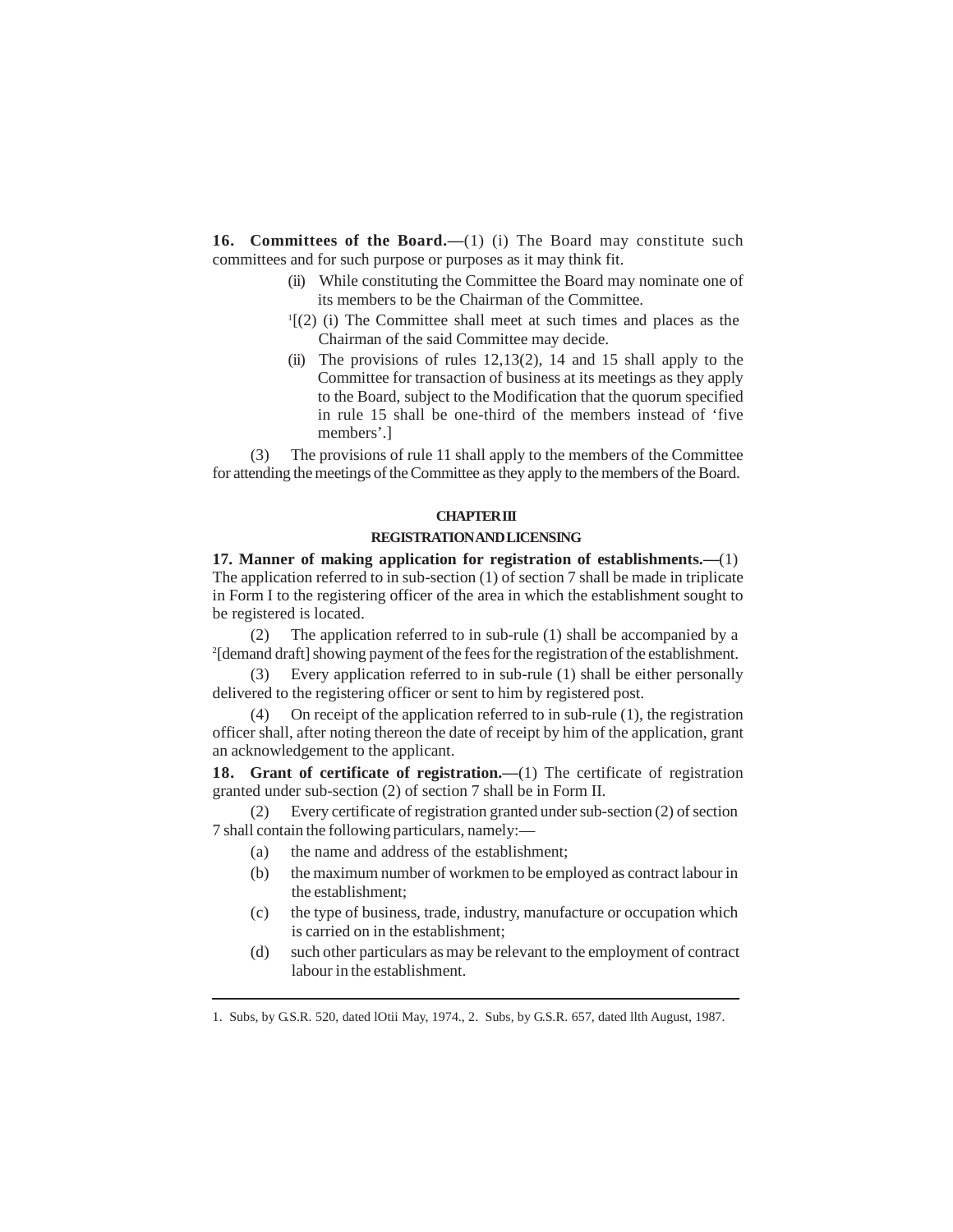**16. Committees of the Board.—**(1) (i) The Board may constitute such committees and for such purpose or purposes as it may think fit.

(ii) While constituting the Committee the Board may nominate one of its members to be the Chairman of the Committee.

[1][(2) (i) The Committee shall meet at such times and places as the Chairman of the said Committee may decide.

(ii) The provisions of rules 12,13(2), 14 and 15 shall apply to the Committee for transaction of business at its meetings as they apply to the Board, subject to the Modification that the quorum specified in rule 15 shall be one-third of the members instead of 'five members'.]

(3) The provisions of rule 11 shall apply to the members of the Committee for attending the meetings of the Committee as they apply to the members of the Board.

## CHAPTER III

## REGISTRATION AND LICENSING

**17. Manner of making application for registration of establishments.—**(1) The application referred to in sub-section (1) of section 7 shall be made in triplicate in Form I to the registering officer of the area in which the establishment sought to be registered is located.

(2) The application referred to in sub-rule (1) shall be accompanied by a [2][demand draft] showing payment of the fees for the registration of the establishment.

(3) Every application referred to in sub-rule (1) shall be either personally delivered to the registering officer or sent to him by registered post.

(4) On receipt of the application referred to in sub-rule (1), the registration officer shall, after noting thereon the date of receipt by him of the application, grant an acknowledgement to the applicant.

**18. Grant of certificate of registration.—**(1) The certificate of registration granted under sub-section (2) of section 7 shall be in Form II.

(2) Every certificate of registration granted under sub-section (2) of section 7 shall contain the following particulars, namely:—

(a) the name and address of the establishment;

(b) the maximum number of workmen to be employed as contract labour in the establishment;

(c) the type of business, trade, industry, manufacture or occupation which is carried on in the establishment;

(d) such other particulars as may be relevant to the employment of contract labour in the establishment.

---

1. Subs, by G.S.R. 520, dated lOtii May, 1974., 2. Subs, by G.S.R. 657, dated llth August, 1987.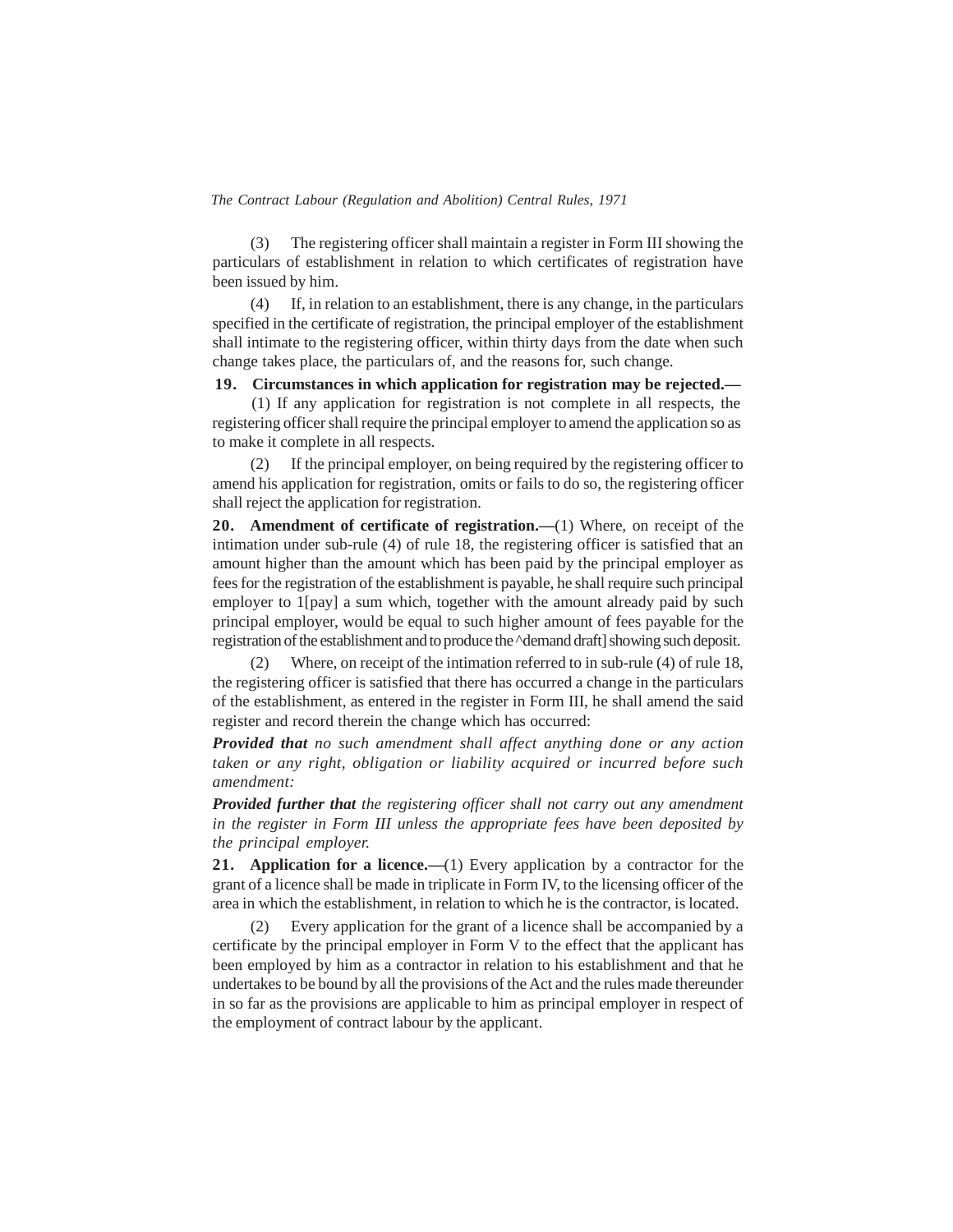(3) The registering officer shall maintain a register in Form III showing the particulars of establishment in relation to which certificates of registration have been issued by him.

(4) If, in relation to an establishment, there is any change, in the particulars specified in the certificate of registration, the principal employer of the establishment shall intimate to the registering officer, within thirty days from the date when such change takes place, the particulars of, and the reasons for, such change.

**19. Circumstances in which application for registration may be rejected.—**

(1) If any application for registration is not complete in all respects, the registering officer shall require the principal employer to amend the application so as to make it complete in all respects.

(2) If the principal employer, on being required by the registering officer to amend his application for registration, omits or fails to do so, the registering officer shall reject the application for registration.

**20. Amendment of certificate of registration.—**(1) Where, on receipt of the intimation under sub-rule (4) of rule 18, the registering officer is satisfied that an amount higher than the amount which has been paid by the principal employer as fees for the registration of the establishment is payable, he shall require such principal employer to 1[pay] a sum which, together with the amount already paid by such principal employer, would be equal to such higher amount of fees payable for the registration of the establishment and to produce the ^demand draft] showing such deposit.

(2) Where, on receipt of the intimation referred to in sub-rule (4) of rule 18, the registering officer is satisfied that there has occurred a change in the particulars of the establishment, as entered in the register in Form III, he shall amend the said register and record therein the change which has occurred:

***Provided that*** *no such amendment shall affect anything done or any action taken or any right, obligation or liability acquired or incurred before such amendment:*

***Provided further that*** *the registering officer shall not carry out any amendment in the register in Form III unless the appropriate fees have been deposited by the principal employer.*

**21. Application for a licence.—**(1) Every application by a contractor for the grant of a licence shall be made in triplicate in Form IV, to the licensing officer of the area in which the establishment, in relation to which he is the contractor, is located.

(2) Every application for the grant of a licence shall be accompanied by a certificate by the principal employer in Form V to the effect that the applicant has been employed by him as a contractor in relation to his establishment and that he undertakes to be bound by all the provisions of the Act and the rules made thereunder in so far as the provisions are applicable to him as principal employer in respect of the employment of contract labour by the applicant.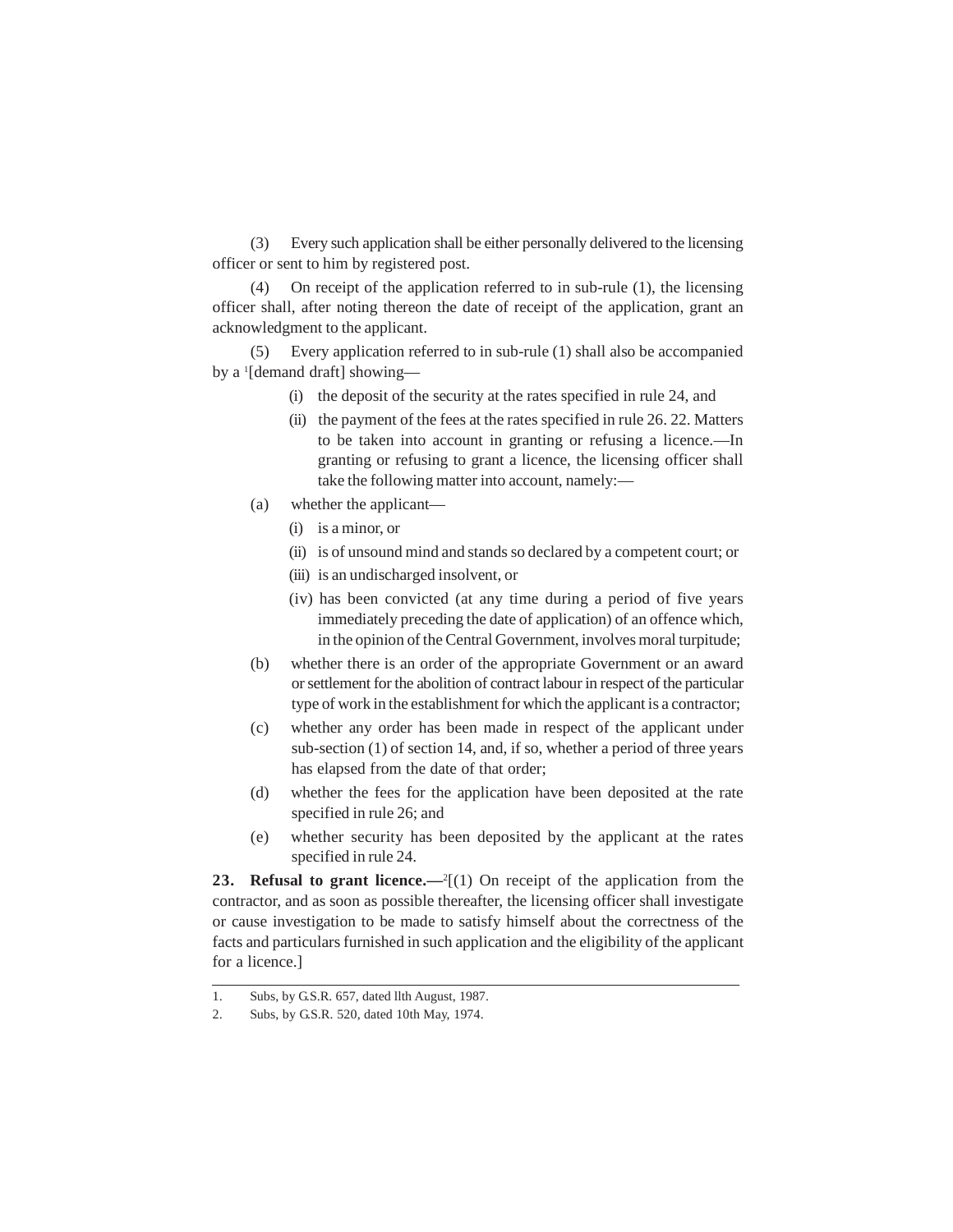(3) Every such application shall be either personally delivered to the licensing officer or sent to him by registered post.

(4) On receipt of the application referred to in sub-rule (1), the licensing officer shall, after noting thereon the date of receipt of the application, grant an acknowledgment to the applicant.

(5) Every application referred to in sub-rule (1) shall also be accompanied by a [1][demand draft] showing—

- (i) the deposit of the security at the rates specified in rule 24, and
- (ii) the payment of the fees at the rates specified in rule 26. 22. Matters to be taken into account in granting or refusing a licence.—In granting or refusing to grant a licence, the licensing officer shall take the following matter into account, namely:—

(a) whether the applicant—

- (i) is a minor, or
- (ii) is of unsound mind and stands so declared by a competent court; or
- (iii) is an undischarged insolvent, or
- (iv) has been convicted (at any time during a period of five years immediately preceding the date of application) of an offence which, in the opinion of the Central Government, involves moral turpitude;

(b) whether there is an order of the appropriate Government or an award or settlement for the abolition of contract labour in respect of the particular type of work in the establishment for which the applicant is a contractor;

(c) whether any order has been made in respect of the applicant under sub-section (1) of section 14, and, if so, whether a period of three years has elapsed from the date of that order;

(d) whether the fees for the application have been deposited at the rate specified in rule 26; and

(e) whether security has been deposited by the applicant at the rates specified in rule 24.

**23. Refusal to grant licence.—**[2][(1) On receipt of the application from the contractor, and as soon as possible thereafter, the licensing officer shall investigate or cause investigation to be made to satisfy himself about the correctness of the facts and particulars furnished in such application and the eligibility of the applicant for a licence.]

---

1. Subs, by G.S.R. 657, dated llth August, 1987.
2. Subs, by G.S.R. 520, dated 10th May, 1974.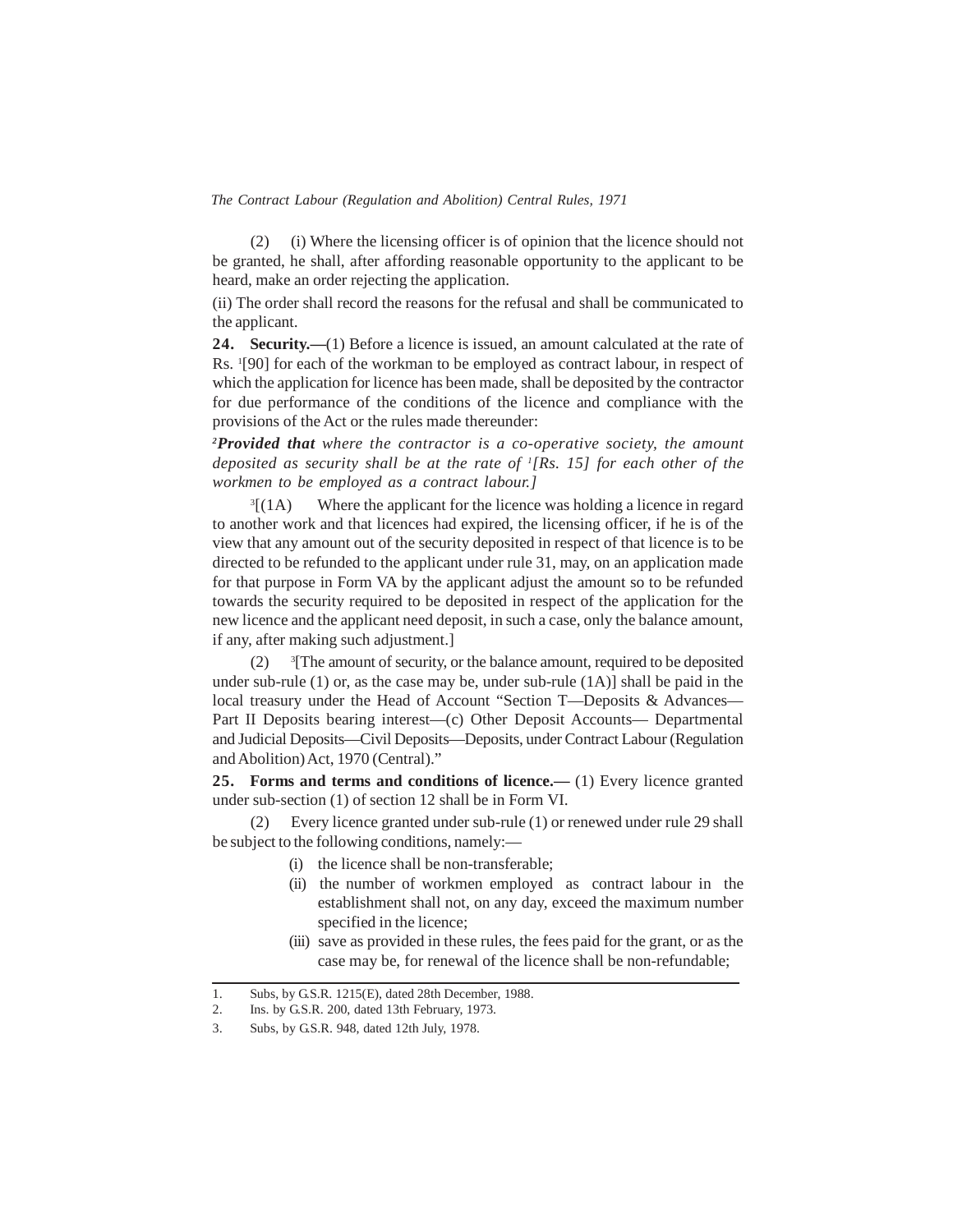(2) (i) Where the licensing officer is of opinion that the licence should not be granted, he shall, after affording reasonable opportunity to the applicant to be heard, make an order rejecting the application.

(ii) The order shall record the reasons for the refusal and shall be communicated to the applicant.

**24. Security.—**(1) Before a licence is issued, an amount calculated at the rate of Rs. [1][90] for each of the workman to be employed as contract labour, in respect of which the application for licence has been made, shall be deposited by the contractor for due performance of the conditions of the licence and compliance with the provisions of the Act or the rules made thereunder:

[2]***Provided that*** *where the contractor is a co-operative society, the amount deposited as security shall be at the rate of [1][Rs. 15] for each other of the workmen to be employed as a contract labour.]*

[3][(1A) Where the applicant for the licence was holding a licence in regard to another work and that licences had expired, the licensing officer, if he is of the view that any amount out of the security deposited in respect of that licence is to be directed to be refunded to the applicant under rule 31, may, on an application made for that purpose in Form VA by the applicant adjust the amount so to be refunded towards the security required to be deposited in respect of the application for the new licence and the applicant need deposit, in such a case, only the balance amount, if any, after making such adjustment.]

(2) [3][The amount of security, or the balance amount, required to be deposited under sub-rule (1) or, as the case may be, under sub-rule (1A)] shall be paid in the local treasury under the Head of Account "Section T—Deposits & Advances—Part II Deposits bearing interest—(c) Other Deposit Accounts— Departmental and Judicial Deposits—Civil Deposits—Deposits, under Contract Labour (Regulation and Abolition) Act, 1970 (Central)."

**25. Forms and terms and conditions of licence.—** (1) Every licence granted under sub-section (1) of section 12 shall be in Form VI.

(2) Every licence granted under sub-rule (1) or renewed under rule 29 shall be subject to the following conditions, namely:—

(i) the licence shall be non-transferable;

(ii) the number of workmen employed as contract labour in the establishment shall not, on any day, exceed the maximum number specified in the licence;

(iii) save as provided in these rules, the fees paid for the grant, or as the case may be, for renewal of the licence shall be non-refundable;

---

1. Subs, by G.S.R. 1215(E), dated 28th December, 1988.
2. Ins. by G.S.R. 200, dated 13th February, 1973.
3. Subs, by G.S.R. 948, dated 12th July, 1978.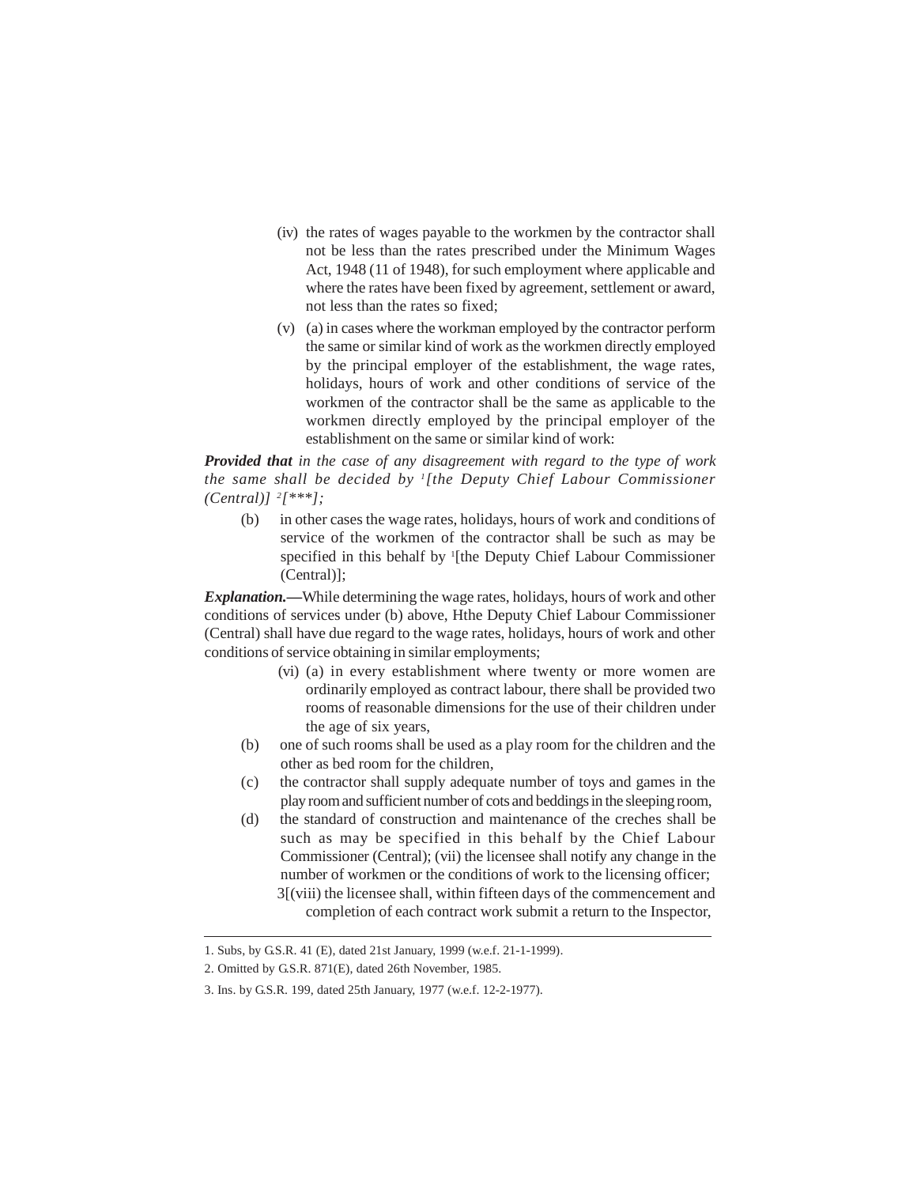(iv) the rates of wages payable to the workmen by the contractor shall not be less than the rates prescribed under the Minimum Wages Act, 1948 (11 of 1948), for such employment where applicable and where the rates have been fixed by agreement, settlement or award, not less than the rates so fixed;

(v) (a) in cases where the workman employed by the contractor perform the same or similar kind of work as the workmen directly employed by the principal employer of the establishment, the wage rates, holidays, hours of work and other conditions of service of the workmen of the contractor shall be the same as applicable to the workmen directly employed by the principal employer of the establishment on the same or similar kind of work:

***Provided that*** *in the case of any disagreement with regard to the type of work the same shall be decided by* [1]*[the Deputy Chief Labour Commissioner (Central)]* [2]*[***];*

(b) in other cases the wage rates, holidays, hours of work and conditions of service of the workmen of the contractor shall be such as may be specified in this behalf by [1][the Deputy Chief Labour Commissioner (Central)];

***Explanation.***—While determining the wage rates, holidays, hours of work and other conditions of services under (b) above, Hthe Deputy Chief Labour Commissioner (Central) shall have due regard to the wage rates, holidays, hours of work and other conditions of service obtaining in similar employments;

(vi) (a) in every establishment where twenty or more women are ordinarily employed as contract labour, there shall be provided two rooms of reasonable dimensions for the use of their children under the age of six years,

(b) one of such rooms shall be used as a play room for the children and the other as bed room for the children,

(c) the contractor shall supply adequate number of toys and games in the play room and sufficient number of cots and beddings in the sleeping room,

(d) the standard of construction and maintenance of the creches shall be such as may be specified in this behalf by the Chief Labour Commissioner (Central); (vii) the licensee shall notify any change in the number of workmen or the conditions of work to the licensing officer;

3[(viii) the licensee shall, within fifteen days of the commencement and completion of each contract work submit a return to the Inspector,

---

1. Subs, by G.S.R. 41 (E), dated 21st January, 1999 (w.e.f. 21-1-1999).
2. Omitted by G.S.R. 871(E), dated 26th November, 1985.
3. Ins. by G.S.R. 199, dated 25th January, 1977 (w.e.f. 12-2-1977).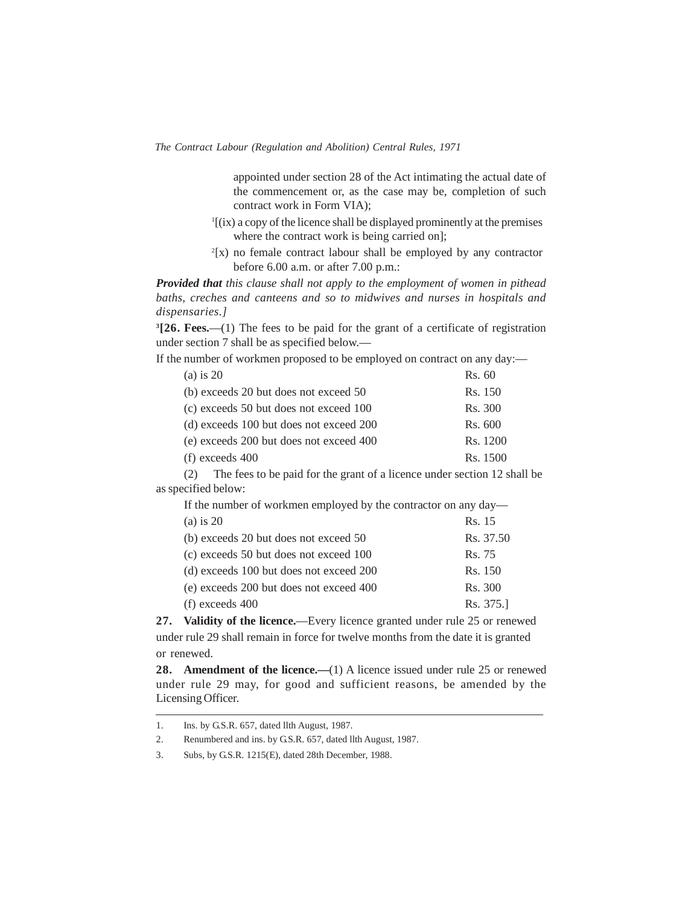appointed under section 28 of the Act intimating the actual date of the commencement or, as the case may be, completion of such contract work in Form VIA);

[1][(ix) a copy of the licence shall be displayed prominently at the premises where the contract work is being carried on];

[2][x) no female contract labour shall be employed by any contractor before 6.00 a.m. or after 7.00 p.m.:

***Provided that*** *this clause shall not apply to the employment of women in pithead baths, creches and canteens and so to midwives and nurses in hospitals and dispensaries.]*

[3]**[26. Fees.**—(1) The fees to be paid for the grant of a certificate of registration under section 7 shall be as specified below.—

If the number of workmen proposed to be employed on contract on any day:—

| | |
|---|---|
| (a) is 20 | Rs. 60 |
| (b) exceeds 20 but does not exceed 50 | Rs. 150 |
| (c) exceeds 50 but does not exceed 100 | Rs. 300 |
| (d) exceeds 100 but does not exceed 200 | Rs. 600 |
| (e) exceeds 200 but does not exceed 400 | Rs. 1200 |
| (f) exceeds 400 | Rs. 1500 |

(2) The fees to be paid for the grant of a licence under section 12 shall be as specified below:

If the number of workmen employed by the contractor on any day—

| | |
|---|---|
| (a) is 20 | Rs. 15 |
| (b) exceeds 20 but does not exceed 50 | Rs. 37.50 |
| (c) exceeds 50 but does not exceed 100 | Rs. 75 |
| (d) exceeds 100 but does not exceed 200 | Rs. 150 |
| (e) exceeds 200 but does not exceed 400 | Rs. 300 |
| (f) exceeds 400 | Rs. 375.] |

**27. Validity of the licence.**—Every licence granted under rule 25 or renewed under rule 29 shall remain in force for twelve months from the date it is granted or renewed.

**28. Amendment of the licence.—**(1) A licence issued under rule 25 or renewed under rule 29 may, for good and sufficient reasons, be amended by the Licensing Officer.

---

1. Ins. by G.S.R. 657, dated llth August, 1987.
2. Renumbered and ins. by G.S.R. 657, dated llth August, 1987.
3. Subs, by G.S.R. 1215(E), dated 28th December, 1988.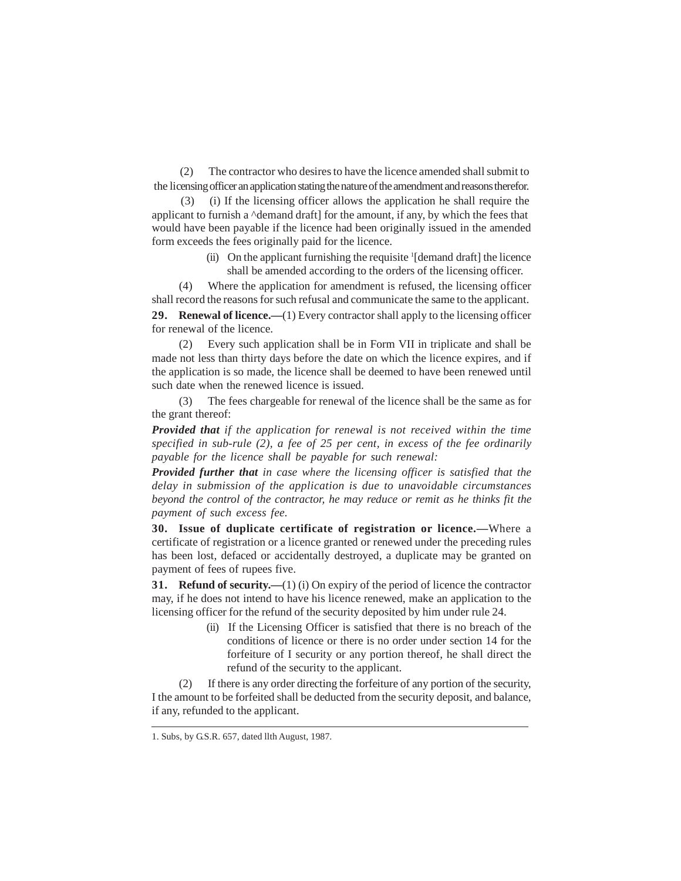(2) The contractor who desires to have the licence amended shall submit to the licensing officer an application stating the nature of the amendment and reasons therefor.

(3) (i) If the licensing officer allows the application he shall require the applicant to furnish a ^demand draft] for the amount, if any, by which the fees that would have been payable if the licence had been originally issued in the amended form exceeds the fees originally paid for the licence.

(ii) On the applicant furnishing the requisite [1][demand draft] the licence shall be amended according to the orders of the licensing officer.

(4) Where the application for amendment is refused, the licensing officer shall record the reasons for such refusal and communicate the same to the applicant.

**29. Renewal of licence.—**(1) Every contractor shall apply to the licensing officer for renewal of the licence.

(2) Every such application shall be in Form VII in triplicate and shall be made not less than thirty days before the date on which the licence expires, and if the application is so made, the licence shall be deemed to have been renewed until such date when the renewed licence is issued.

(3) The fees chargeable for renewal of the licence shall be the same as for the grant thereof:

***Provided that*** *if the application for renewal is not received within the time specified in sub-rule (2), a fee of 25 per cent, in excess of the fee ordinarily payable for the licence shall be payable for such renewal:*

***Provided further that*** *in case where the licensing officer is satisfied that the delay in submission of the application is due to unavoidable circumstances beyond the control of the contractor, he may reduce or remit as he thinks fit the payment of such excess fee.*

**30. Issue of duplicate certificate of registration or licence.—**Where a certificate of registration or a licence granted or renewed under the preceding rules has been lost, defaced or accidentally destroyed, a duplicate may be granted on payment of fees of rupees five.

**31. Refund of security.—**(1) (i) On expiry of the period of licence the contractor may, if he does not intend to have his licence renewed, make an application to the licensing officer for the refund of the security deposited by him under rule 24.

(ii) If the Licensing Officer is satisfied that there is no breach of the conditions of licence or there is no order under section 14 for the forfeiture of I security or any portion thereof, he shall direct the refund of the security to the applicant.

(2) If there is any order directing the forfeiture of any portion of the security, I the amount to be forfeited shall be deducted from the security deposit, and balance, if any, refunded to the applicant.

---

1. Subs, by G.S.R. 657, dated llth August, 1987.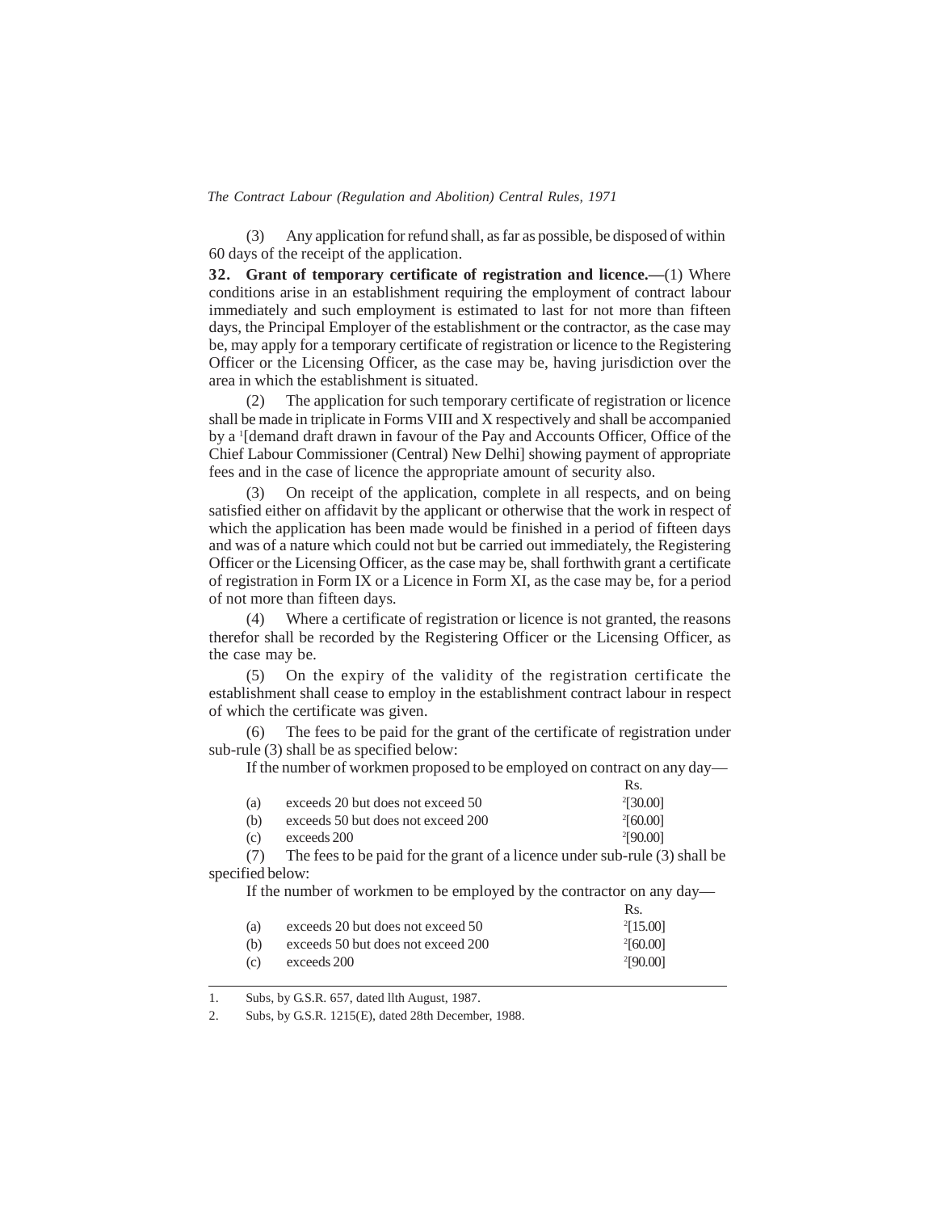(3) Any application for refund shall, as far as possible, be disposed of within 60 days of the receipt of the application.

**32. Grant of temporary certificate of registration and licence.—**(1) Where conditions arise in an establishment requiring the employment of contract labour immediately and such employment is estimated to last for not more than fifteen days, the Principal Employer of the establishment or the contractor, as the case may be, may apply for a temporary certificate of registration or licence to the Registering Officer or the Licensing Officer, as the case may be, having jurisdiction over the area in which the establishment is situated.

(2) The application for such temporary certificate of registration or licence shall be made in triplicate in Forms VIII and X respectively and shall be accompanied by a [1][demand draft drawn in favour of the Pay and Accounts Officer, Office of the Chief Labour Commissioner (Central) New Delhi] showing payment of appropriate fees and in the case of licence the appropriate amount of security also.

(3) On receipt of the application, complete in all respects, and on being satisfied either on affidavit by the applicant or otherwise that the work in respect of which the application has been made would be finished in a period of fifteen days and was of a nature which could not but be carried out immediately, the Registering Officer or the Licensing Officer, as the case may be, shall forthwith grant a certificate of registration in Form IX or a Licence in Form XI, as the case may be, for a period of not more than fifteen days.

(4) Where a certificate of registration or licence is not granted, the reasons therefor shall be recorded by the Registering Officer or the Licensing Officer, as the case may be.

(5) On the expiry of the validity of the registration certificate the establishment shall cease to employ in the establishment contract labour in respect of which the certificate was given.

(6) The fees to be paid for the grant of the certificate of registration under sub-rule (3) shall be as specified below:

If the number of workmen proposed to be employed on contract on any day—

| | | Rs. |
|---|---|---|
| (a) | exceeds 20 but does not exceed 50 | [2][30.00] |
| (b) | exceeds 50 but does not exceed 200 | [2][60.00] |
| (c) | exceeds 200 | [2][90.00] |

(7) The fees to be paid for the grant of a licence under sub-rule (3) shall be specified below:

If the number of workmen to be employed by the contractor on any day—

| | | Rs. |
|---|---|---|
| (a) | exceeds 20 but does not exceed 50 | [2][15.00] |
| (b) | exceeds 50 but does not exceed 200 | [2][60.00] |
| (c) | exceeds 200 | [2][90.00] |

---

1. Subs, by G.S.R. 657, dated llth August, 1987.
2. Subs, by G.S.R. 1215(E), dated 28th December, 1988.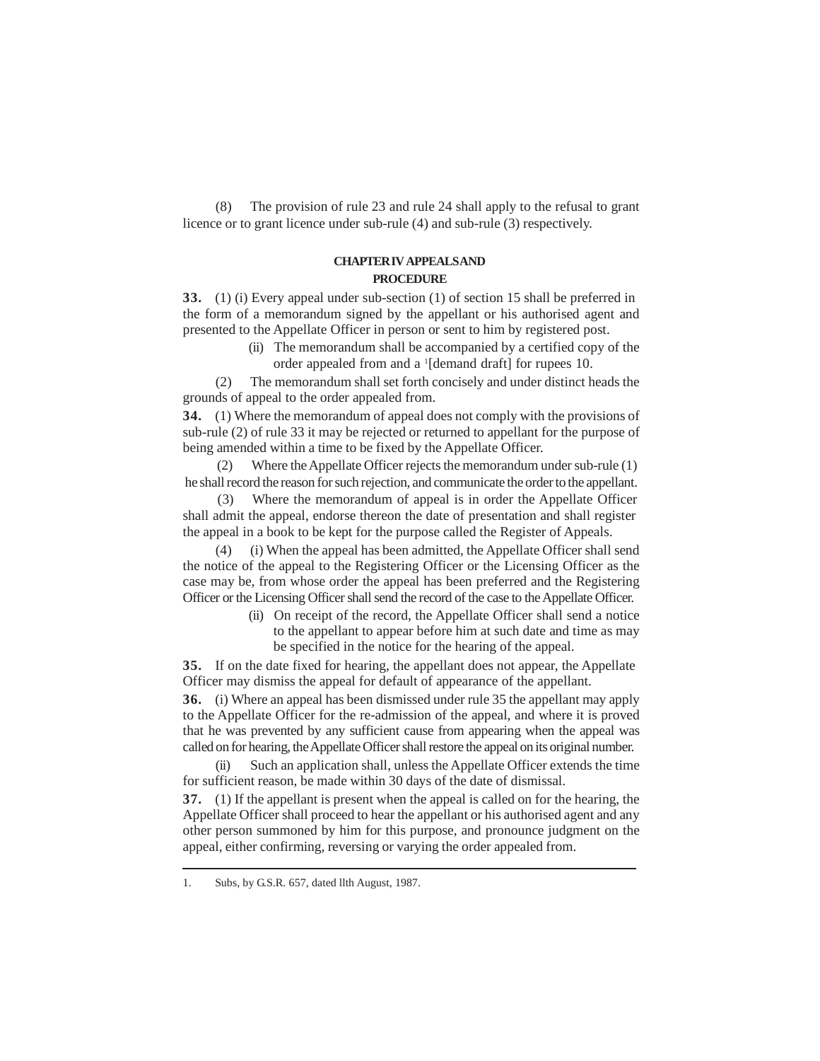(8) The provision of rule 23 and rule 24 shall apply to the refusal to grant licence or to grant licence under sub-rule (4) and sub-rule (3) respectively.

## CHAPTER IV APPEALS AND PROCEDURE

**33.** (1) (i) Every appeal under sub-section (1) of section 15 shall be preferred in the form of a memorandum signed by the appellant or his authorised agent and presented to the Appellate Officer in person or sent to him by registered post.

(ii) The memorandum shall be accompanied by a certified copy of the order appealed from and a [1][demand draft] for rupees 10.

(2) The memorandum shall set forth concisely and under distinct heads the grounds of appeal to the order appealed from.

**34.** (1) Where the memorandum of appeal does not comply with the provisions of sub-rule (2) of rule 33 it may be rejected or returned to appellant for the purpose of being amended within a time to be fixed by the Appellate Officer.

(2) Where the Appellate Officer rejects the memorandum under sub-rule (1) he shall record the reason for such rejection, and communicate the order to the appellant.

(3) Where the memorandum of appeal is in order the Appellate Officer shall admit the appeal, endorse thereon the date of presentation and shall register the appeal in a book to be kept for the purpose called the Register of Appeals.

(4) (i) When the appeal has been admitted, the Appellate Officer shall send the notice of the appeal to the Registering Officer or the Licensing Officer as the case may be, from whose order the appeal has been preferred and the Registering Officer or the Licensing Officer shall send the record of the case to the Appellate Officer.

(ii) On receipt of the record, the Appellate Officer shall send a notice to the appellant to appear before him at such date and time as may be specified in the notice for the hearing of the appeal.

**35.** If on the date fixed for hearing, the appellant does not appear, the Appellate Officer may dismiss the appeal for default of appearance of the appellant.

**36.** (i) Where an appeal has been dismissed under rule 35 the appellant may apply to the Appellate Officer for the re-admission of the appeal, and where it is proved that he was prevented by any sufficient cause from appearing when the appeal was called on for hearing, the Appellate Officer shall restore the appeal on its original number.

(ii) Such an application shall, unless the Appellate Officer extends the time for sufficient reason, be made within 30 days of the date of dismissal.

**37.** (1) If the appellant is present when the appeal is called on for the hearing, the Appellate Officer shall proceed to hear the appellant or his authorised agent and any other person summoned by him for this purpose, and pronounce judgment on the appeal, either confirming, reversing or varying the order appealed from.

---

1. Subs, by G.S.R. 657, dated llth August, 1987.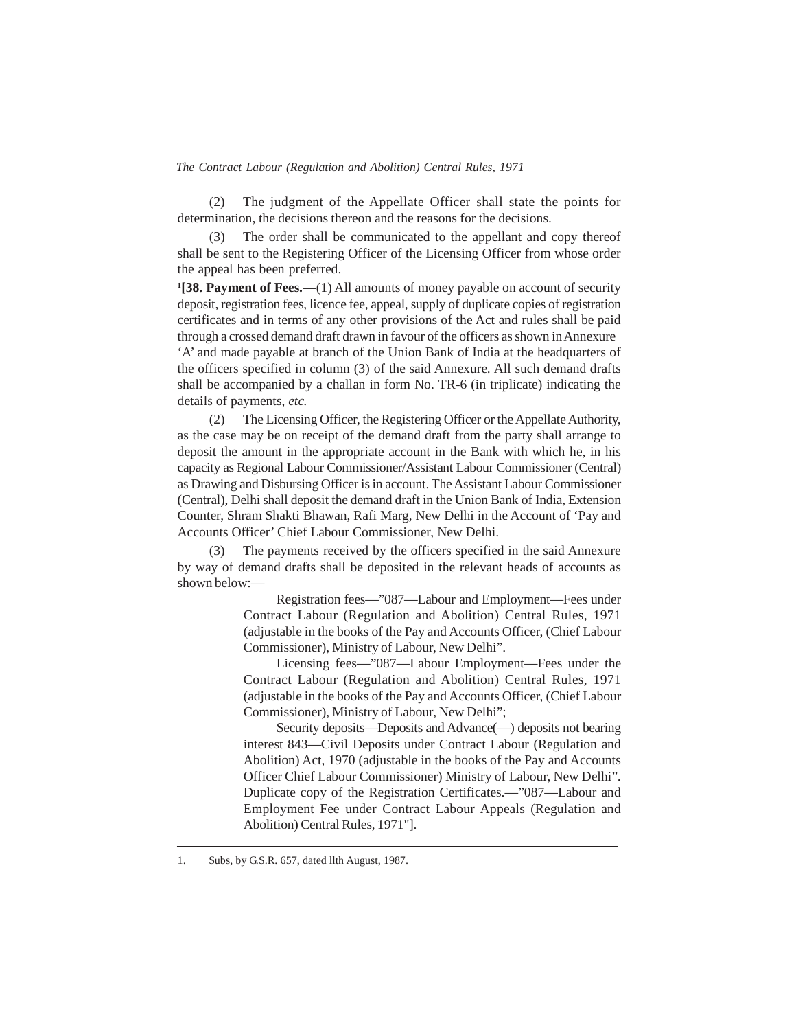(2) The judgment of the Appellate Officer shall state the points for determination, the decisions thereon and the reasons for the decisions.

(3) The order shall be communicated to the appellant and copy thereof shall be sent to the Registering Officer of the Licensing Officer from whose order the appeal has been preferred.

[1][**38. Payment of Fees.**—(1) All amounts of money payable on account of security deposit, registration fees, licence fee, appeal, supply of duplicate copies of registration certificates and in terms of any other provisions of the Act and rules shall be paid through a crossed demand draft drawn in favour of the officers as shown in Annexure 'A' and made payable at branch of the Union Bank of India at the headquarters of the officers specified in column (3) of the said Annexure. All such demand drafts shall be accompanied by a challan in form No. TR-6 (in triplicate) indicating the details of payments, *etc.*

(2) The Licensing Officer, the Registering Officer or the Appellate Authority, as the case may be on receipt of the demand draft from the party shall arrange to deposit the amount in the appropriate account in the Bank with which he, in his capacity as Regional Labour Commissioner/Assistant Labour Commissioner (Central) as Drawing and Disbursing Officer is in account. The Assistant Labour Commissioner (Central), Delhi shall deposit the demand draft in the Union Bank of India, Extension Counter, Shram Shakti Bhawan, Rafi Marg, New Delhi in the Account of 'Pay and Accounts Officer' Chief Labour Commissioner, New Delhi.

(3) The payments received by the officers specified in the said Annexure by way of demand drafts shall be deposited in the relevant heads of accounts as shown below:—

> Registration fees—"087—Labour and Employment—Fees under Contract Labour (Regulation and Abolition) Central Rules, 1971 (adjustable in the books of the Pay and Accounts Officer, (Chief Labour Commissioner), Ministry of Labour, New Delhi".
>
> Licensing fees—"087—Labour Employment—Fees under the Contract Labour (Regulation and Abolition) Central Rules, 1971 (adjustable in the books of the Pay and Accounts Officer, (Chief Labour Commissioner), Ministry of Labour, New Delhi";
>
> Security deposits—Deposits and Advance(—) deposits not bearing interest 843—Civil Deposits under Contract Labour (Regulation and Abolition) Act, 1970 (adjustable in the books of the Pay and Accounts Officer Chief Labour Commissioner) Ministry of Labour, New Delhi". Duplicate copy of the Registration Certificates.—"087—Labour and Employment Fee under Contract Labour Appeals (Regulation and Abolition) Central Rules, 1971"].

---

1. Subs, by G.S.R. 657, dated llth August, 1987.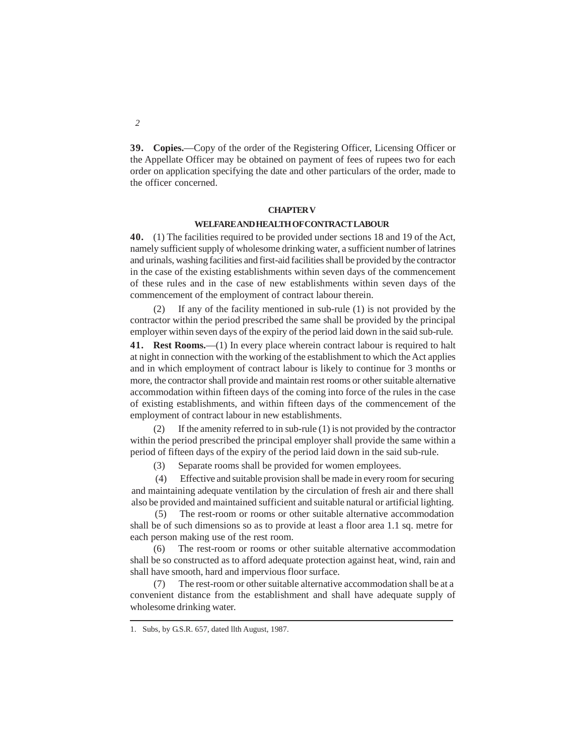**39. Copies.**—Copy of the order of the Registering Officer, Licensing Officer or the Appellate Officer may be obtained on payment of fees of rupees two for each order on application specifying the date and other particulars of the order, made to the officer concerned.

## CHAPTER V

### WELFARE AND HEALTH OF CONTRACT LABOUR

**40.** (1) The facilities required to be provided under sections 18 and 19 of the Act, namely sufficient supply of wholesome drinking water, a sufficient number of latrines and urinals, washing facilities and first-aid facilities shall be provided by the contractor in the case of the existing establishments within seven days of the commencement of these rules and in the case of new establishments within seven days of the commencement of the employment of contract labour therein.

(2) If any of the facility mentioned in sub-rule (1) is not provided by the contractor within the period prescribed the same shall be provided by the principal employer within seven days of the expiry of the period laid down in the said sub-rule.

**41. Rest Rooms.**—(1) In every place wherein contract labour is required to halt at night in connection with the working of the establishment to which the Act applies and in which employment of contract labour is likely to continue for 3 months or more, the contractor shall provide and maintain rest rooms or other suitable alternative accommodation within fifteen days of the coming into force of the rules in the case of existing establishments, and within fifteen days of the commencement of the employment of contract labour in new establishments.

(2) If the amenity referred to in sub-rule (1) is not provided by the contractor within the period prescribed the principal employer shall provide the same within a period of fifteen days of the expiry of the period laid down in the said sub-rule.

(3) Separate rooms shall be provided for women employees.

(4) Effective and suitable provision shall be made in every room for securing and maintaining adequate ventilation by the circulation of fresh air and there shall also be provided and maintained sufficient and suitable natural or artificial lighting.

(5) The rest-room or rooms or other suitable alternative accommodation shall be of such dimensions so as to provide at least a floor area 1.1 sq. metre for each person making use of the rest room.

(6) The rest-room or rooms or other suitable alternative accommodation shall be so constructed as to afford adequate protection against heat, wind, rain and shall have smooth, hard and impervious floor surface.

(7) The rest-room or other suitable alternative accommodation shall be at a convenient distance from the establishment and shall have adequate supply of wholesome drinking water.

---

1. Subs, by G.S.R. 657, dated llth August, 1987.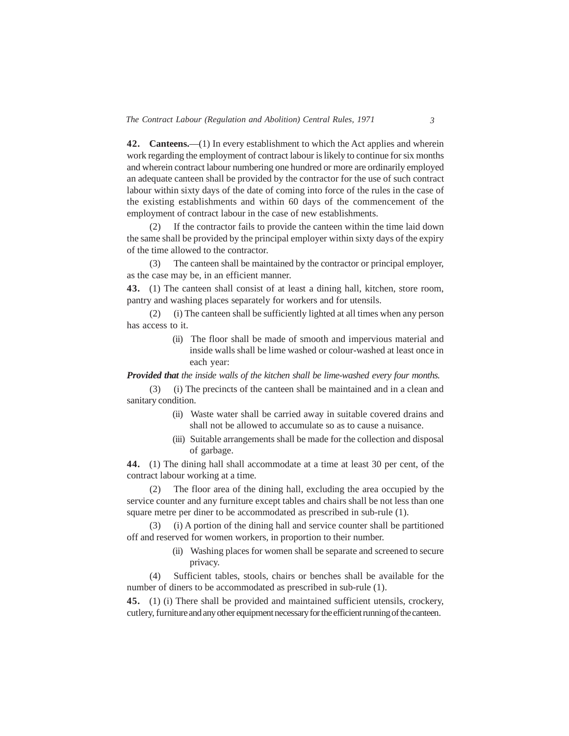**42. Canteens.**—(1) In every establishment to which the Act applies and wherein work regarding the employment of contract labour is likely to continue for six months and wherein contract labour numbering one hundred or more are ordinarily employed an adequate canteen shall be provided by the contractor for the use of such contract labour within sixty days of the date of coming into force of the rules in the case of the existing establishments and within 60 days of the commencement of the employment of contract labour in the case of new establishments.

(2) If the contractor fails to provide the canteen within the time laid down the same shall be provided by the principal employer within sixty days of the expiry of the time allowed to the contractor.

(3) The canteen shall be maintained by the contractor or principal employer, as the case may be, in an efficient manner.

**43.** (1) The canteen shall consist of at least a dining hall, kitchen, store room, pantry and washing places separately for workers and for utensils.

(2) (i) The canteen shall be sufficiently lighted at all times when any person has access to it.

(ii) The floor shall be made of smooth and impervious material and inside walls shall be lime washed or colour-washed at least once in each year:

***Provided that*** *the inside walls of the kitchen shall be lime-washed every four months.*

(3) (i) The precincts of the canteen shall be maintained and in a clean and sanitary condition.

(ii) Waste water shall be carried away in suitable covered drains and shall not be allowed to accumulate so as to cause a nuisance.

(iii) Suitable arrangements shall be made for the collection and disposal of garbage.

**44.** (1) The dining hall shall accommodate at a time at least 30 per cent, of the contract labour working at a time.

(2) The floor area of the dining hall, excluding the area occupied by the service counter and any furniture except tables and chairs shall be not less than one square metre per diner to be accommodated as prescribed in sub-rule (1).

(3) (i) A portion of the dining hall and service counter shall be partitioned off and reserved for women workers, in proportion to their number.

(ii) Washing places for women shall be separate and screened to secure privacy.

(4) Sufficient tables, stools, chairs or benches shall be available for the number of diners to be accommodated as prescribed in sub-rule (1).

**45.** (1) (i) There shall be provided and maintained sufficient utensils, crockery, cutlery, furniture and any other equipment necessary for the efficient running of the canteen.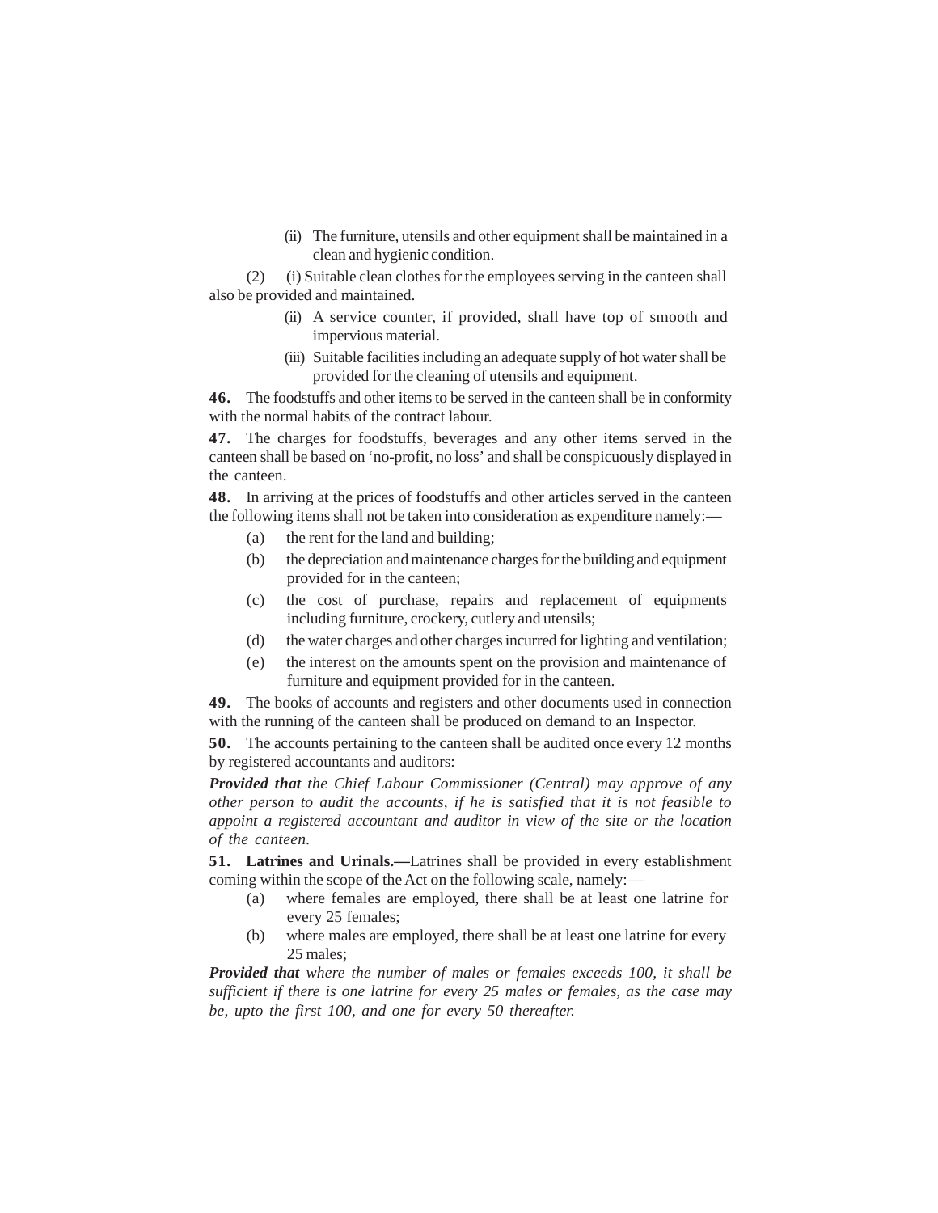(ii) The furniture, utensils and other equipment shall be maintained in a clean and hygienic condition.

(2) (i) Suitable clean clothes for the employees serving in the canteen shall also be provided and maintained.

(ii) A service counter, if provided, shall have top of smooth and impervious material.

(iii) Suitable facilities including an adequate supply of hot water shall be provided for the cleaning of utensils and equipment.

**46.** The foodstuffs and other items to be served in the canteen shall be in conformity with the normal habits of the contract labour.

**47.** The charges for foodstuffs, beverages and any other items served in the canteen shall be based on 'no-profit, no loss' and shall be conspicuously displayed in the canteen.

**48.** In arriving at the prices of foodstuffs and other articles served in the canteen the following items shall not be taken into consideration as expenditure namely:—

(a) the rent for the land and building;

(b) the depreciation and maintenance charges for the building and equipment provided for in the canteen;

(c) the cost of purchase, repairs and replacement of equipments including furniture, crockery, cutlery and utensils;

(d) the water charges and other charges incurred for lighting and ventilation;

(e) the interest on the amounts spent on the provision and maintenance of furniture and equipment provided for in the canteen.

**49.** The books of accounts and registers and other documents used in connection with the running of the canteen shall be produced on demand to an Inspector.

**50.** The accounts pertaining to the canteen shall be audited once every 12 months by registered accountants and auditors:

***Provided that*** *the Chief Labour Commissioner (Central) may approve of any other person to audit the accounts, if he is satisfied that it is not feasible to appoint a registered accountant and auditor in view of the site or the location of the canteen.*

**51. Latrines and Urinals.—**Latrines shall be provided in every establishment coming within the scope of the Act on the following scale, namely:—

(a) where females are employed, there shall be at least one latrine for every 25 females;

(b) where males are employed, there shall be at least one latrine for every 25 males;

***Provided that*** *where the number of males or females exceeds 100, it shall be sufficient if there is one latrine for every 25 males or females, as the case may be, upto the first 100, and one for every 50 thereafter.*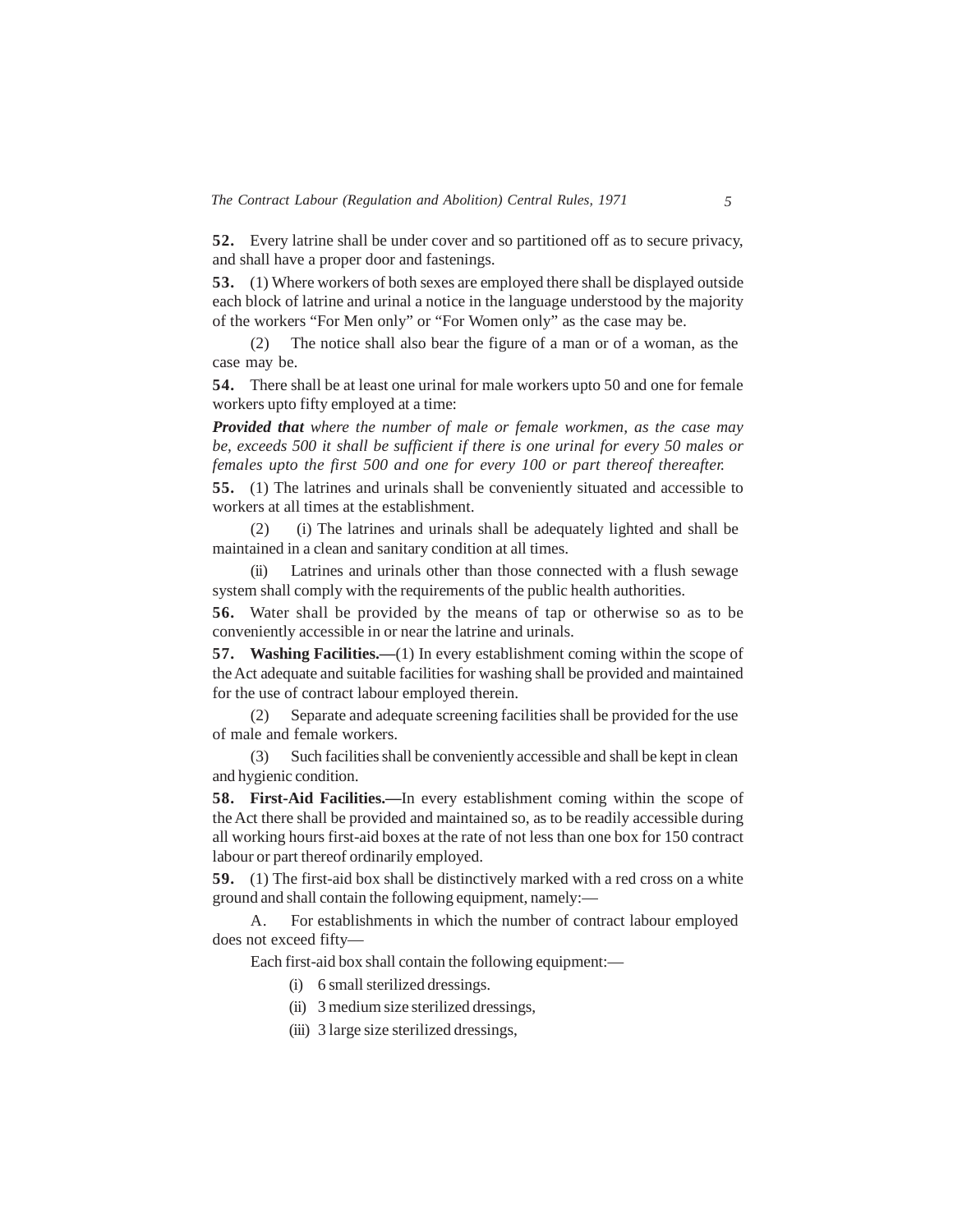**52.** Every latrine shall be under cover and so partitioned off as to secure privacy, and shall have a proper door and fastenings.

**53.** (1) Where workers of both sexes are employed there shall be displayed outside each block of latrine and urinal a notice in the language understood by the majority of the workers "For Men only" or "For Women only" as the case may be.

(2) The notice shall also bear the figure of a man or of a woman, as the case may be.

**54.** There shall be at least one urinal for male workers upto 50 and one for female workers upto fifty employed at a time:

***Provided that*** *where the number of male or female workmen, as the case may be, exceeds 500 it shall be sufficient if there is one urinal for every 50 males or females upto the first 500 and one for every 100 or part thereof thereafter.*

**55.** (1) The latrines and urinals shall be conveniently situated and accessible to workers at all times at the establishment.

(2) (i) The latrines and urinals shall be adequately lighted and shall be maintained in a clean and sanitary condition at all times.

(ii) Latrines and urinals other than those connected with a flush sewage system shall comply with the requirements of the public health authorities.

**56.** Water shall be provided by the means of tap or otherwise so as to be conveniently accessible in or near the latrine and urinals.

**57. Washing Facilities.—**(1) In every establishment coming within the scope of the Act adequate and suitable facilities for washing shall be provided and maintained for the use of contract labour employed therein.

(2) Separate and adequate screening facilities shall be provided for the use of male and female workers.

(3) Such facilities shall be conveniently accessible and shall be kept in clean and hygienic condition.

**58. First-Aid Facilities.—**In every establishment coming within the scope of the Act there shall be provided and maintained so, as to be readily accessible during all working hours first-aid boxes at the rate of not less than one box for 150 contract labour or part thereof ordinarily employed.

**59.** (1) The first-aid box shall be distinctively marked with a red cross on a white ground and shall contain the following equipment, namely:—

A. For establishments in which the number of contract labour employed does not exceed fifty—

Each first-aid box shall contain the following equipment:—

(i) 6 small sterilized dressings.

(ii) 3 medium size sterilized dressings,

(iii) 3 large size sterilized dressings,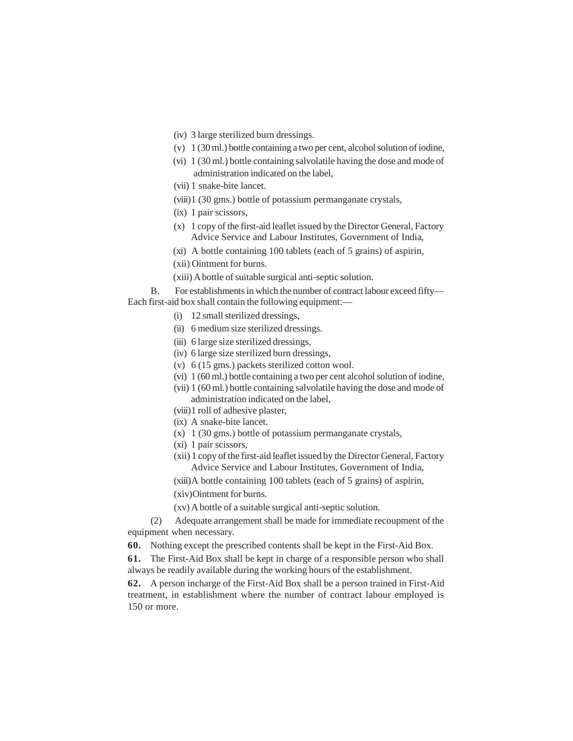(iv) 3 large sterilized burn dressings.

(v) 1 (30 ml.) bottle containing a two per cent, alcohol solution of iodine,

(vi) 1 (30 ml.) bottle containing salvolatile having the dose and mode of administration indicated on the label,

(vii) 1 snake-bite lancet.

(viii) 1 (30 gms.) bottle of potassium permanganate crystals,

(ix) 1 pair scissors,

(x) 1 copy of the first-aid leaflet issued by the Director General, Factory Advice Service and Labour Institutes, Government of India,

(xi) A bottle containing 100 tablets (each of 5 grains) of aspirin,

(xii) Ointment for burns.

(xiii) A bottle of suitable surgical anti-septic solution.

B. For establishments in which the number of contract labour exceed fifty—Each first-aid box shall contain the following equipment:—

(i) 12 small sterilized dressings,

(ii) 6 medium size sterilized dressings.

(iii) 6 large size sterilized dressings,

(iv) 6 large size sterilized burn dressings,

(v) 6 (15 gms.) packets sterilized cotton wool.

(vi) 1 (60 ml.) bottle containing a two per cent alcohol solution of iodine,

(vii) 1 (60 ml.) bottle containing salvolatile having the dose and mode of administration indicated on the label,

(viii) 1 roll of adhesive plaster,

(ix) A snake-bite lancet.

(x) 1 (30 gms.) bottle of potassium permanganate crystals,

(xi) 1 pair scissors,

(xii) 1 copy of the first-aid leaflet issued by the Director General, Factory Advice Service and Labour Institutes, Government of India,

(xiii) A bottle containing 100 tablets (each of 5 grains) of aspirin,

(xiv) Ointment for burns.

(xv) A bottle of a suitable surgical anti-septic solution.

(2) Adequate arrangement shall be made for immediate recoupment of the equipment when necessary.

**60.** Nothing except the prescribed contents shall be kept in the First-Aid Box.

**61.** The First-Aid Box shall be kept in charge of a responsible person who shall always be readily available during the working hours of the establishment.

**62.** A person incharge of the First-Aid Box shall be a person trained in First-Aid treatment, in establishment where the number of contract labour employed is 150 or more.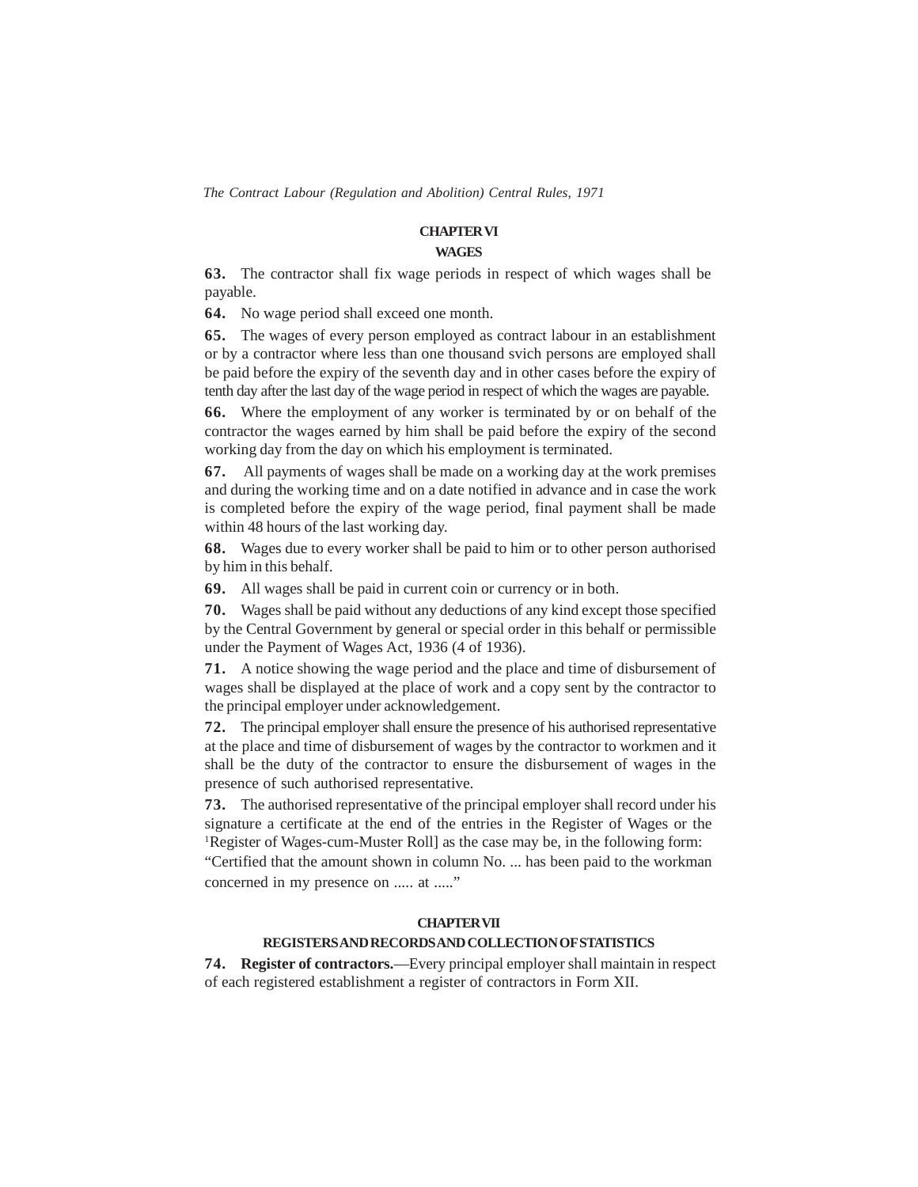## CHAPTER VI

### WAGES

**63.** The contractor shall fix wage periods in respect of which wages shall be payable.

**64.** No wage period shall exceed one month.

**65.** The wages of every person employed as contract labour in an establishment or by a contractor where less than one thousand svich persons are employed shall be paid before the expiry of the seventh day and in other cases before the expiry of tenth day after the last day of the wage period in respect of which the wages are payable.

**66.** Where the employment of any worker is terminated by or on behalf of the contractor the wages earned by him shall be paid before the expiry of the second working day from the day on which his employment is terminated.

**67.** All payments of wages shall be made on a working day at the work premises and during the working time and on a date notified in advance and in case the work is completed before the expiry of the wage period, final payment shall be made within 48 hours of the last working day.

**68.** Wages due to every worker shall be paid to him or to other person authorised by him in this behalf.

**69.** All wages shall be paid in current coin or currency or in both.

**70.** Wages shall be paid without any deductions of any kind except those specified by the Central Government by general or special order in this behalf or permissible under the Payment of Wages Act, 1936 (4 of 1936).

**71.** A notice showing the wage period and the place and time of disbursement of wages shall be displayed at the place of work and a copy sent by the contractor to the principal employer under acknowledgement.

**72.** The principal employer shall ensure the presence of his authorised representative at the place and time of disbursement of wages by the contractor to workmen and it shall be the duty of the contractor to ensure the disbursement of wages in the presence of such authorised representative.

**73.** The authorised representative of the principal employer shall record under his signature a certificate at the end of the entries in the Register of Wages or the [1]Register of Wages-cum-Muster Roll] as the case may be, in the following form:

"Certified that the amount shown in column No. ... has been paid to the workman concerned in my presence on ..... at ....."

## CHAPTER VII

### REGISTERS AND RECORDS AND COLLECTION OF STATISTICS

**74. Register of contractors.**—Every principal employer shall maintain in respect of each registered establishment a register of contractors in Form XII.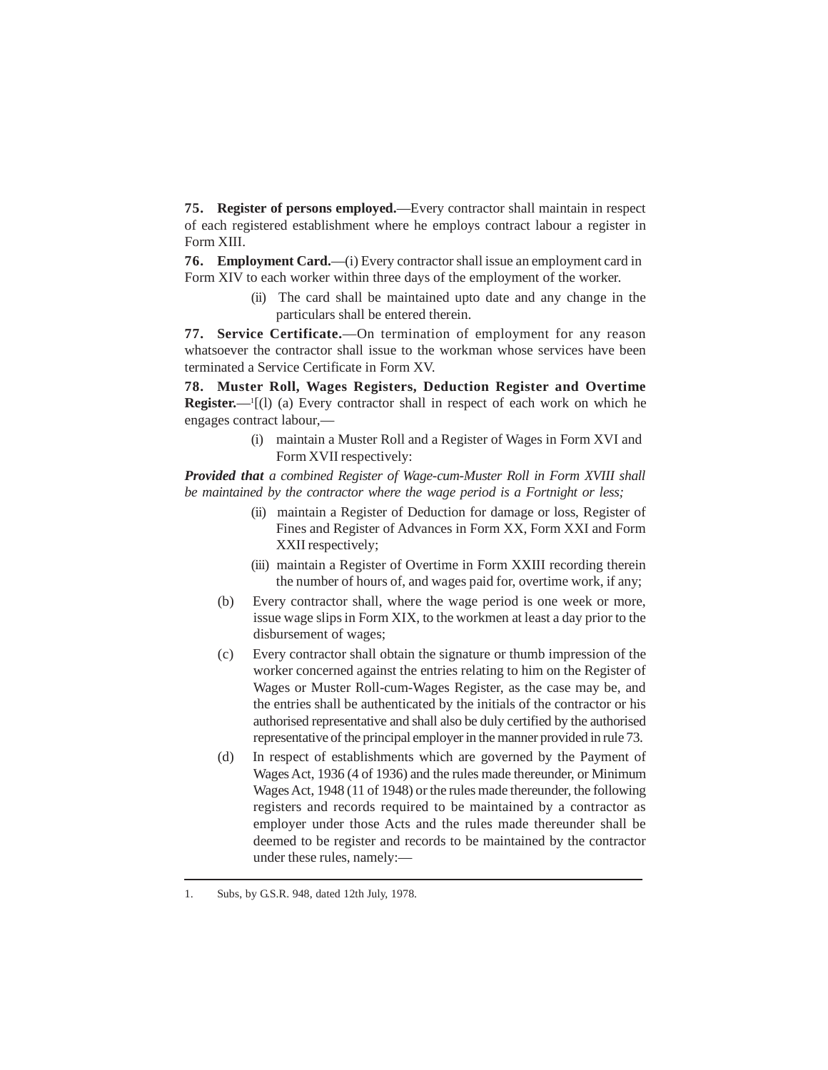**75. Register of persons employed.**—Every contractor shall maintain in respect of each registered establishment where he employs contract labour a register in Form XIII.

**76. Employment Card.**—(i) Every contractor shall issue an employment card in Form XIV to each worker within three days of the employment of the worker.

(ii) The card shall be maintained upto date and any change in the particulars shall be entered therein.

**77. Service Certificate.**—On termination of employment for any reason whatsoever the contractor shall issue to the workman whose services have been terminated a Service Certificate in Form XV.

**78. Muster Roll, Wages Registers, Deduction Register and Overtime Register.**—[1][(l) (a) Every contractor shall in respect of each work on which he engages contract labour,—

(i) maintain a Muster Roll and a Register of Wages in Form XVI and Form XVII respectively:

***Provided that*** *a combined Register of Wage-cum-Muster Roll in Form XVIII shall be maintained by the contractor where the wage period is a Fortnight or less;*

(ii) maintain a Register of Deduction for damage or loss, Register of Fines and Register of Advances in Form XX, Form XXI and Form XXII respectively;

(iii) maintain a Register of Overtime in Form XXIII recording therein the number of hours of, and wages paid for, overtime work, if any;

(b) Every contractor shall, where the wage period is one week or more, issue wage slips in Form XIX, to the workmen at least a day prior to the disbursement of wages;

(c) Every contractor shall obtain the signature or thumb impression of the worker concerned against the entries relating to him on the Register of Wages or Muster Roll-cum-Wages Register, as the case may be, and the entries shall be authenticated by the initials of the contractor or his authorised representative and shall also be duly certified by the authorised representative of the principal employer in the manner provided in rule 73.

(d) In respect of establishments which are governed by the Payment of Wages Act, 1936 (4 of 1936) and the rules made thereunder, or Minimum Wages Act, 1948 (11 of 1948) or the rules made thereunder, the following registers and records required to be maintained by a contractor as employer under those Acts and the rules made thereunder shall be deemed to be register and records to be maintained by the contractor under these rules, namely:—

---

1. Subs, by G.S.R. 948, dated 12th July, 1978.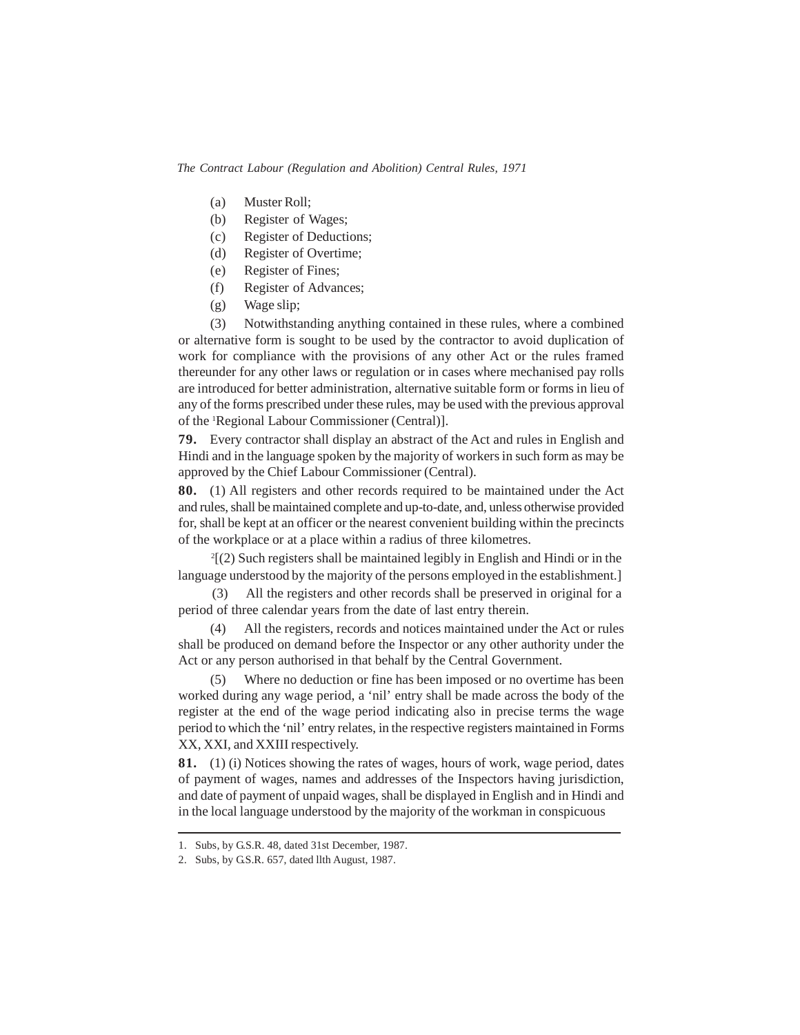(a) Muster Roll;
(b) Register of Wages;
(c) Register of Deductions;
(d) Register of Overtime;
(e) Register of Fines;
(f) Register of Advances;
(g) Wage slip;

(3) Notwithstanding anything contained in these rules, where a combined or alternative form is sought to be used by the contractor to avoid duplication of work for compliance with the provisions of any other Act or the rules framed thereunder for any other laws or regulation or in cases where mechanised pay rolls are introduced for better administration, alternative suitable form or forms in lieu of any of the forms prescribed under these rules, may be used with the previous approval of the [1]Regional Labour Commissioner (Central)].

**79.** Every contractor shall display an abstract of the Act and rules in English and Hindi and in the language spoken by the majority of workers in such form as may be approved by the Chief Labour Commissioner (Central).

**80.** (1) All registers and other records required to be maintained under the Act and rules, shall be maintained complete and up-to-date, and, unless otherwise provided for, shall be kept at an officer or the nearest convenient building within the precincts of the workplace or at a place within a radius of three kilometres.

[2][(2) Such registers shall be maintained legibly in English and Hindi or in the language understood by the majority of the persons employed in the establishment.]

(3) All the registers and other records shall be preserved in original for a period of three calendar years from the date of last entry therein.

(4) All the registers, records and notices maintained under the Act or rules shall be produced on demand before the Inspector or any other authority under the Act or any person authorised in that behalf by the Central Government.

(5) Where no deduction or fine has been imposed or no overtime has been worked during any wage period, a 'nil' entry shall be made across the body of the register at the end of the wage period indicating also in precise terms the wage period to which the 'nil' entry relates, in the respective registers maintained in Forms XX, XXI, and XXIII respectively.

**81.** (1) (i) Notices showing the rates of wages, hours of work, wage period, dates of payment of wages, names and addresses of the Inspectors having jurisdiction, and date of payment of unpaid wages, shall be displayed in English and in Hindi and in the local language understood by the majority of the workman in conspicuous

---

1. Subs, by G.S.R. 48, dated 31st December, 1987.
2. Subs, by G.S.R. 657, dated llth August, 1987.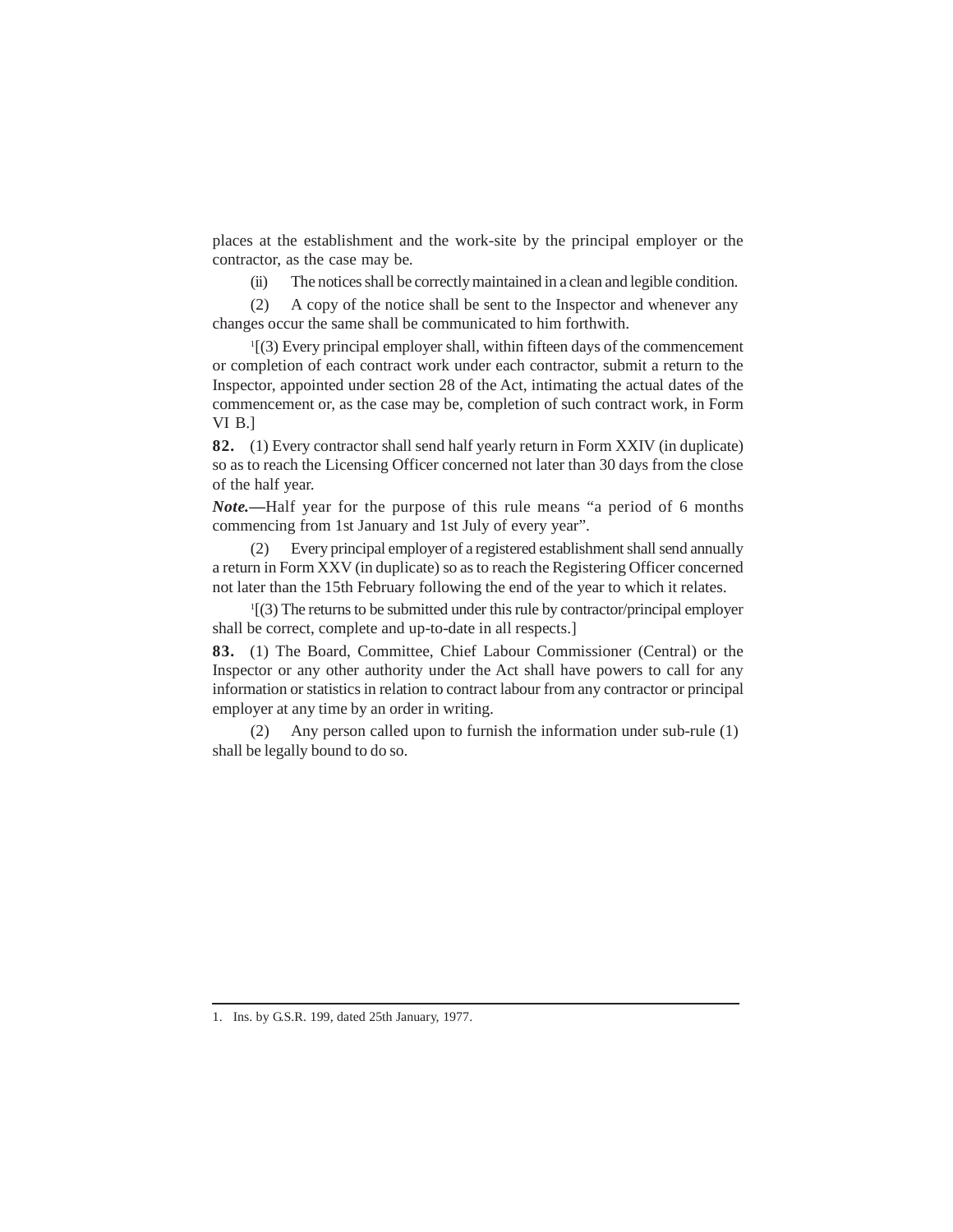places at the establishment and the work-site by the principal employer or the contractor, as the case may be.

(ii) The notices shall be correctly maintained in a clean and legible condition.

(2) A copy of the notice shall be sent to the Inspector and whenever any changes occur the same shall be communicated to him forthwith.

[1][(3) Every principal employer shall, within fifteen days of the commencement or completion of each contract work under each contractor, submit a return to the Inspector, appointed under section 28 of the Act, intimating the actual dates of the commencement or, as the case may be, completion of such contract work, in Form VI B.]

**82.** (1) Every contractor shall send half yearly return in Form XXIV (in duplicate) so as to reach the Licensing Officer concerned not later than 30 days from the close of the half year.

***Note.***—Half year for the purpose of this rule means "a period of 6 months commencing from 1st January and 1st July of every year".

(2) Every principal employer of a registered establishment shall send annually a return in Form XXV (in duplicate) so as to reach the Registering Officer concerned not later than the 15th February following the end of the year to which it relates.

[1][(3) The returns to be submitted under this rule by contractor/principal employer shall be correct, complete and up-to-date in all respects.]

**83.** (1) The Board, Committee, Chief Labour Commissioner (Central) or the Inspector or any other authority under the Act shall have powers to call for any information or statistics in relation to contract labour from any contractor or principal employer at any time by an order in writing.

(2) Any person called upon to furnish the information under sub-rule (1) shall be legally bound to do so.

---

1. Ins. by G.S.R. 199, dated 25th January, 1977.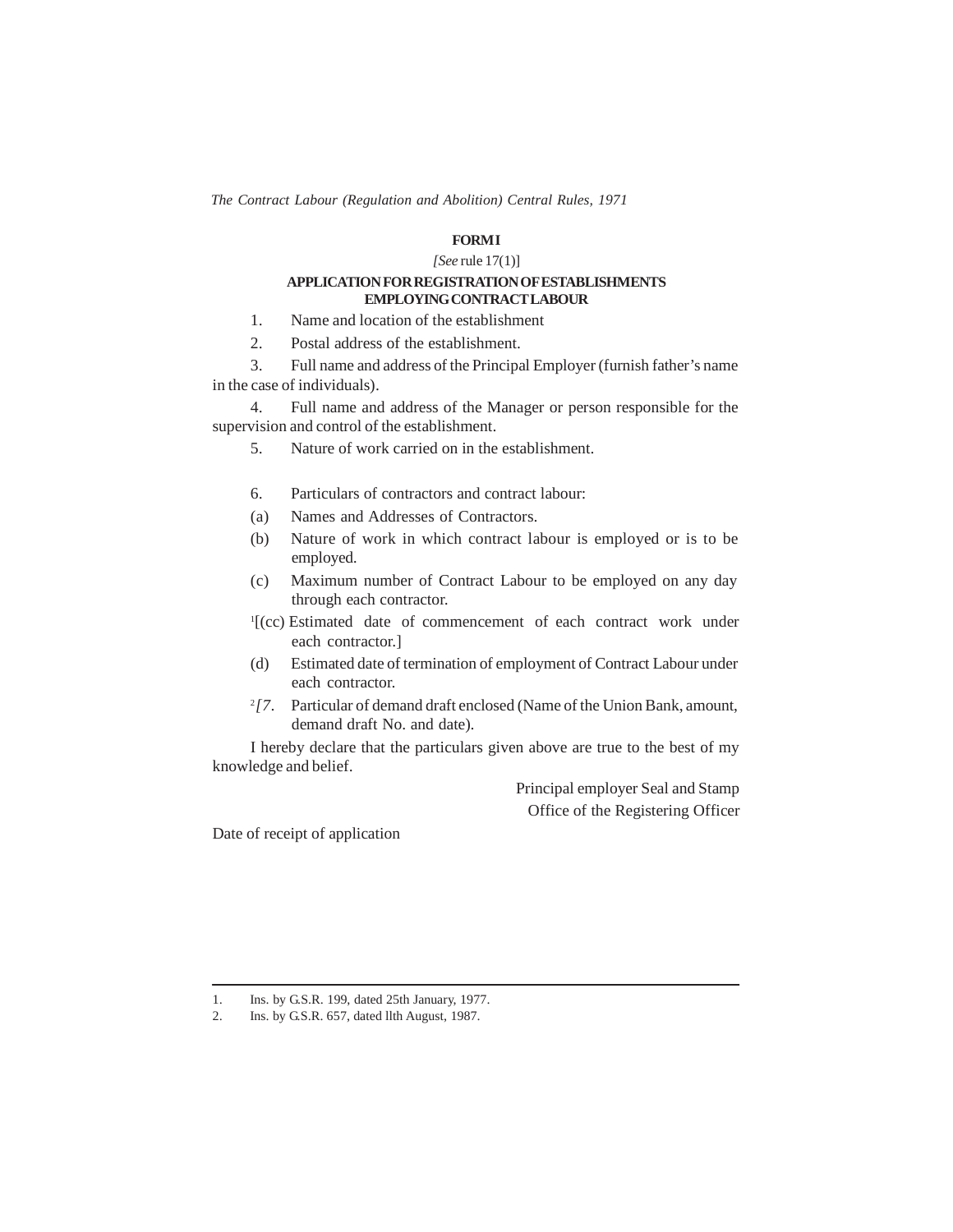## FORM I

*[See* rule 17(1)]

### APPLICATION FOR REGISTRATION OF ESTABLISHMENTS EMPLOYING CONTRACT LABOUR

1. Name and location of the establishment

2. Postal address of the establishment.

3. Full name and address of the Principal Employer (furnish father's name in the case of individuals).

4. Full name and address of the Manager or person responsible for the supervision and control of the establishment.

5. Nature of work carried on in the establishment.

6. Particulars of contractors and contract labour:

(a) Names and Addresses of Contractors.

(b) Nature of work in which contract labour is employed or is to be employed.

(c) Maximum number of Contract Labour to be employed on any day through each contractor.

[1][(cc) Estimated date of commencement of each contract work under each contractor.]

(d) Estimated date of termination of employment of Contract Labour under each contractor.

[2]*[7*. Particular of demand draft enclosed (Name of the Union Bank, amount, demand draft No. and date).

I hereby declare that the particulars given above are true to the best of my knowledge and belief.

Principal employer Seal and Stamp

Office of the Registering Officer

Date of receipt of application

---

1. Ins. by G.S.R. 199, dated 25th January, 1977.
2. Ins. by G.S.R. 657, dated llth August, 1987.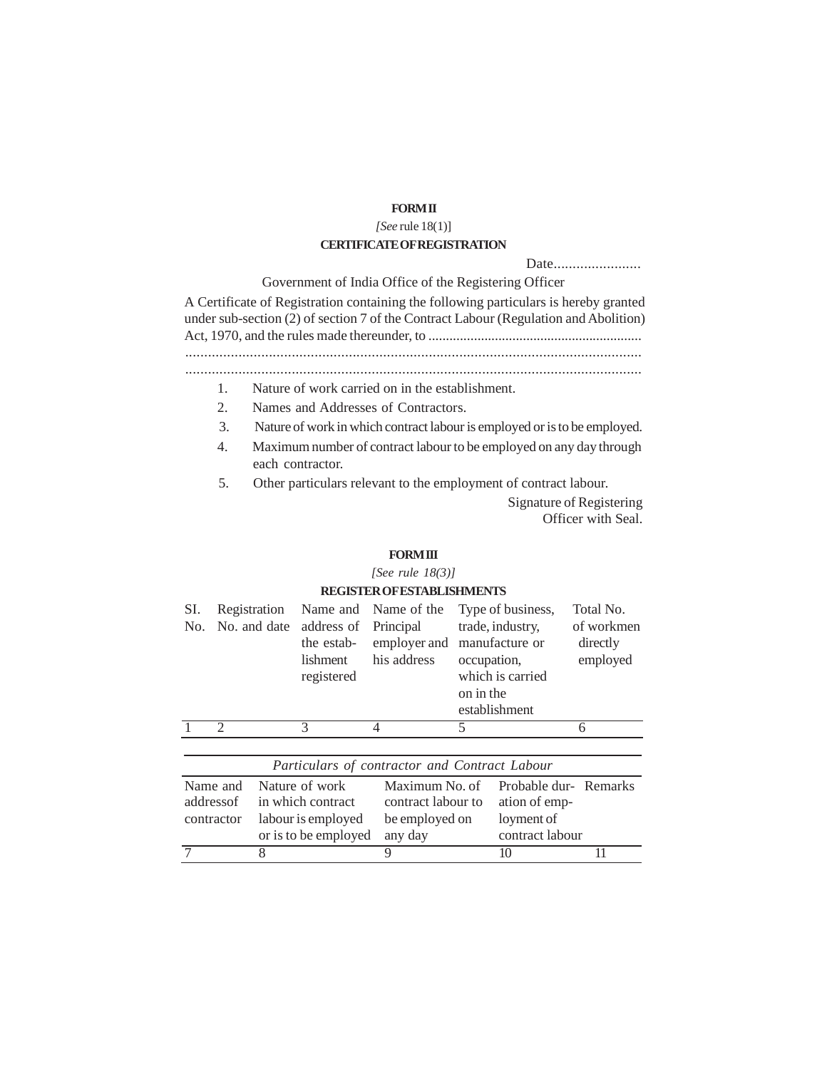## FORM II

*[See* rule 18(1)]

### CERTIFICATE OF REGISTRATION

Date.......................

Government of India Office of the Registering Officer

A Certificate of Registration containing the following particulars is hereby granted under sub-section (2) of section 7 of the Contract Labour (Regulation and Abolition) Act, 1970, and the rules made thereunder, to ............................................................
.........................................................................................................................
.........................................................................................................................

1. Nature of work carried on in the establishment.
2. Names and Addresses of Contractors.
3. Nature of work in which contract labour is employed or is to be employed.
4. Maximum number of contract labour to be employed on any day through each contractor.
5. Other particulars relevant to the employment of contract labour.

Signature of Registering Officer with Seal.

## FORM III

*[See rule 18(3)]*

### REGISTER OF ESTABLISHMENTS

| SI. No. | Registration No. and date | Name and address of the establishment registered | Name of the Principal employer and his address | Type of business, trade, industry, manufacture or occupation, which is carried on in the establishment | Total No. of workmen directly employed |
|---|---|---|---|---|---|
| 1 | 2 | 3 | 4 | 5 | 6 |

| *Particulars of contractor and Contract Labour* | | | | |
|---|---|---|---|---|
| Name and addressof contractor | Nature of work in which contract labour is employed or is to be employed | Maximum No. of contract labour to be employed on any day | Probable duration of employment of contract labour | Remarks |
| 7 | 8 | 9 | 10 | 11 |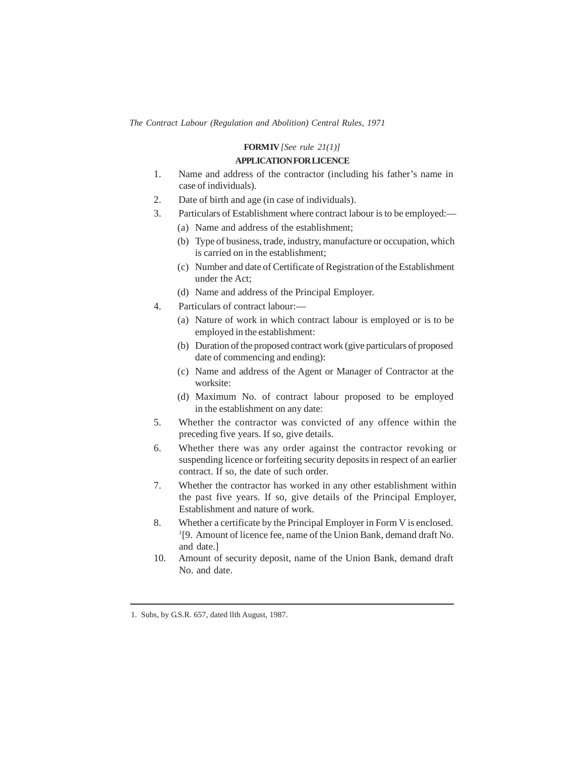### FORM IV *[See rule 21(1)]*

### APPLICATION FOR LICENCE

1. Name and address of the contractor (including his father's name in case of individuals).
2. Date of birth and age (in case of individuals).
3. Particulars of Establishment where contract labour is to be employed:—
   (a) Name and address of the establishment;
   (b) Type of business, trade, industry, manufacture or occupation, which is carried on in the establishment;
   (c) Number and date of Certificate of Registration of the Establishment under the Act;
   (d) Name and address of the Principal Employer.
4. Particulars of contract labour:—
   (a) Nature of work in which contract labour is employed or is to be employed in the establishment:
   (b) Duration of the proposed contract work (give particulars of proposed date of commencing and ending):
   (c) Name and address of the Agent or Manager of Contractor at the worksite:
   (d) Maximum No. of contract labour proposed to be employed in the establishment on any date:
5. Whether the contractor was convicted of any offence within the preceding five years. If so, give details.
6. Whether there was any order against the contractor revoking or suspending licence or forfeiting security deposits in respect of an earlier contract. If so, the date of such order.
7. Whether the contractor has worked in any other establishment within the past five years. If so, give details of the Principal Employer, Establishment and nature of work.
8. Whether a certificate by the Principal Employer in Form V is enclosed.
   [1][9. Amount of licence fee, name of the Union Bank, demand draft No. and date.]
10. Amount of security deposit, name of the Union Bank, demand draft No. and date.

---

1. Subs, by G.S.R. 657, dated llth August, 1987.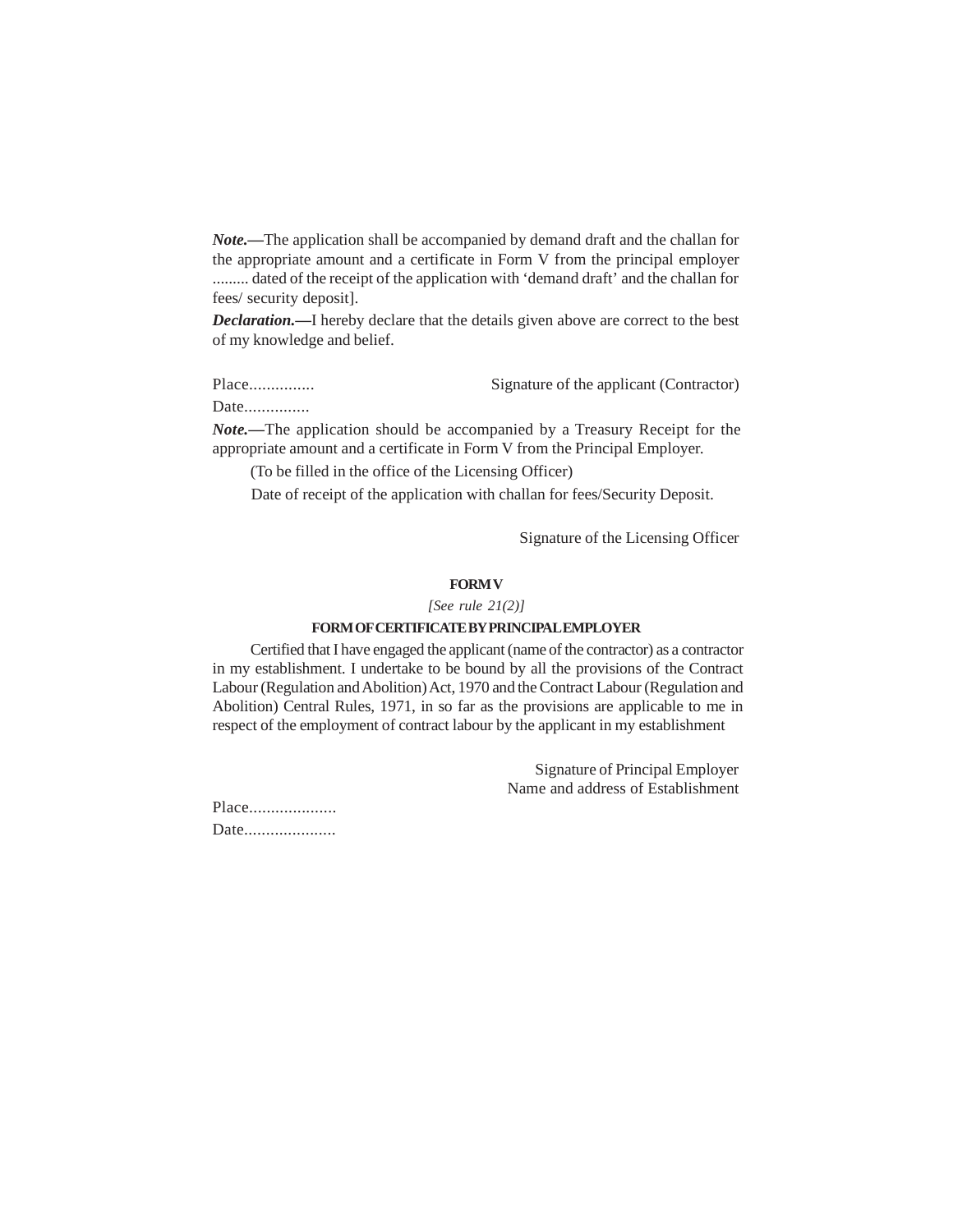***Note.*—**The application shall be accompanied by demand draft and the challan for the appropriate amount and a certificate in Form V from the principal employer ......... dated of the receipt of the application with 'demand draft' and the challan for fees/ security deposit].

***Declaration.*—**I hereby declare that the details given above are correct to the best of my knowledge and belief.

Place............... Signature of the applicant (Contractor)

Date...............

***Note.*—**The application should be accompanied by a Treasury Receipt for the appropriate amount and a certificate in Form V from the Principal Employer.

(To be filled in the office of the Licensing Officer)

Date of receipt of the application with challan for fees/Security Deposit.

Signature of the Licensing Officer

**FORM V**

*[See rule 21(2)]*

**FORM OF CERTIFICATE BY PRINCIPAL EMPLOYER**

Certified that I have engaged the applicant (name of the contractor) as a contractor in my establishment. I undertake to be bound by all the provisions of the Contract Labour (Regulation and Abolition) Act, 1970 and the Contract Labour (Regulation and Abolition) Central Rules, 1971, in so far as the provisions are applicable to me in respect of the employment of contract labour by the applicant in my establishment

Signature of Principal Employer
Name and address of Establishment

Place....................

Date.....................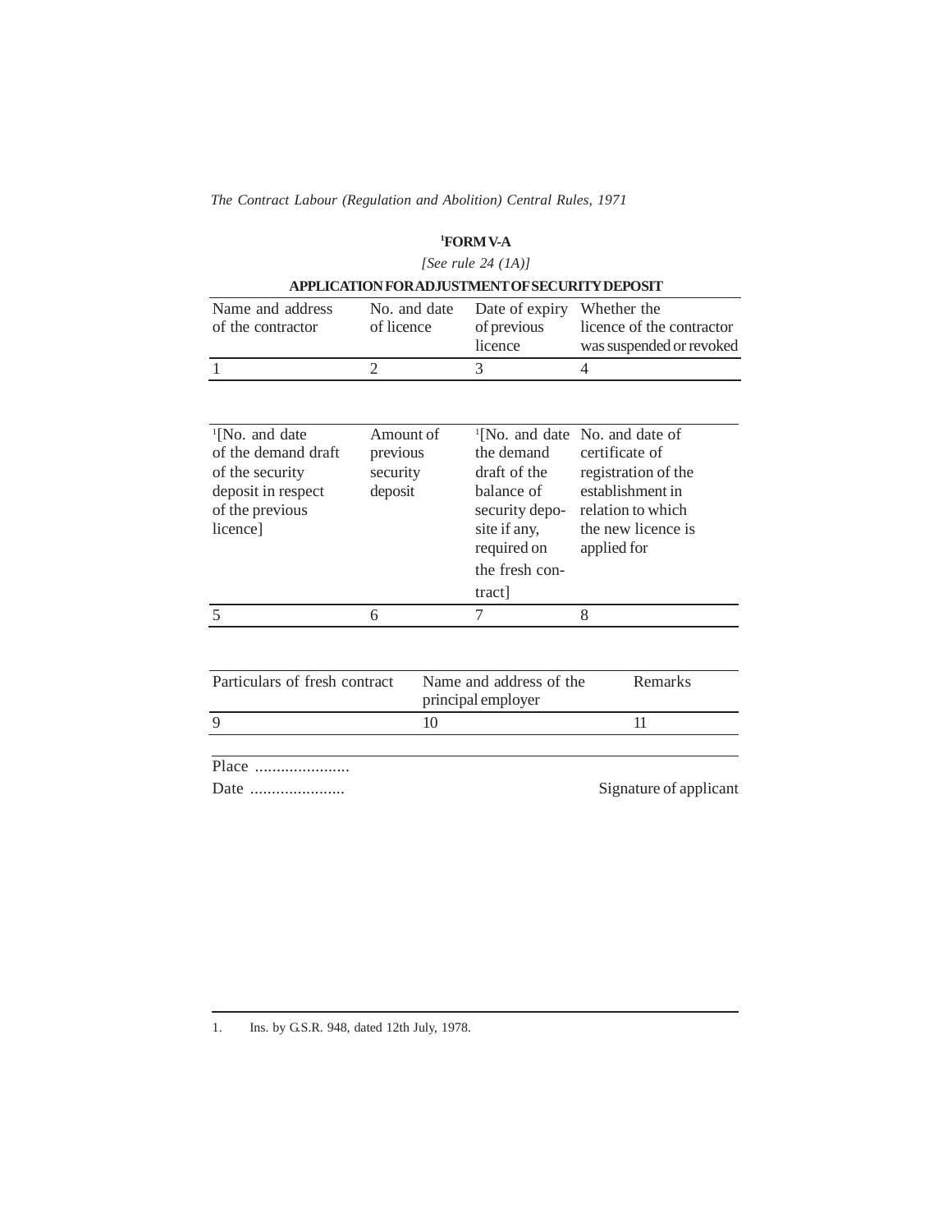## [1]FORM V-A

*[See rule 24 (1A)]*

**APPLICATION FOR ADJUSTMENT OF SECURITY DEPOSIT**

| Name and address of the contractor | No. and date of licence | Date of expiry of previous licence | Whether the licence of the contractor was suspended or revoked |
|---|---|---|---|
| 1 | 2 | 3 | 4 |

| [1][No. and date of the demand draft of the security deposit in respect of the previous licence] | Amount of previous security deposit | [1][No. and date the demand draft of the balance of security deposite if any, required on the fresh contract] | No. and date of certificate of registration of the establishment in relation to which the new licence is applied for |
|---|---|---|---|
| 5 | 6 | 7 | 8 |

| Particulars of fresh contract | Name and address of the principal employer | Remarks |
|---|---|---|
| 9 | 10 | 11 |

Place ......................

Date ......................

Signature of applicant

---

1. Ins. by G.S.R. 948, dated 12th July, 1978.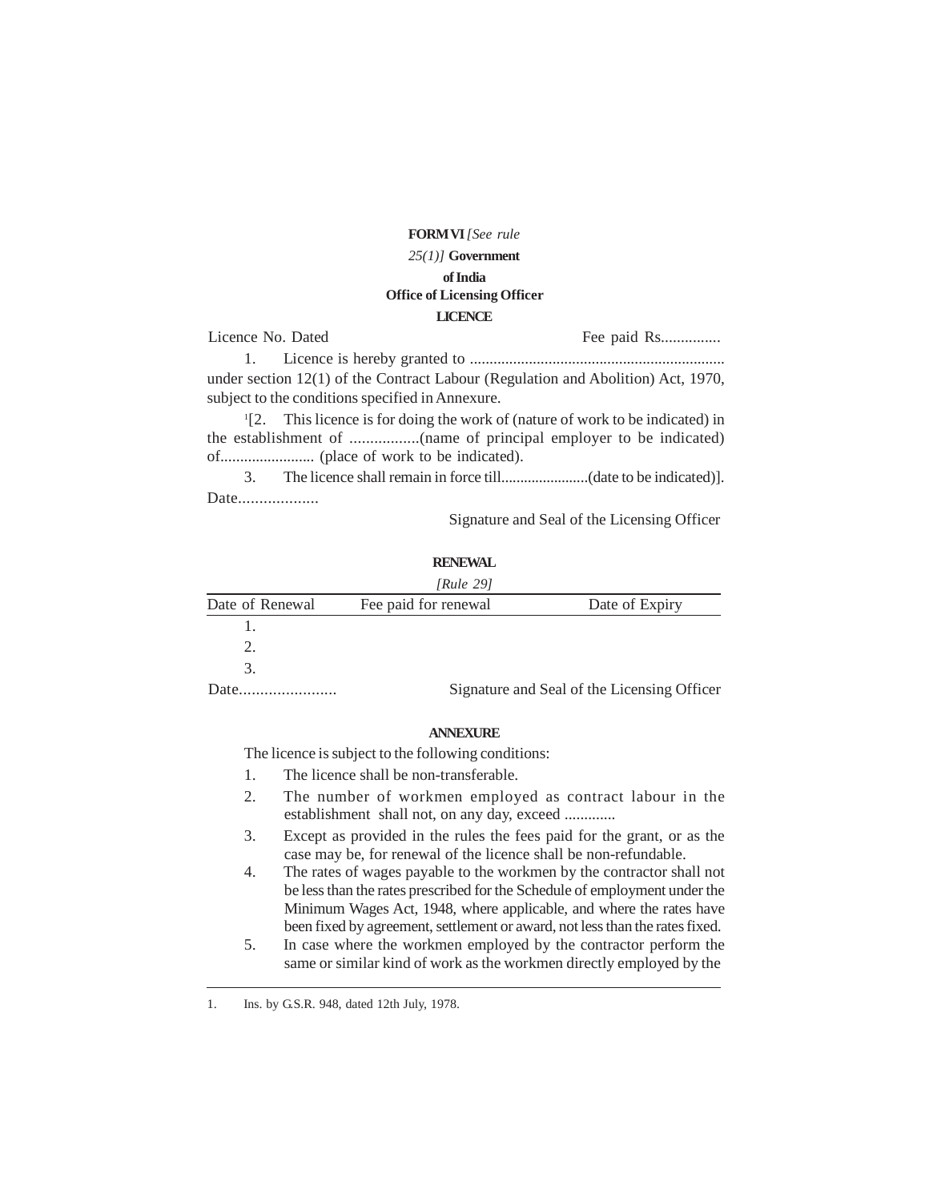**FORM VI** *[See rule 25(1)]*

**Government of India**

**Office of Licensing Officer**

**LICENCE**

Licence No. Dated Fee paid Rs...............

1. Licence is hereby granted to ................................................................ under section 12(1) of the Contract Labour (Regulation and Abolition) Act, 1970, subject to the conditions specified in Annexure.

[1][2. This licence is for doing the work of (nature of work to be indicated) in the establishment of .................(name of principal employer to be indicated) of........................ (place of work to be indicated).

3. The licence shall remain in force till.......................(date to be indicated)].

Date...................

Signature and Seal of the Licensing Officer

**RENEWAL**

*[Rule 29]*

| Date of Renewal | Fee paid for renewal | Date of Expiry |
|---|---|---|
| 1. | | |
| 2. | | |
| 3. | | |

Date.......................

Signature and Seal of the Licensing Officer

**ANNEXURE**

The licence is subject to the following conditions:

1. The licence shall be non-transferable.
2. The number of workmen employed as contract labour in the establishment shall not, on any day, exceed .............
3. Except as provided in the rules the fees paid for the grant, or as the case may be, for renewal of the licence shall be non-refundable.
4. The rates of wages payable to the workmen by the contractor shall not be less than the rates prescribed for the Schedule of employment under the Minimum Wages Act, 1948, where applicable, and where the rates have been fixed by agreement, settlement or award, not less than the rates fixed.
5. In case where the workmen employed by the contractor perform the same or similar kind of work as the workmen directly employed by the

---

1. Ins. by G.S.R. 948, dated 12th July, 1978.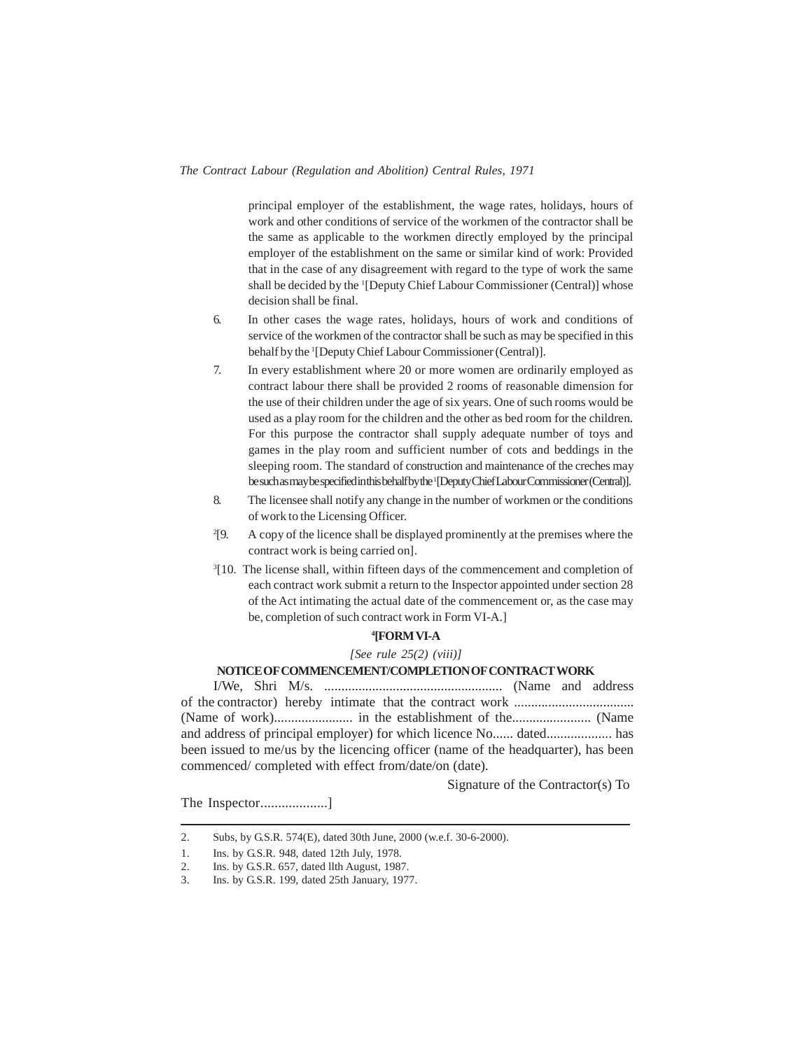principal employer of the establishment, the wage rates, holidays, hours of work and other conditions of service of the workmen of the contractor shall be the same as applicable to the workmen directly employed by the principal employer of the establishment on the same or similar kind of work: Provided that in the case of any disagreement with regard to the type of work the same shall be decided by the [1][Deputy Chief Labour Commissioner (Central)] whose decision shall be final.

6. In other cases the wage rates, holidays, hours of work and conditions of service of the workmen of the contractor shall be such as may be specified in this behalf by the [1][Deputy Chief Labour Commissioner (Central)].

7. In every establishment where 20 or more women are ordinarily employed as contract labour there shall be provided 2 rooms of reasonable dimension for the use of their children under the age of six years. One of such rooms would be used as a play room for the children and the other as bed room for the children. For this purpose the contractor shall supply adequate number of toys and games in the play room and sufficient number of cots and beddings in the sleeping room. The standard of construction and maintenance of the creches may be such as may be specified in this behalf by the [1][Deputy Chief Labour Commissioner (Central)].

8. The licensee shall notify any change in the number of workmen or the conditions of work to the Licensing Officer.

[2][9. A copy of the licence shall be displayed prominently at the premises where the contract work is being carried on].

[3][10. The license shall, within fifteen days of the commencement and completion of each contract work submit a return to the Inspector appointed under section 28 of the Act intimating the actual date of the commencement or, as the case may be, completion of such contract work in Form VI-A.]

**[4][FORM VI-A**

*[See rule 25(2) (viii)]*

**NOTICE OF COMMENCEMENT/COMPLETION OF CONTRACT WORK**

I/We, Shri M/s. .................................................... (Name and address of the contractor) hereby intimate that the contract work ................................... (Name of work)....................... in the establishment of the....................... (Name and address of principal employer) for which licence No...... dated................... has been issued to me/us by the licencing officer (name of the headquarter), has been commenced/ completed with effect from/date/on (date).

Signature of the Contractor(s) To

The Inspector...................]

---

2. Subs, by G.S.R. 574(E), dated 30th June, 2000 (w.e.f. 30-6-2000).

1. Ins. by G.S.R. 948, dated 12th July, 1978.
2. Ins. by G.S.R. 657, dated llth August, 1987.
3. Ins. by G.S.R. 199, dated 25th January, 1977.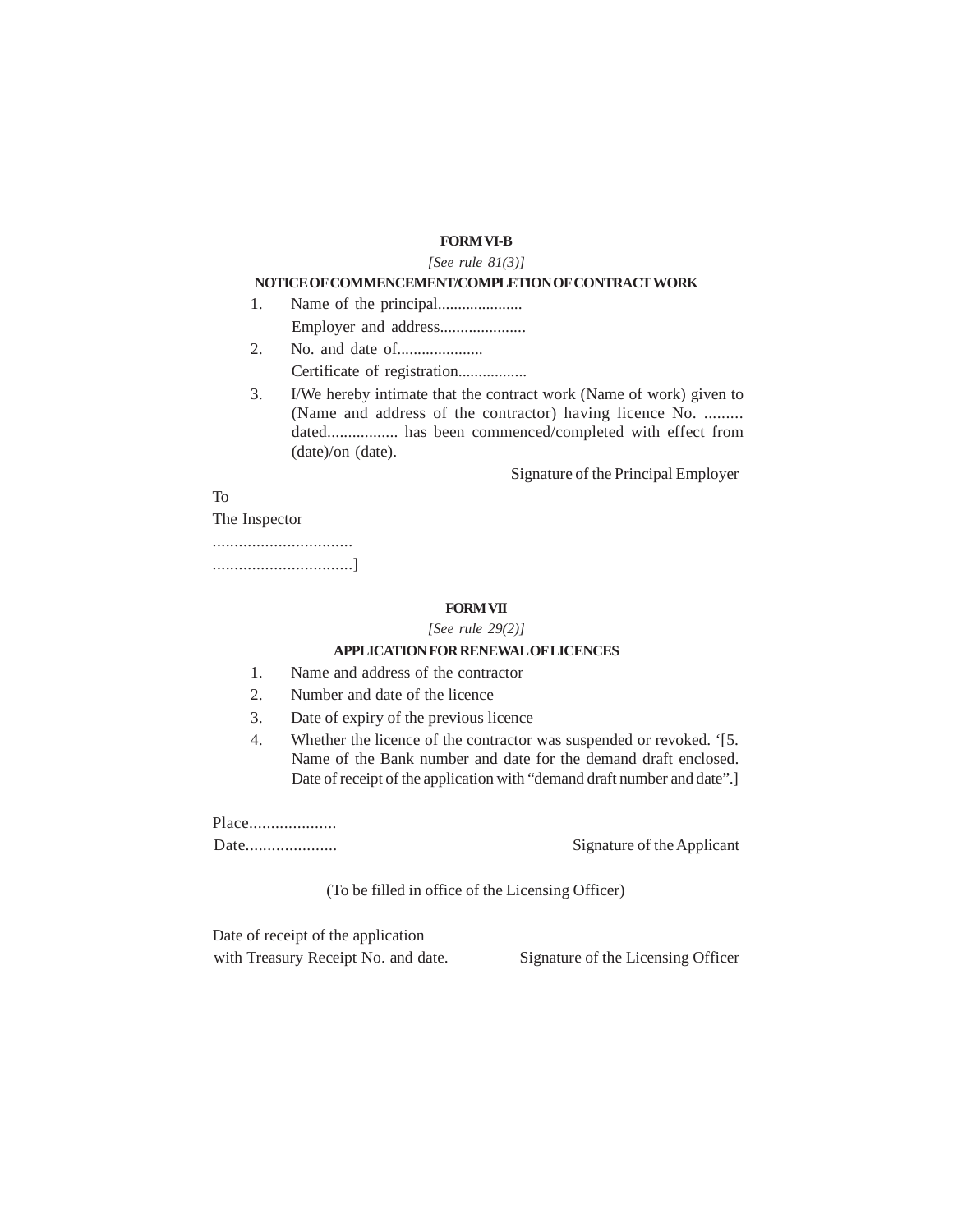**FORM VI-B**

*[See rule 81(3)]*

**NOTICE OF COMMENCEMENT/COMPLETION OF CONTRACT WORK**

1. Name of the principal.....................
   Employer and address.....................
2. No. and date of.....................
   Certificate of registration.................
3. I/We hereby intimate that the contract work (Name of work) given to (Name and address of the contractor) having licence No. ......... dated................. has been commenced/completed with effect from (date)/on (date).

Signature of the Principal Employer

To

The Inspector

................................

................................]

**FORM VII**

*[See rule 29(2)]*

**APPLICATION FOR RENEWAL OF LICENCES**

1. Name and address of the contractor
2. Number and date of the licence
3. Date of expiry of the previous licence
4. Whether the licence of the contractor was suspended or revoked. '[5. Name of the Bank number and date for the demand draft enclosed. Date of receipt of the application with "demand draft number and date".]

Place....................

Date..................... Signature of the Applicant

(To be filled in office of the Licensing Officer)

Date of receipt of the application
with Treasury Receipt No. and date. Signature of the Licensing Officer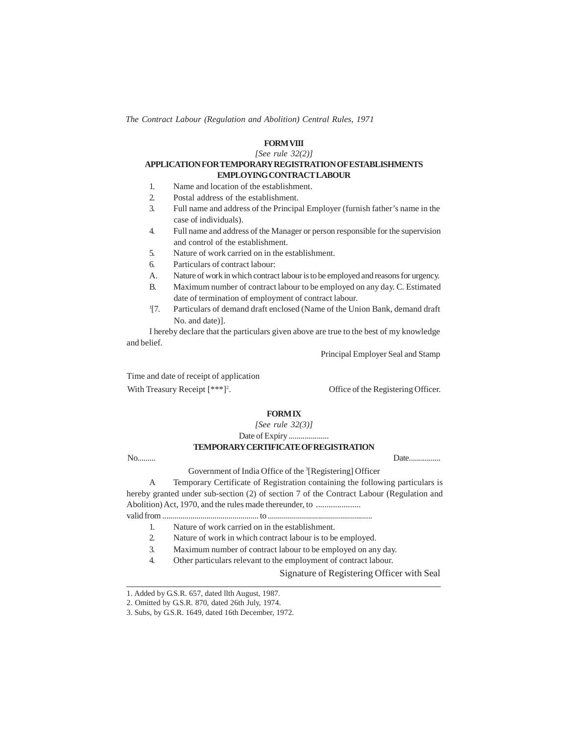## FORM VIII

*[See rule 32(2)]*

**APPLICATION FOR TEMPORARY REGISTRATION OF ESTABLISHMENTS EMPLOYING CONTRACT LABOUR**

1. Name and location of the establishment.
2. Postal address of the establishment.
3. Full name and address of the Principal Employer (furnish father's name in the case of individuals).
4. Full name and address of the Manager or person responsible for the supervision and control of the establishment.
5. Nature of work carried on in the establishment.
6. Particulars of contract labour:

A. Nature of work in which contract labour is to be employed and reasons for urgency.

B. Maximum number of contract labour to be employed on any day. C. Estimated date of termination of employment of contract labour.

[1][7. Particulars of demand draft enclosed (Name of the Union Bank, demand draft No. and date)].

I hereby declare that the particulars given above are true to the best of my knowledge and belief.

Principal Employer Seal and Stamp

Time and date of receipt of application

With Treasury Receipt [***][2].

Office of the Registering Officer.

## FORM IX

*[See rule 32(3)]*

Date of Expiry ....................

**TEMPORARY CERTIFICATE OF REGISTRATION**

No.........

Date................

Government of India Office of the [3][Registering] Officer

A Temporary Certificate of Registration containing the following particulars is hereby granted under sub-section (2) of section 7 of the Contract Labour (Regulation and Abolition) Act, 1970, and the rules made thereunder, to .....................

valid from ................................................ to ....................................................

1. Nature of work carried on in the establishment.
2. Nature of work in which contract labour is to be employed.
3. Maximum number of contract labour to be employed on any day.
4. Other particulars relevant to the employment of contract labour.

Signature of Registering Officer with Seal

---

1. Added by G.S.R. 657, dated llth August, 1987.
2. Omitted by G.S.R. 870, dated 26th July, 1974.
3. Subs, by G.S.R. 1649, dated 16th December, 1972.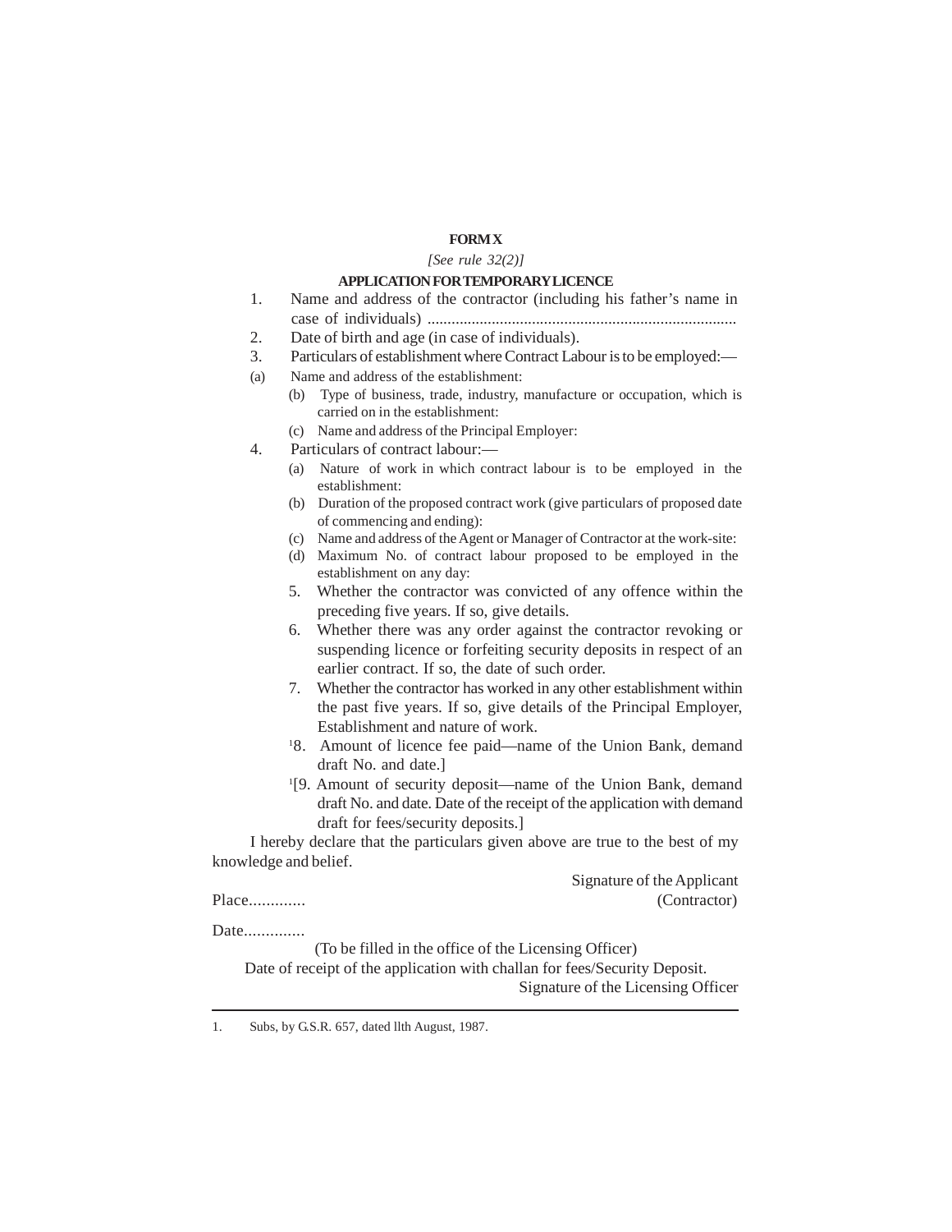**FORM X**

*[See rule 32(2)]*

**APPLICATION FOR TEMPORARY LICENCE**

1. Name and address of the contractor (including his father's name in case of individuals) ..............................................................................
2. Date of birth and age (in case of individuals).
3. Particulars of establishment where Contract Labour is to be employed:—
   (a) Name and address of the establishment:
   (b) Type of business, trade, industry, manufacture or occupation, which is carried on in the establishment:
   (c) Name and address of the Principal Employer:
4. Particulars of contract labour:—
   (a) Nature of work in which contract labour is to be employed in the establishment:
   (b) Duration of the proposed contract work (give particulars of proposed date of commencing and ending):
   (c) Name and address of the Agent or Manager of Contractor at the work-site:
   (d) Maximum No. of contract labour proposed to be employed in the establishment on any day:
5. Whether the contractor was convicted of any offence within the preceding five years. If so, give details.
6. Whether there was any order against the contractor revoking or suspending licence or forfeiting security deposits in respect of an earlier contract. If so, the date of such order.
7. Whether the contractor has worked in any other establishment within the past five years. If so, give details of the Principal Employer, Establishment and nature of work.

[1]8. Amount of licence fee paid—name of the Union Bank, demand draft No. and date.]

[1][9. Amount of security deposit—name of the Union Bank, demand draft No. and date. Date of the receipt of the application with demand draft for fees/security deposits.]

I hereby declare that the particulars given above are true to the best of my knowledge and belief.

Signature of the Applicant
(Contractor)

Place.............

Date.............

(To be filled in the office of the Licensing Officer)

Date of receipt of the application with challan for fees/Security Deposit.

Signature of the Licensing Officer

---

1. Subs, by G.S.R. 657, dated llth August, 1987.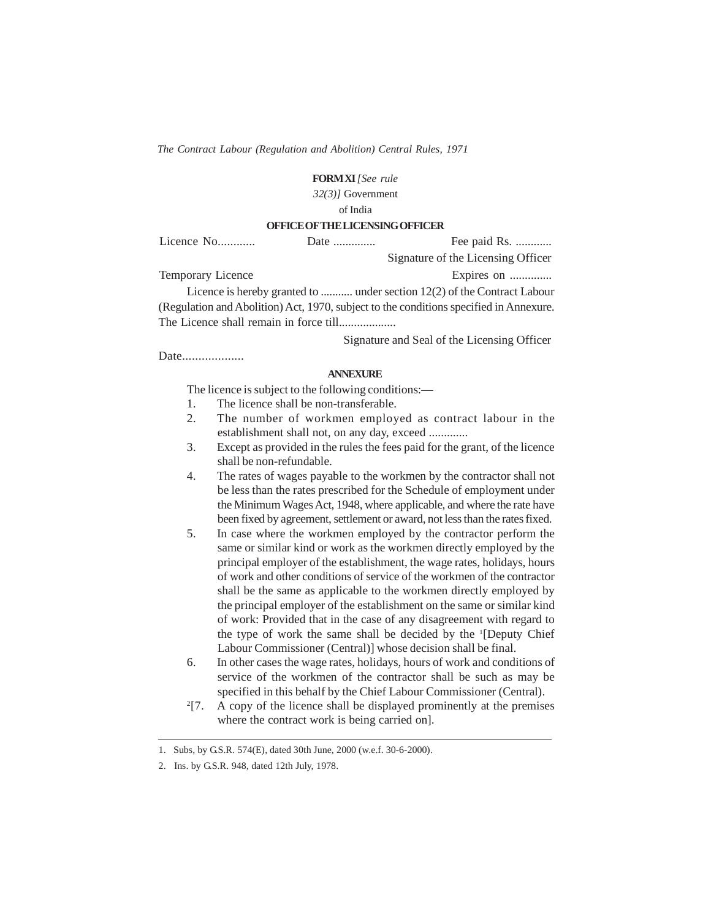**FORM XI** *[See rule 32(3)]*

Government of India

**OFFICE OF THE LICENSING OFFICER**

Licence No............ Date .............. Fee paid Rs. ............

Signature of the Licensing Officer

Temporary Licence Expires on ..............

Licence is hereby granted to ........... under section 12(2) of the Contract Labour (Regulation and Abolition) Act, 1970, subject to the conditions specified in Annexure. The Licence shall remain in force till...................

Signature and Seal of the Licensing Officer

Date...................

**ANNEXURE**

The licence is subject to the following conditions:—

1. The licence shall be non-transferable.
2. The number of workmen employed as contract labour in the establishment shall not, on any day, exceed .............
3. Except as provided in the rules the fees paid for the grant, of the licence shall be non-refundable.
4. The rates of wages payable to the workmen by the contractor shall not be less than the rates prescribed for the Schedule of employment under the Minimum Wages Act, 1948, where applicable, and where the rate have been fixed by agreement, settlement or award, not less than the rates fixed.
5. In case where the workmen employed by the contractor perform the same or similar kind or work as the workmen directly employed by the principal employer of the establishment, the wage rates, holidays, hours of work and other conditions of service of the workmen of the contractor shall be the same as applicable to the workmen directly employed by the principal employer of the establishment on the same or similar kind of work: Provided that in the case of any disagreement with regard to the type of work the same shall be decided by the [1][Deputy Chief Labour Commissioner (Central)] whose decision shall be final.
6. In other cases the wage rates, holidays, hours of work and conditions of service of the workmen of the contractor shall be such as may be specified in this behalf by the Chief Labour Commissioner (Central).

[2][7. A copy of the licence shall be displayed prominently at the premises where the contract work is being carried on].

---

1. Subs, by G.S.R. 574(E), dated 30th June, 2000 (w.e.f. 30-6-2000).
2. Ins. by G.S.R. 948, dated 12th July, 1978.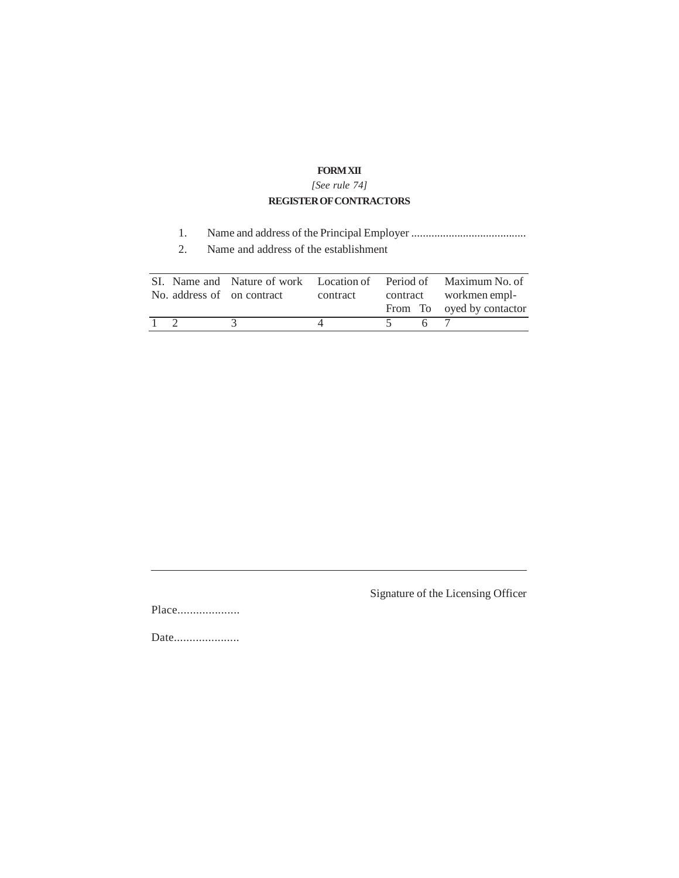**FORM XII**

*[See rule 74]*

**REGISTER OF CONTRACTORS**

1. Name and address of the Principal Employer ........................................
2. Name and address of the establishment

| SI. No. | Name and address of | Nature of work on contract | Location of contract | Period of contract | | Maximum No. of workmen empl-oyed by contactor |
|---|---|---|---|---|---|---|
| | | | | From | To | |
| 1 | 2 | 3 | 4 | 5 | 6 | 7 |

Signature of the Licensing Officer

Place....................

Date.....................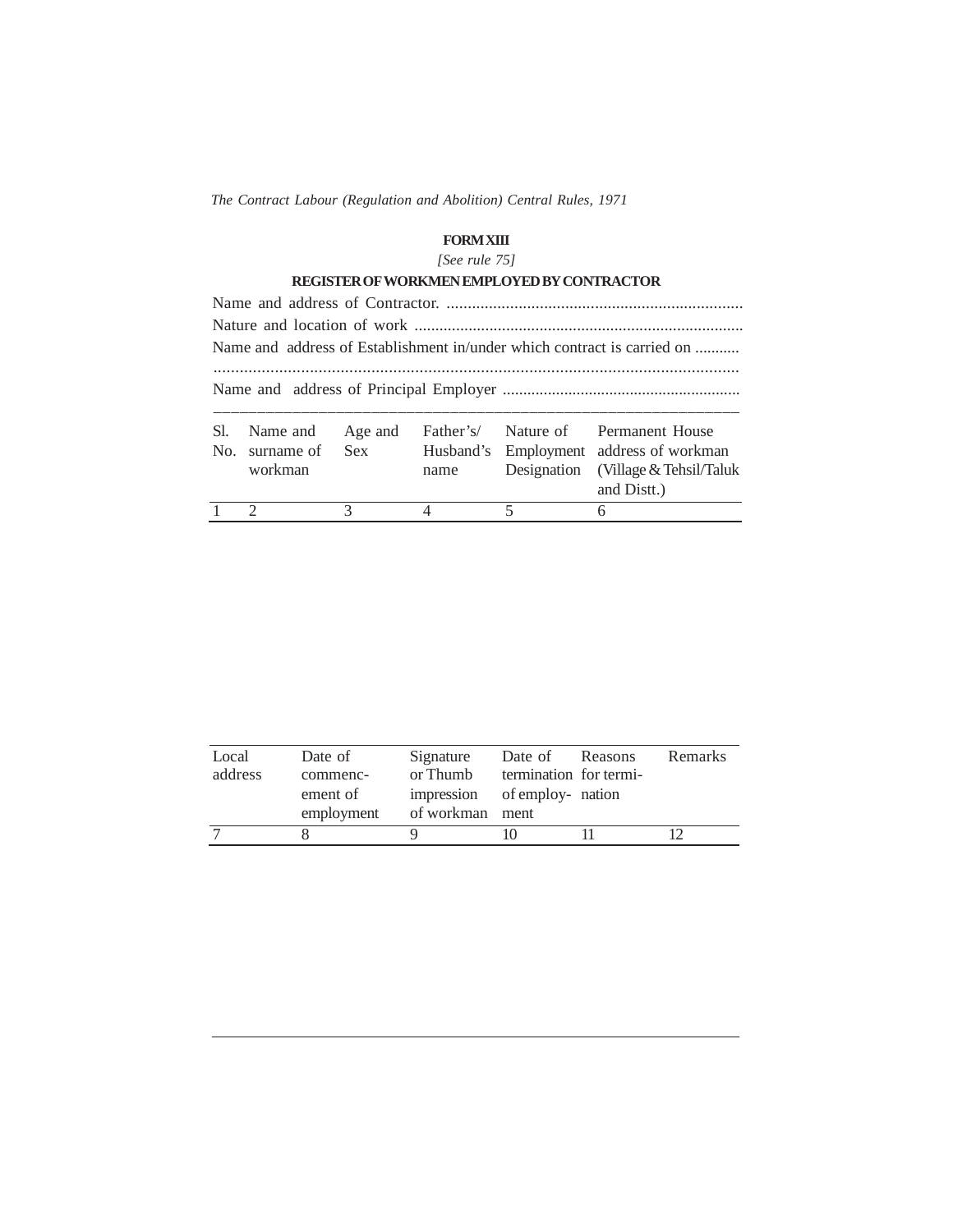## FORM XIII

*[See rule 75]*

### REGISTER OF WORKMEN EMPLOYED BY CONTRACTOR

Name and address of Contractor. .......................................................................

Nature and location of work ...............................................................................

Name and address of Establishment in/under which contract is carried on ...........

.........................................................................................................................

Name and address of Principal Employer ..........................................................

| Sl. No. | Name and surname of workman | Age and Sex | Father's/ Husband's name | Nature of Employment Designation | Permanent House address of workman (Village & Tehsil/Taluk and Distt.) | Local address | Date of commencement of employment | Signature or Thumb impression of workman | Date of termination of employment | Reasons for termination | Remarks |
|---|---|---|---|---|---|---|---|---|---|---|---|
| 1 | 2 | 3 | 4 | 5 | 6 | 7 | 8 | 9 | 10 | 11 | 12 |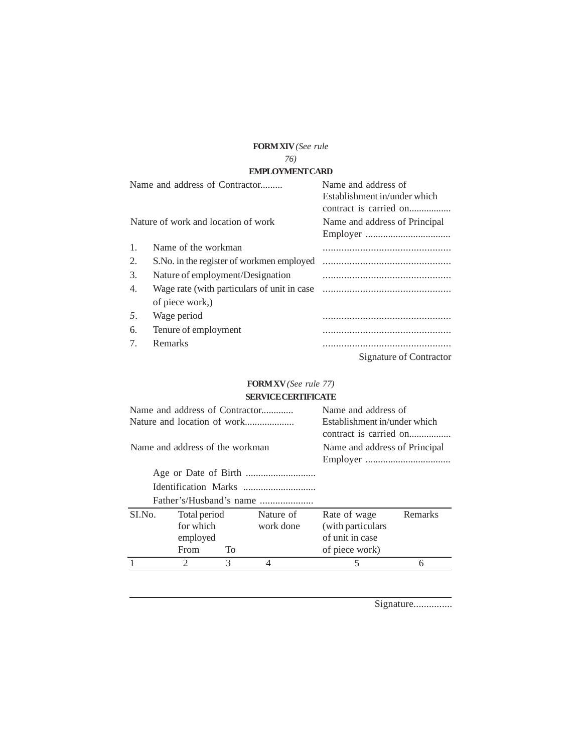**FORM XIV** *(See rule 76)*

**EMPLOYMENT CARD**

Name and address of Contractor.........

Name and address of Establishment in/under which contract is carried on.................

Nature of work and location of work

Name and address of Principal Employer .................................

1. Name of the workman ................................................
2. S.No. in the register of workmen employed ................................................
3. Nature of employment/Designation ................................................
4. Wage rate (with particulars of unit in case of piece work,) ................................................
5. Wage period ................................................
6. Tenure of employment ................................................
7. Remarks ................................................

Signature of Contractor

**FORM XV** *(See rule 77)*

**SERVICE CERTIFICATE**

Name and address of Contractor.............

Nature and location of work....................

Name and address of Establishment in/under which contract is carried on.................

Name and address of the workman

Name and address of Principal Employer .................................

Age or Date of Birth ............................

Identification Marks .............................

Father's/Husband's name .....................

| SI.No. | Total period for which employed | | Nature of work done | Rate of wage (with particulars of unit in case of piece work) | Remarks |
|---|---|---|---|---|---|
| | From | To | | | |
| 1 | 2 | 3 | 4 | 5 | 6 |

Signature...............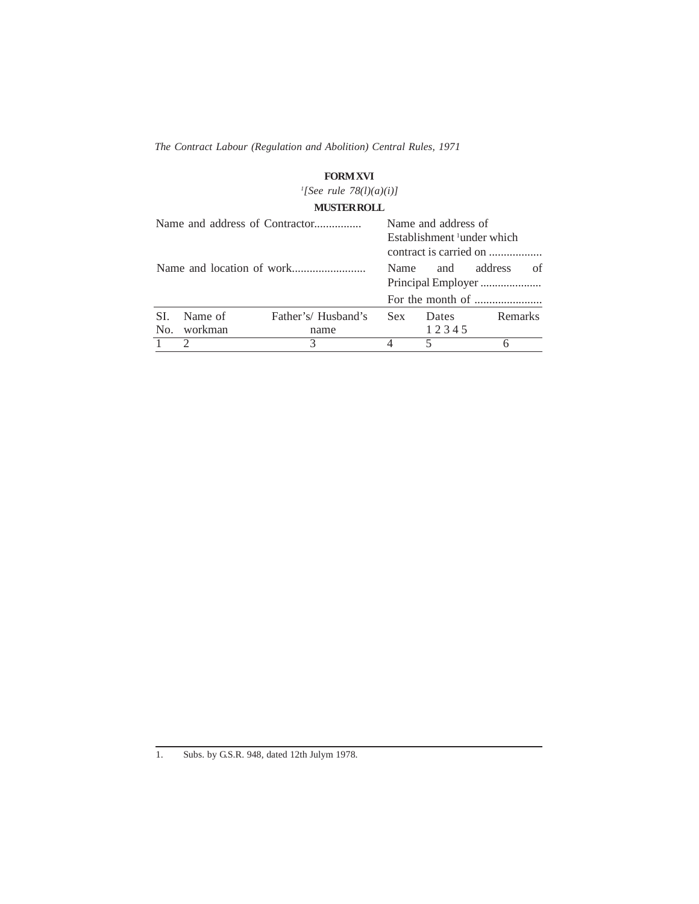## FORM XVI

*[1][See rule 78(l)(a)(i)]*

### MUSTER ROLL

Name and address of Contractor................

Name and address of Establishment [1]under which contract is carried on ..................

Name and location of work.........................

Name and address of Principal Employer .....................

For the month of .......................

| SI. No. | Name of workman | Father's/ Husband's name | Sex | Dates 1 2 3 4 5 | Remarks |
|---|---|---|---|---|---|
| 1 | 2 | 3 | 4 | 5 | 6 |

1. Subs. by G.S.R. 948, dated 12th Julym 1978.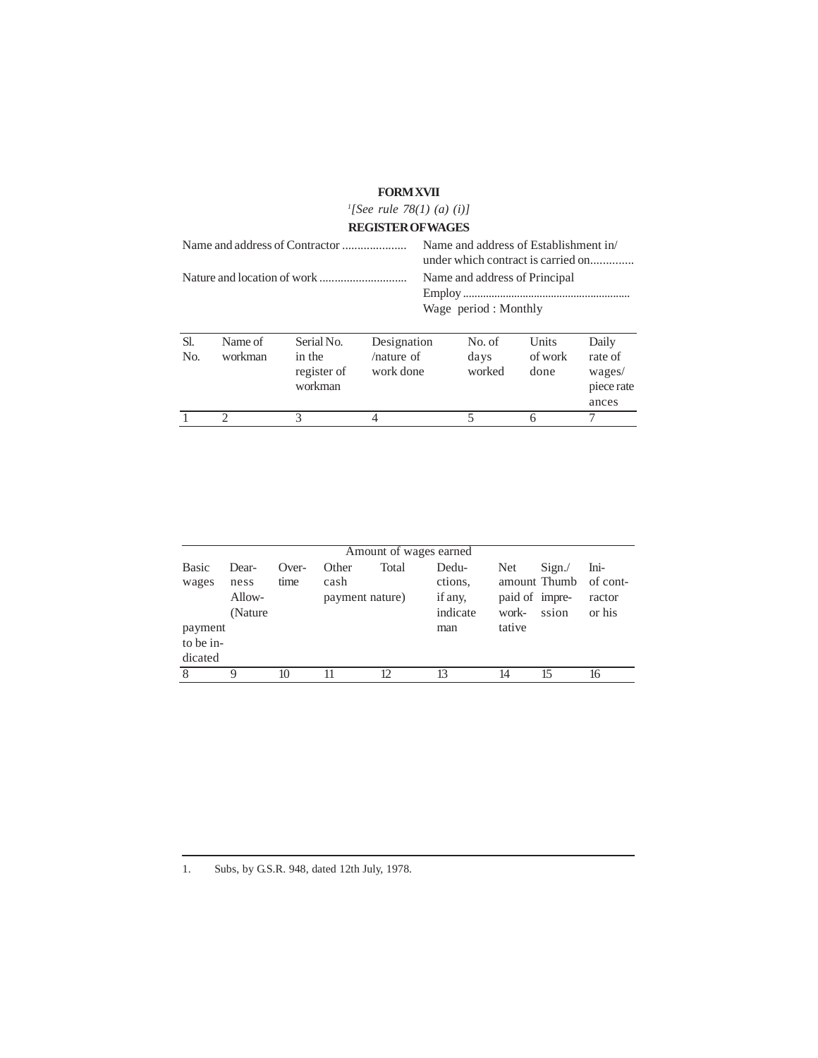**FORM XVII**

[1][See rule 78(1) (a) (i)]

**REGISTER OF WAGES**

Name and address of Contractor .....................

Nature and location of work ............................

Name and address of Establishment in/ under which contract is carried on..............

Name and address of Principal Employ ............................................................

Wage period : Monthly

| Sl. No. | Name of workman | Serial No. in the register of workman | Designation /nature of work done | No. of days worked | Units of work done | Daily rate of wages/ piece rate ances |
|---|---|---|---|---|---|---|
| 1 | 2 | 3 | 4 | 5 | 6 | 7 |

| Amount of wages earned | | | | | | | | |
|---|---|---|---|---|---|---|---|---|
| Basic wages payment to be indicated | Dear- ness Allow- (Nature | Over- time | Other cash payment nature) | Total | Dedu- ctions, if any, indicate man | Net amount paid of work- tative | Sign./ Thumb impre- ssion | Ini- of cont- ractor or his |
| 8 | 9 | 10 | 11 | 12 | 13 | 14 | 15 | 16 |

1. Subs, by G.S.R. 948, dated 12th July, 1978.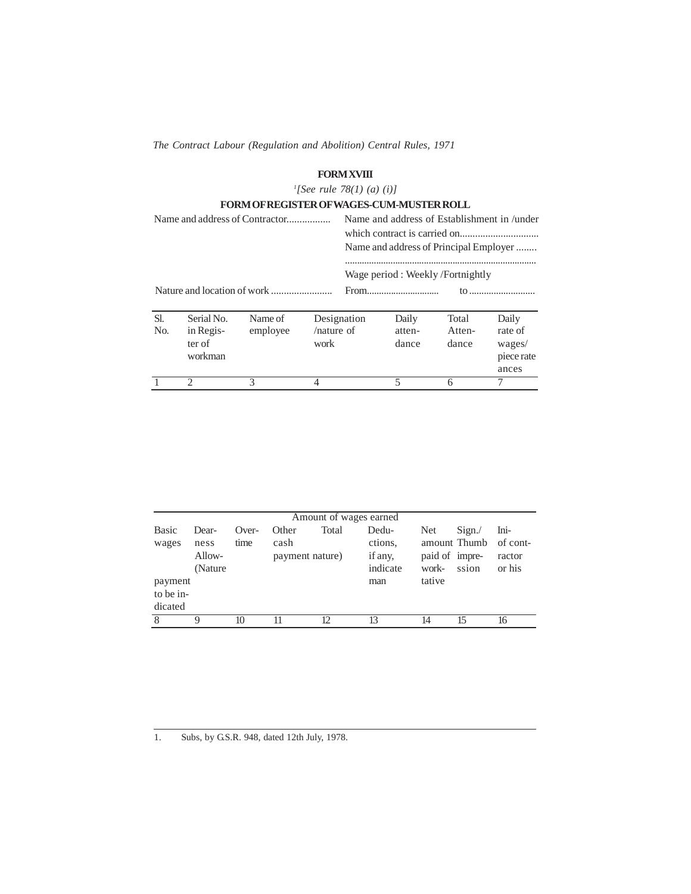*The Contract Labour (Regulation and Abolition) Central Rules, 1971*

## FORM XVIII

*[1][See rule 78(1) (a) (i)]*

### FORM OF REGISTER OF WAGES-CUM-MUSTER ROLL

Name and address of Contractor.................

Name and address of Establishment in /under which contract is carried on...............................

Name and address of Principal Employer ........

..............................................................................

Wage period : Weekly /Fortnightly

Nature and location of work ........................

From.............................. to ...........................

| Sl. No. | Serial No. in Register of workman | Name of employee | Designation /nature of work | Daily attendance | Total Attendance | Daily rate of wages/ piece rate ances |
|---|---|---|---|---|---|---|
| 1 | 2 | 3 | 4 | 5 | 6 | 7 |

| Amount of wages earned | | | | | | | | |
|---|---|---|---|---|---|---|---|---|
| Basic wages payment to be indicated | Dearness Allow- (Nature | Overtime | Other cash payment nature) | Total | Deductions, if any, indicate man | Net amount paid of workative | Sign./ Thumb impression | Ini- of contractor or his |
| 8 | 9 | 10 | 11 | 12 | 13 | 14 | 15 | 16 |

1. Subs, by G.S.R. 948, dated 12th July, 1978.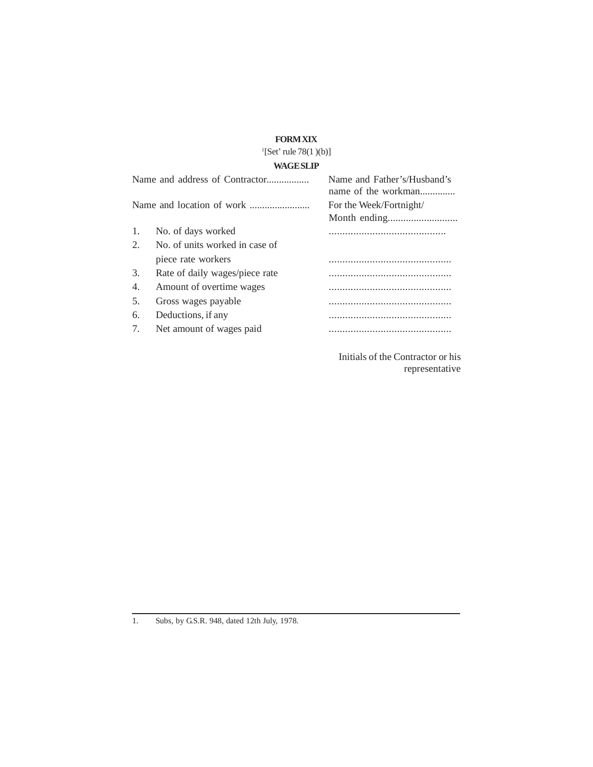# FORM XIX

[1][Set' rule 78(1 )(b)]

## WAGE SLIP

| | |
|---|---|
| Name and address of Contractor................. | Name and Father's/Husband's name of the workman.............. |
| Name and location of work ........................ | For the Week/Fortnight/ Month ending........................... |
| 1. No. of days worked | ........................................... |
| 2. No. of units worked in case of piece rate workers | ............................................. |
| 3. Rate of daily wages/piece rate | ............................................. |
| 4. Amount of overtime wages | ............................................. |
| 5. Gross wages payable | ............................................. |
| 6. Deductions, if any | ............................................. |
| 7. Net amount of wages paid | ............................................. |

Initials of the Contractor or his representative

---

1. Subs, by G.S.R. 948, dated 12th July, 1978.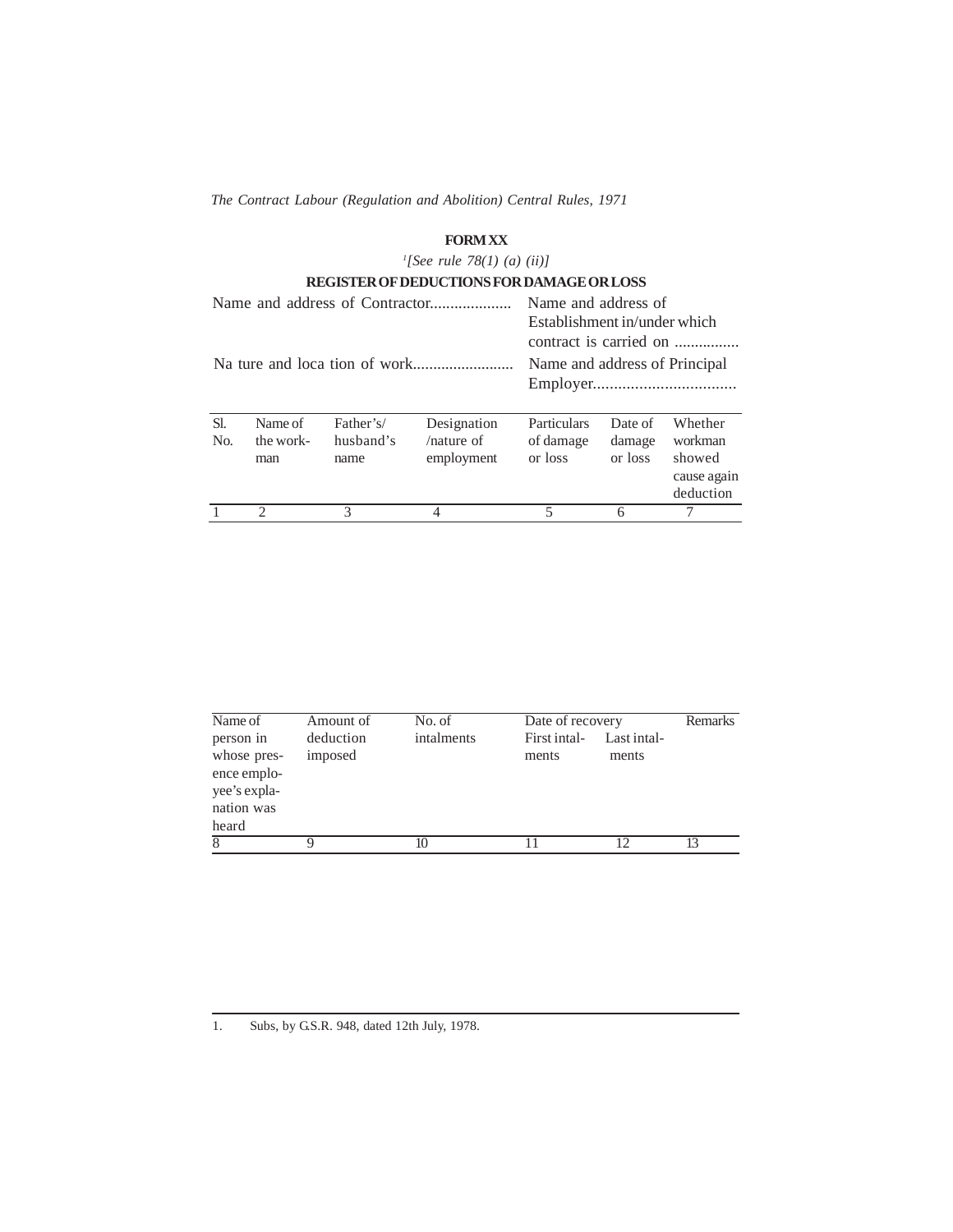## FORM XX

[1][See rule 78(1) (a) (ii)]

**REGISTER OF DEDUCTIONS FOR DAMAGE OR LOSS**

Name and address of Contractor.................... Name and address of Establishment in/under which contract is carried on ................

Na ture and loca tion of work......................... Name and address of Principal Employer..................................

| Sl. No. | Name of the work-man | Father's/ husband's name | Designation /nature of employment | Particulars of damage or loss | Date of damage or loss | Whether workman showed cause again deduction |
|---|---|---|---|---|---|---|
| 1 | 2 | 3 | 4 | 5 | 6 | 7 |

| Name of person in whose pres-ence emplo-yee's expla-nation was heard | Amount of deduction imposed | No. of intalments | Date of recovery | | Remarks |
|---|---|---|---|---|---|
| | | | First intal-ments | Last intal-ments | |
| 8 | 9 | 10 | 11 | 12 | 13 |

1. Subs, by G.S.R. 948, dated 12th July, 1978.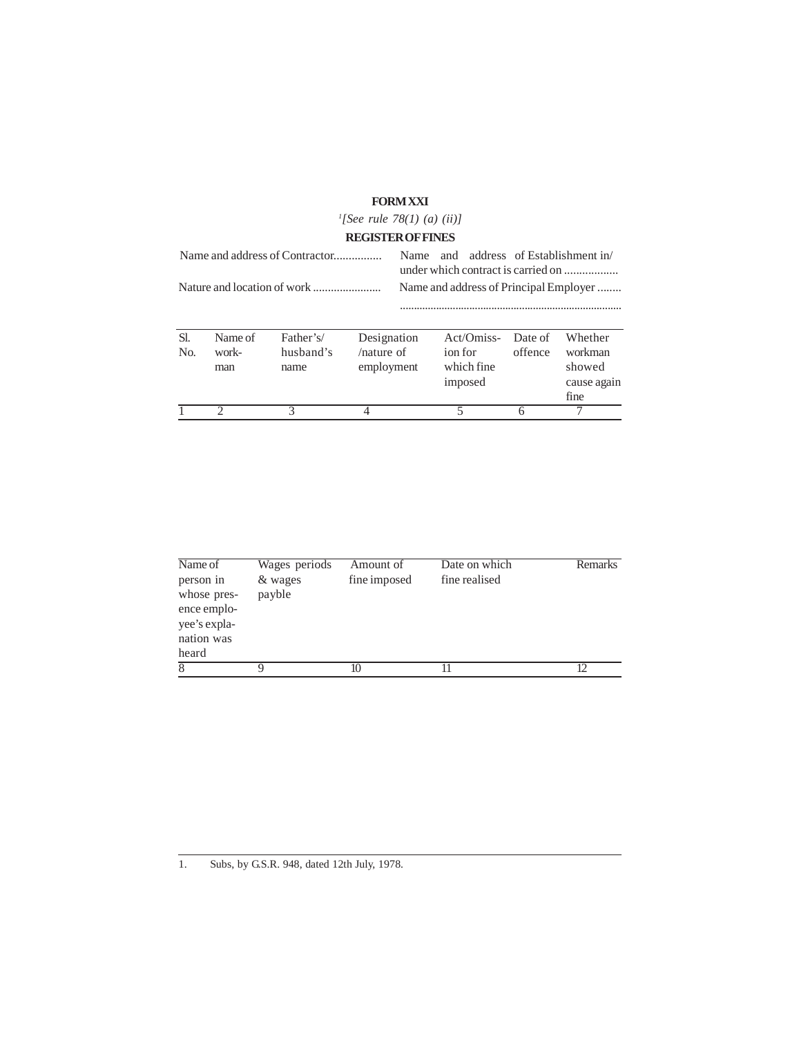**FORM XXI**

*[1][See rule 78(1) (a) (ii)]*

**REGISTER OF FINES**

Name and address of Contractor................ Name and address of Establishment in/ under which contract is carried on ..................

Nature and location of work ....................... Name and address of Principal Employer ........

...............................................................................

| Sl. No. | Name of work-man | Father's/ husband's name | Designation /nature of employment | Act/Omiss-ion for which fine imposed | Date of offence | Whether workman showed cause again fine |
|---|---|---|---|---|---|---|
| 1 | 2 | 3 | 4 | 5 | 6 | 7 |

| Name of person in whose pres-ence emplo-yee's expla-nation was heard | Wages periods & wages payble | Amount of fine imposed | Date on which fine realised | Remarks |
|---|---|---|---|---|
| 8 | 9 | 10 | 11 | 12 |

1. Subs, by G.S.R. 948, dated 12th July, 1978.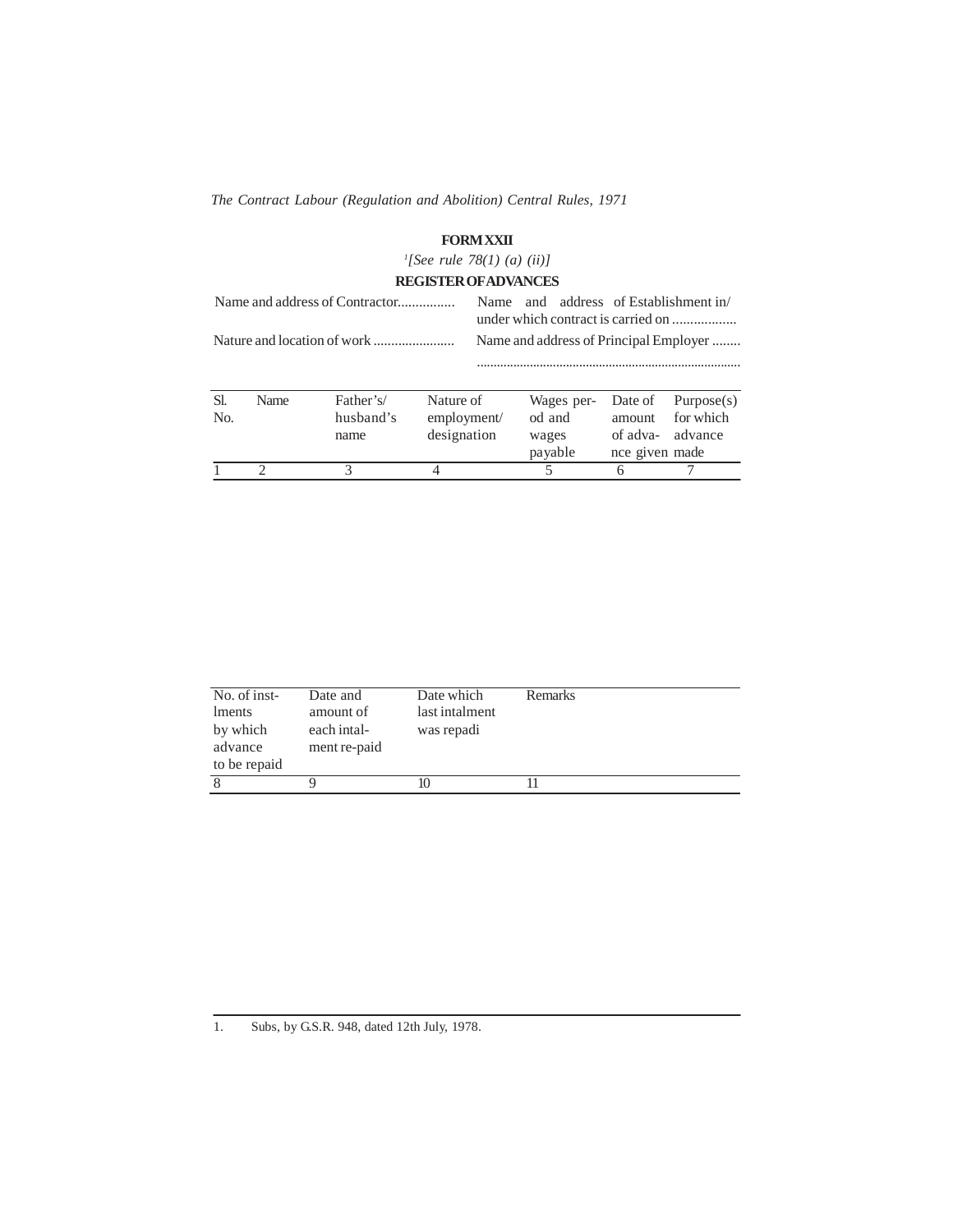## FORM XXII

*[1][See rule 78(1) (a) (ii)]*

### REGISTER OF ADVANCES

Name and address of Contractor................ Name and address of Establishment in/ under which contract is carried on ..................

Nature and location of work ....................... Name and address of Principal Employer ........ ...............................................................................

| Sl. No. | Name | Father's/ husband's name | Nature of employment/ designation | Wages period and wages payable | Date of amount of advance given | Purpose(s) for which advance made |
|---|---|---|---|---|---|---|
| 1 | 2 | 3 | 4 | 5 | 6 | 7 |

| No. of instlments by which advance to be repaid | Date and amount of each intalment re-paid | Date which last intalment was repadi | Remarks |
|---|---|---|---|
| 8 | 9 | 10 | 11 |

1. Subs, by G.S.R. 948, dated 12th July, 1978.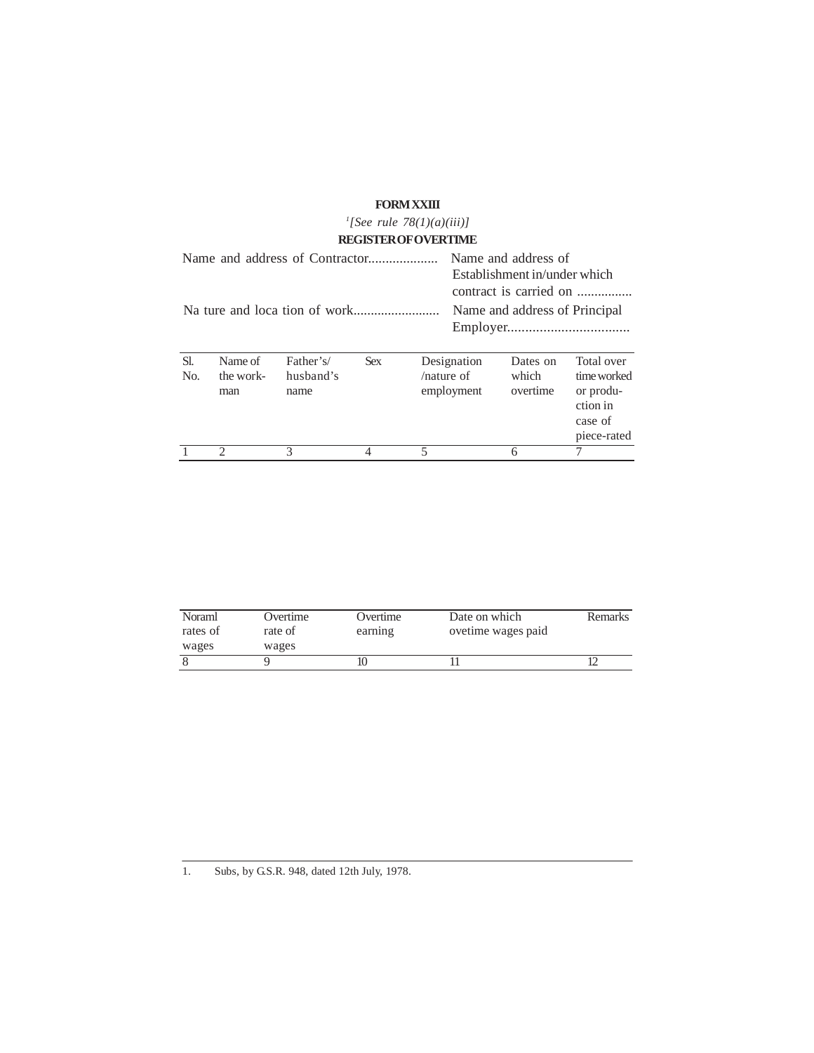**FORM XXIII**

*[1][See rule 78(1)(a)(iii)]*

**REGISTER OF OVERTIME**

Name and address of Contractor.................... Name and address of Establishment in/under which contract is carried on ................

Na ture and loca tion of work......................... Name and address of Principal Employer..................................

| Sl. No. | Name of the work-man | Father's/ husband's name | Sex | Designation /nature of employment | Dates on which overtime | Total over time worked or produ-ction in case of piece-rated |
|---|---|---|---|---|---|---|
| 1 | 2 | 3 | 4 | 5 | 6 | 7 |

| Noraml rates of wages | Overtime rate of wages | Overtime earning | Date on which ovetime wages paid | Remarks |
|---|---|---|---|---|
| 8 | 9 | 10 | 11 | 12 |

1. Subs, by G.S.R. 948, dated 12th July, 1978.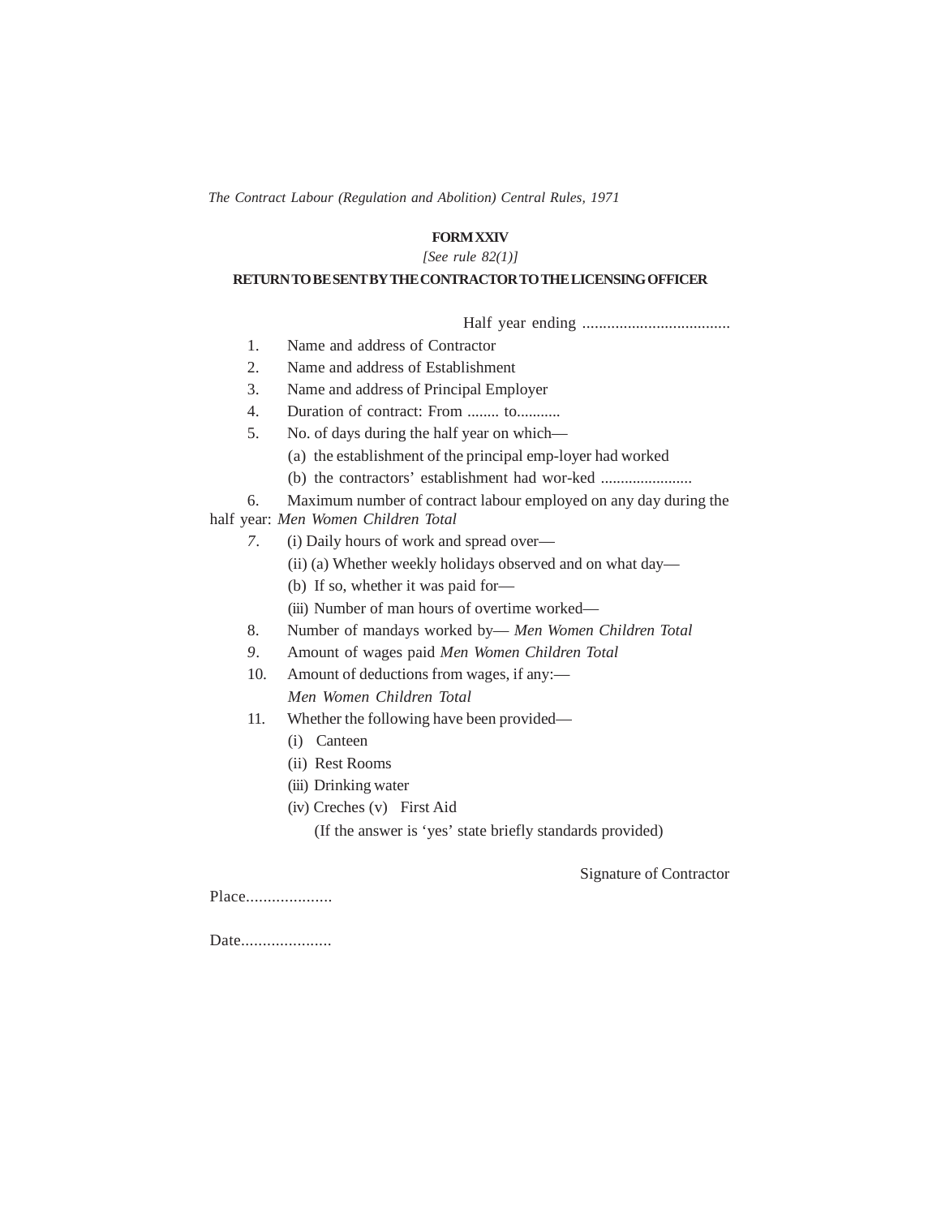# FORM XXIV

*[See rule 82(1)]*

**RETURN TO BE SENT BY THE CONTRACTOR TO THE LICENSING OFFICER**

Half year ending ....................................

1. Name and address of Contractor
2. Name and address of Establishment
3. Name and address of Principal Employer
4. Duration of contract: From ........ to...........
5. No. of days during the half year on which—
   (a) the establishment of the principal emp-loyer had worked
   (b) the contractors' establishment had wor-ked .......................
6. Maximum number of contract labour employed on any day during the half year: *Men Women Children Total*
7. (i) Daily hours of work and spread over—
   (ii) (a) Whether weekly holidays observed and on what day—
   (b) If so, whether it was paid for—
   (iii) Number of man hours of overtime worked—
8. Number of mandays worked by— *Men Women Children Total*
9. Amount of wages paid *Men Women Children Total*
10. Amount of deductions from wages, if any:—
    *Men Women Children Total*
11. Whether the following have been provided—
    (i) Canteen
    (ii) Rest Rooms
    (iii) Drinking water
    (iv) Creches (v) First Aid
    (If the answer is 'yes' state briefly standards provided)

Signature of Contractor

Place....................

Date.....................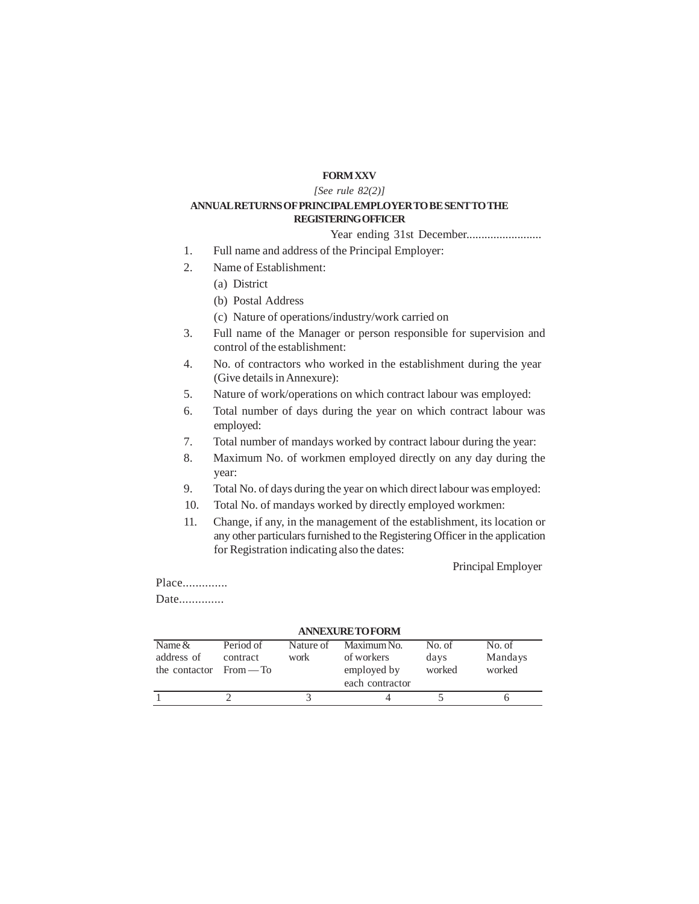## FORM XXV

*[See rule 82(2)]*

**ANNUAL RETURNS OF PRINCIPAL EMPLOYER TO BE SENT TO THE REGISTERING OFFICER**

Year ending 31st December.........................

1. Full name and address of the Principal Employer:
2. Name of Establishment:
   (a) District
   (b) Postal Address
   (c) Nature of operations/industry/work carried on
3. Full name of the Manager or person responsible for supervision and control of the establishment:
4. No. of contractors who worked in the establishment during the year (Give details in Annexure):
5. Nature of work/operations on which contract labour was employed:
6. Total number of days during the year on which contract labour was employed:
7. Total number of mandays worked by contract labour during the year:
8. Maximum No. of workmen employed directly on any day during the year:
9. Total No. of days during the year on which direct labour was employed:
10. Total No. of mandays worked by directly employed workmen:
11. Change, if any, in the management of the establishment, its location or any other particulars furnished to the Registering Officer in the application for Registration indicating also the dates:

Principal Employer

Place..............

Date.............

**ANNEXURE TO FORM**

| Name & address of the contactor | Period of contract From — To | Nature of work | Maximum No. of workers employed by each contractor | No. of days worked | No. of Mandays worked |
|---|---|---|---|---|---|
| 1 | 2 | 3 | 4 | 5 | 6 |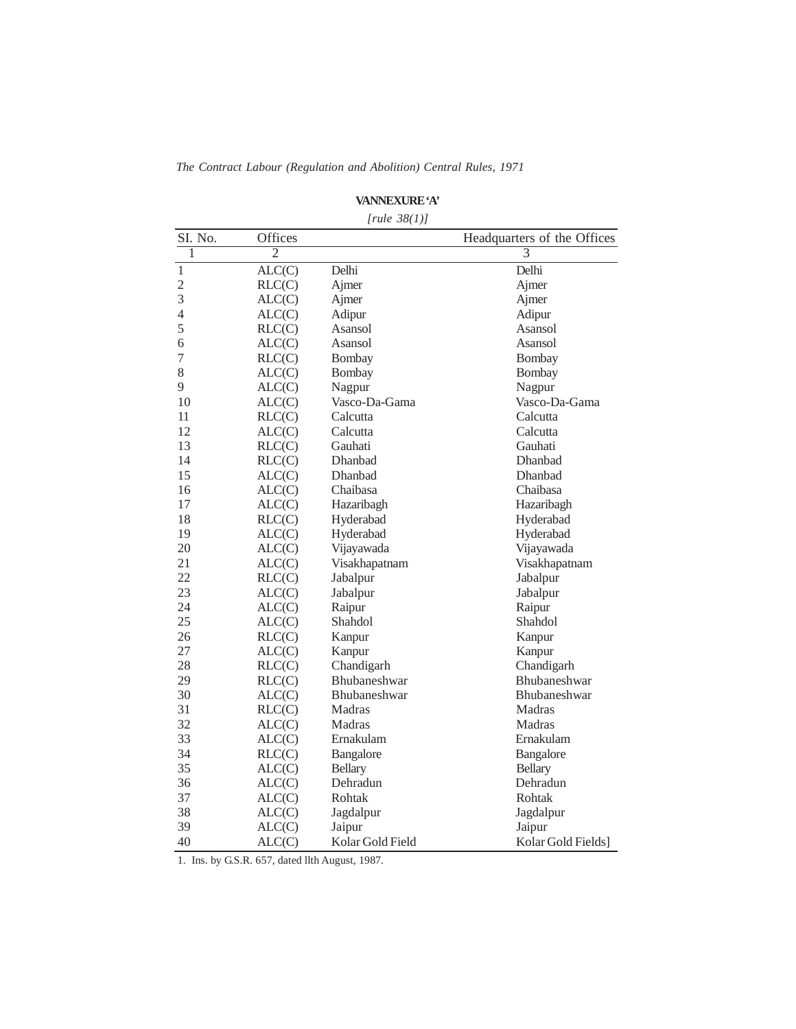**VANNEXURE 'A'**

*[rule 38(1)]*

| SI. No. | Offices | | Headquarters of the Offices |
|---|---|---|---|
| 1 | 2 | | 3 |
| 1 | ALC(C) | Delhi | Delhi |
| 2 | RLC(C) | Ajmer | Ajmer |
| 3 | ALC(C) | Ajmer | Ajmer |
| 4 | ALC(C) | Adipur | Adipur |
| 5 | RLC(C) | Asansol | Asansol |
| 6 | ALC(C) | Asansol | Asansol |
| 7 | RLC(C) | Bombay | Bombay |
| 8 | ALC(C) | Bombay | Bombay |
| 9 | ALC(C) | Nagpur | Nagpur |
| 10 | ALC(C) | Vasco-Da-Gama | Vasco-Da-Gama |
| 11 | RLC(C) | Calcutta | Calcutta |
| 12 | ALC(C) | Calcutta | Calcutta |
| 13 | RLC(C) | Gauhati | Gauhati |
| 14 | RLC(C) | Dhanbad | Dhanbad |
| 15 | ALC(C) | Dhanbad | Dhanbad |
| 16 | ALC(C) | Chaibasa | Chaibasa |
| 17 | ALC(C) | Hazaribagh | Hazaribagh |
| 18 | RLC(C) | Hyderabad | Hyderabad |
| 19 | ALC(C) | Hyderabad | Hyderabad |
| 20 | ALC(C) | Vijayawada | Vijayawada |
| 21 | ALC(C) | Visakhapatnam | Visakhapatnam |
| 22 | RLC(C) | Jabalpur | Jabalpur |
| 23 | ALC(C) | Jabalpur | Jabalpur |
| 24 | ALC(C) | Raipur | Raipur |
| 25 | ALC(C) | Shahdol | Shahdol |
| 26 | RLC(C) | Kanpur | Kanpur |
| 27 | ALC(C) | Kanpur | Kanpur |
| 28 | RLC(C) | Chandigarh | Chandigarh |
| 29 | RLC(C) | Bhubaneshwar | Bhubaneshwar |
| 30 | ALC(C) | Bhubaneshwar | Bhubaneshwar |
| 31 | RLC(C) | Madras | Madras |
| 32 | ALC(C) | Madras | Madras |
| 33 | ALC(C) | Ernakulam | Ernakulam |
| 34 | RLC(C) | Bangalore | Bangalore |
| 35 | ALC(C) | Bellary | Bellary |
| 36 | ALC(C) | Dehradun | Dehradun |
| 37 | ALC(C) | Rohtak | Rohtak |
| 38 | ALC(C) | Jagdalpur | Jagdalpur |
| 39 | ALC(C) | Jaipur | Jaipur |
| 40 | ALC(C) | Kolar Gold Field | Kolar Gold Fields] |

1. Ins. by G.S.R. 657, dated llth August, 1987.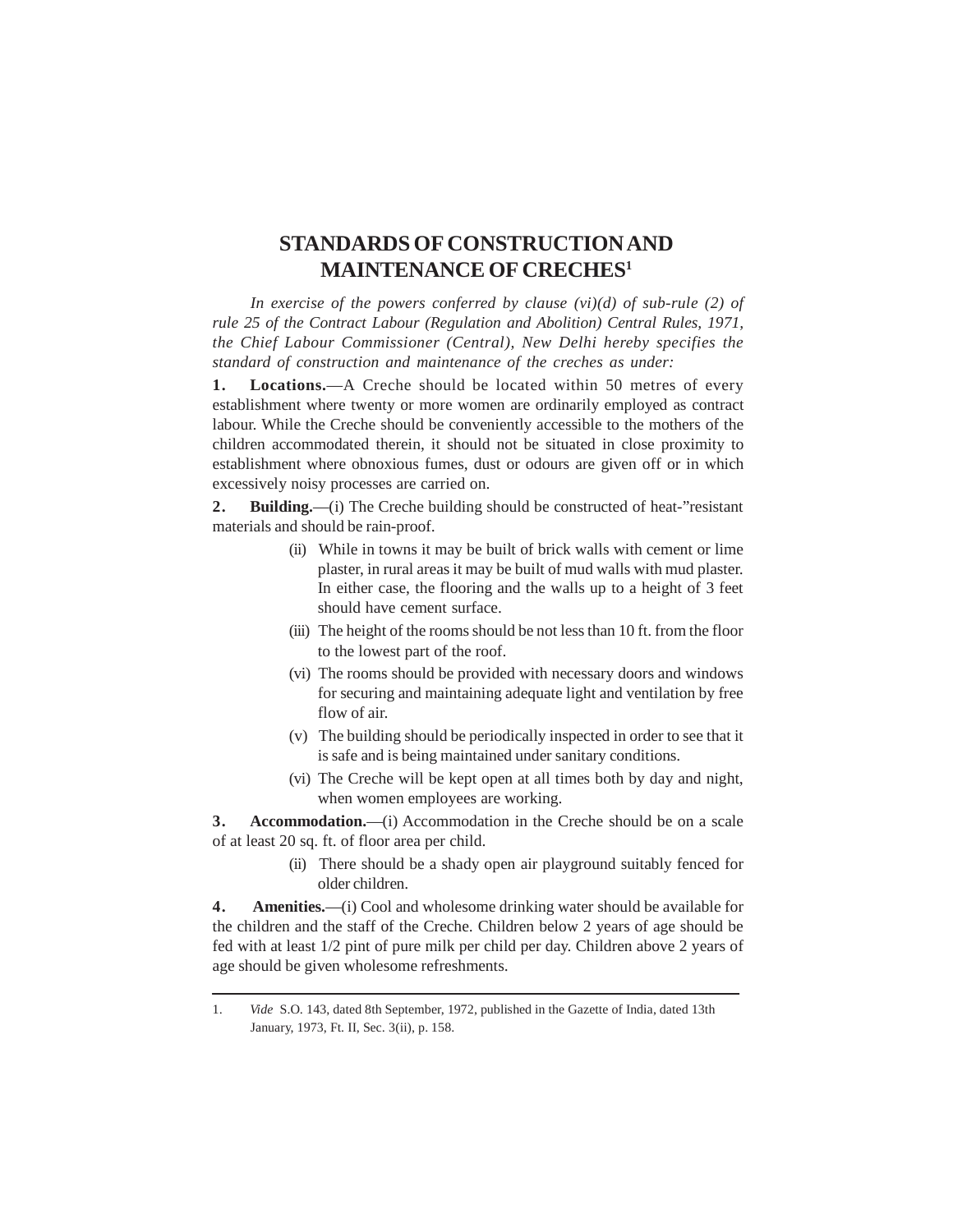# STANDARDS OF CONSTRUCTION AND MAINTENANCE OF CRECHES[1]

*In exercise of the powers conferred by clause (vi)(d) of sub-rule (2) of rule 25 of the Contract Labour (Regulation and Abolition) Central Rules, 1971, the Chief Labour Commissioner (Central), New Delhi hereby specifies the standard of construction and maintenance of the creches as under:*

**1. Locations.**—A Creche should be located within 50 metres of every establishment where twenty or more women are ordinarily employed as contract labour. While the Creche should be conveniently accessible to the mothers of the children accommodated therein, it should not be situated in close proximity to establishment where obnoxious fumes, dust or odours are given off or in which excessively noisy processes are carried on.

**2. Building.**—(i) The Creche building should be constructed of heat-"resistant materials and should be rain-proof.

(ii) While in towns it may be built of brick walls with cement or lime plaster, in rural areas it may be built of mud walls with mud plaster. In either case, the flooring and the walls up to a height of 3 feet should have cement surface.

(iii) The height of the rooms should be not less than 10 ft. from the floor to the lowest part of the roof.

(vi) The rooms should be provided with necessary doors and windows for securing and maintaining adequate light and ventilation by free flow of air.

(v) The building should be periodically inspected in order to see that it is safe and is being maintained under sanitary conditions.

(vi) The Creche will be kept open at all times both by day and night, when women employees are working.

**3. Accommodation.**—(i) Accommodation in the Creche should be on a scale of at least 20 sq. ft. of floor area per child.

(ii) There should be a shady open air playground suitably fenced for older children.

**4. Amenities.**—(i) Cool and wholesome drinking water should be available for the children and the staff of the Creche. Children below 2 years of age should be fed with at least 1/2 pint of pure milk per child per day. Children above 2 years of age should be given wholesome refreshments.

---

1. *Vide* S.O. 143, dated 8th September, 1972, published in the Gazette of India, dated 13th January, 1973, Ft. II, Sec. 3(ii), p. 158.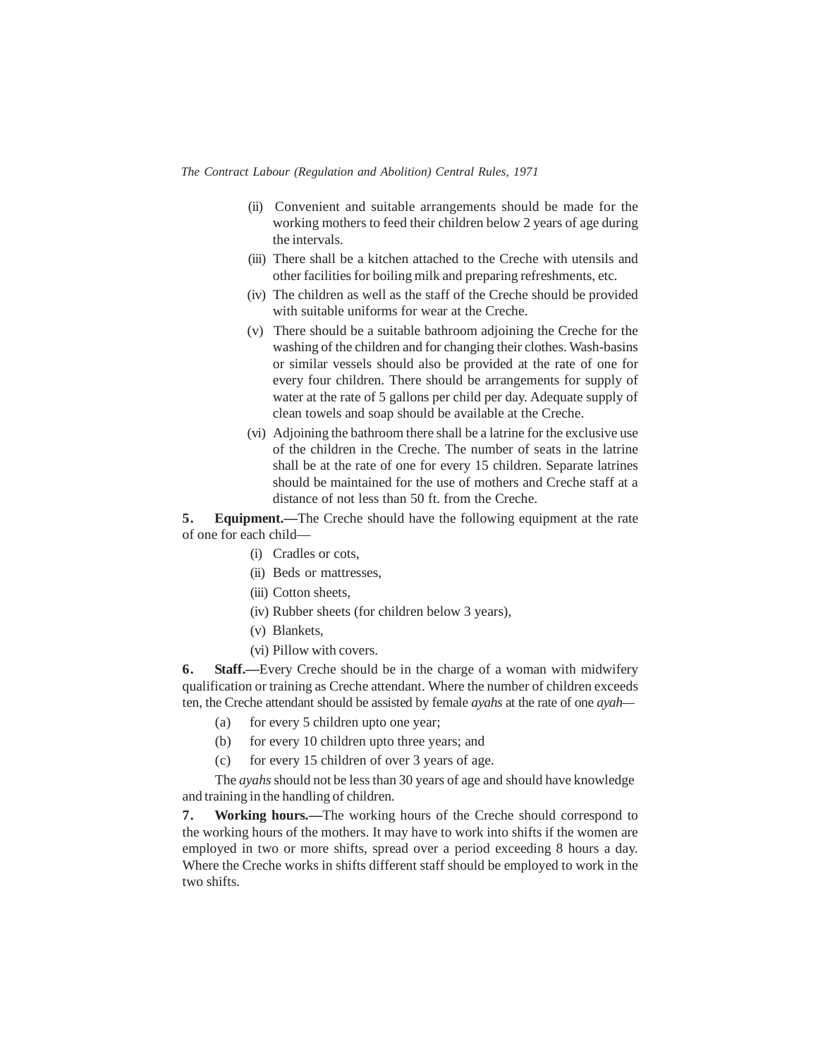(ii) Convenient and suitable arrangements should be made for the working mothers to feed their children below 2 years of age during the intervals.

(iii) There shall be a kitchen attached to the Creche with utensils and other facilities for boiling milk and preparing refreshments, etc.

(iv) The children as well as the staff of the Creche should be provided with suitable uniforms for wear at the Creche.

(v) There should be a suitable bathroom adjoining the Creche for the washing of the children and for changing their clothes. Wash-basins or similar vessels should also be provided at the rate of one for every four children. There should be arrangements for supply of water at the rate of 5 gallons per child per day. Adequate supply of clean towels and soap should be available at the Creche.

(vi) Adjoining the bathroom there shall be a latrine for the exclusive use of the children in the Creche. The number of seats in the latrine shall be at the rate of one for every 15 children. Separate latrines should be maintained for the use of mothers and Creche staff at a distance of not less than 50 ft. from the Creche.

**5. Equipment.—**The Creche should have the following equipment at the rate of one for each child—

(i) Cradles or cots,

(ii) Beds or mattresses,

(iii) Cotton sheets,

(iv) Rubber sheets (for children below 3 years),

(v) Blankets,

(vi) Pillow with covers.

**6. Staff.—**Every Creche should be in the charge of a woman with midwifery qualification or training as Creche attendant. Where the number of children exceeds ten, the Creche attendant should be assisted by female *ayahs* at the rate of one *ayah*—

(a) for every 5 children upto one year;

(b) for every 10 children upto three years; and

(c) for every 15 children of over 3 years of age.

The *ayahs* should not be less than 30 years of age and should have knowledge and training in the handling of children.

**7. Working hours.—**The working hours of the Creche should correspond to the working hours of the mothers. It may have to work into shifts if the women are employed in two or more shifts, spread over a period exceeding 8 hours a day. Where the Creche works in shifts different staff should be employed to work in the two shifts.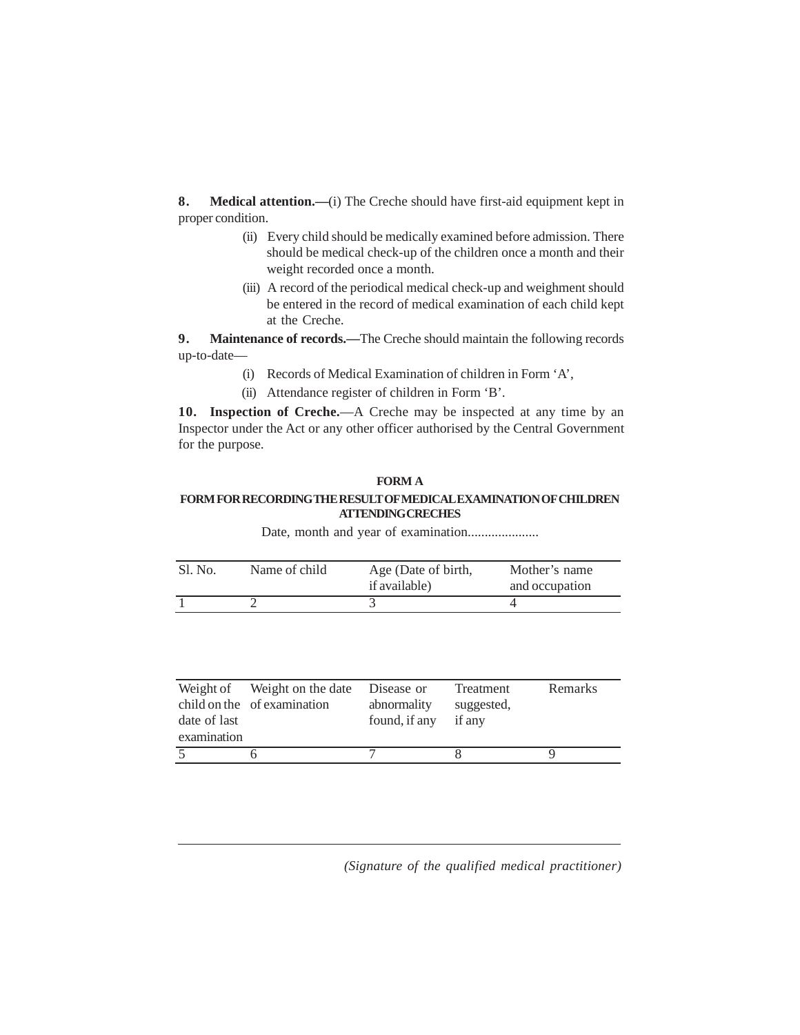**8. Medical attention.—**(i) The Creche should have first-aid equipment kept in proper condition.

(ii) Every child should be medically examined before admission. There should be medical check-up of the children once a month and their weight recorded once a month.

(iii) A record of the periodical medical check-up and weighment should be entered in the record of medical examination of each child kept at the Creche.

**9. Maintenance of records.—**The Creche should maintain the following records up-to-date—

(i) Records of Medical Examination of children in Form 'A',

(ii) Attendance register of children in Form 'B'.

**10. Inspection of Creche.**—A Creche may be inspected at any time by an Inspector under the Act or any other officer authorised by the Central Government for the purpose.

**FORM A**

**FORM FOR RECORDING THE RESULT OF MEDICAL EXAMINATION OF CHILDREN ATTENDING CRECHES**

Date, month and year of examination.....................

| Sl. No. | Name of child | Age (Date of birth, if available) | Mother's name and occupation |
|---|---|---|---|
| 1 | 2 | 3 | 4 |

| Weight of child on the date of last examination | Weight on the date of examination | Disease or abnormality found, if any | Treatment suggested, if any | Remarks |
|---|---|---|---|---|
| 5 | 6 | 7 | 8 | 9 |

*(Signature of the qualified medical practitioner)*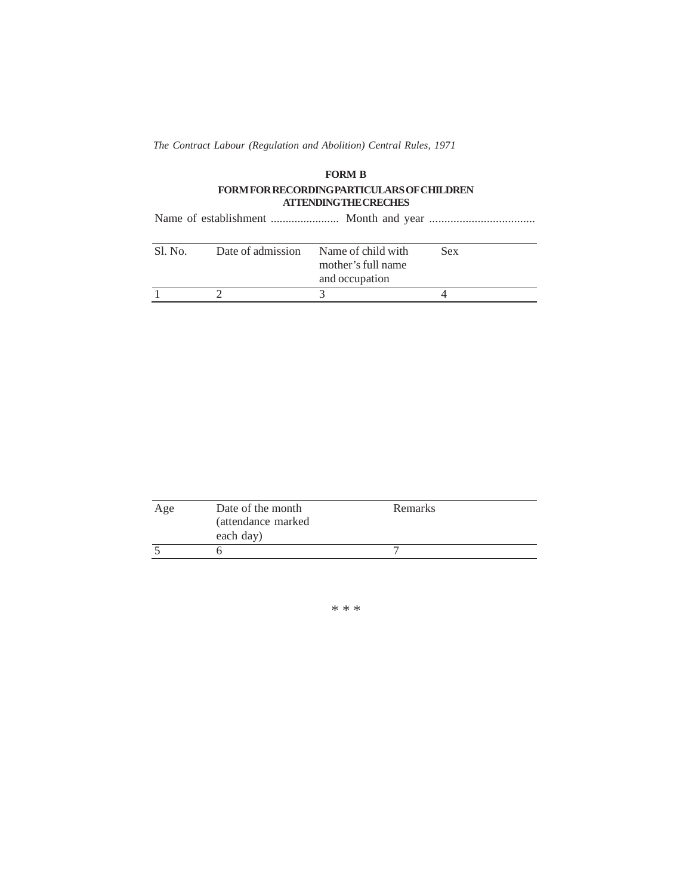## FORM B

### FORM FOR RECORDING PARTICULARS OF CHILDREN ATTENDING THE CRECHES

Name of establishment ....................... Month and year ...................................

| Sl. No. | Date of admission | Name of child with mother's full name and occupation | Sex | Age | Date of the month (attendance marked each day) | Remarks |
|---|---|---|---|---|---|---|
| 1 | 2 | 3 | 4 | 5 | 6 | 7 |

\* \* \*